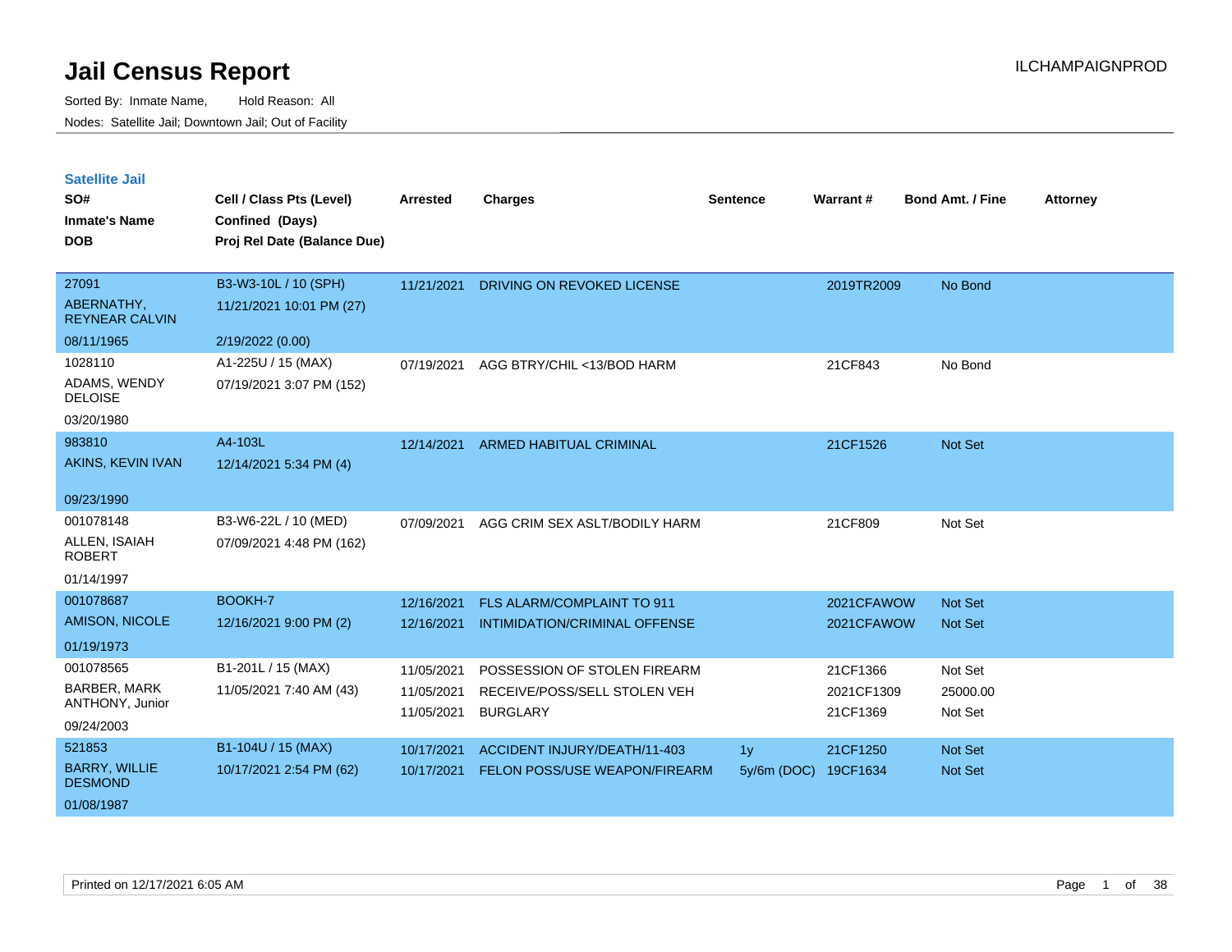# Jail Census Report

ILCHAMPAIGNPROD

Sorted By: Inmate Name, Hold Reason: All

Nodes: Satellite Jail; Downtown Jail; Out of Facility

## Satellite Jail

| SO# / Inmate's Name / DOB | Cell / Class Pts (Level) / Confined (Days) / Proj Rel Date (Balance Due) | Arrested | Charges | Sentence | Warrant # | Bond Amt. / Fine | Attorney |
|---|---|---|---|---|---|---|---|
| 27091<br>ABERNATHY, REYNEAR CALVIN<br>08/11/1965 | B3-W3-10L / 10 (SPH)<br>11/21/2021 10:01 PM (27)<br>2/19/2022 (0.00) | 11/21/2021 | DRIVING ON REVOKED LICENSE | | 2019TR2009 | No Bond | |
| 1028110<br>ADAMS, WENDY DELOISE<br>03/20/1980 | A1-225U / 15 (MAX)<br>07/19/2021 3:07 PM (152) | 07/19/2021 | AGG BTRY/CHIL <13/BOD HARM | | 21CF843 | No Bond | |
| 983810<br>AKINS, KEVIN IVAN<br>09/23/1990 | A4-103L<br>12/14/2021 5:34 PM (4) | 12/14/2021 | ARMED HABITUAL CRIMINAL | | 21CF1526 | Not Set | |
| 001078148<br>ALLEN, ISAIAH ROBERT<br>01/14/1997 | B3-W6-22L / 10 (MED)<br>07/09/2021 4:48 PM (162) | 07/09/2021 | AGG CRIM SEX ASLT/BODILY HARM | | 21CF809 | Not Set | |
| 001078687<br>AMISON, NICOLE<br>01/19/1973 | BOOKH-7<br>12/16/2021 9:00 PM (2) | 12/16/2021<br>12/16/2021 | FLS ALARM/COMPLAINT TO 911<br>INTIMIDATION/CRIMINAL OFFENSE | | 2021CFAWOW<br>2021CFAWOW | Not Set<br>Not Set | |
| 001078565<br>BARBER, MARK ANTHONY, Junior<br>09/24/2003 | B1-201L / 15 (MAX)<br>11/05/2021 7:40 AM (43) | 11/05/2021<br>11/05/2021<br>11/05/2021 | POSSESSION OF STOLEN FIREARM<br>RECEIVE/POSS/SELL STOLEN VEH<br>BURGLARY | | 21CF1366<br>2021CF1309<br>21CF1369 | Not Set<br>25000.00<br>Not Set | |
| 521853<br>BARRY, WILLIE DESMOND<br>01/08/1987 | B1-104U / 15 (MAX)<br>10/17/2021 2:54 PM (62) | 10/17/2021<br>10/17/2021 | ACCIDENT INJURY/DEATH/11-403<br>FELON POSS/USE WEAPON/FIREARM | 1y<br>5y/6m (DOC) | 21CF1250<br>19CF1634 | Not Set<br>Not Set | |

Printed on 12/17/2021 6:05 AM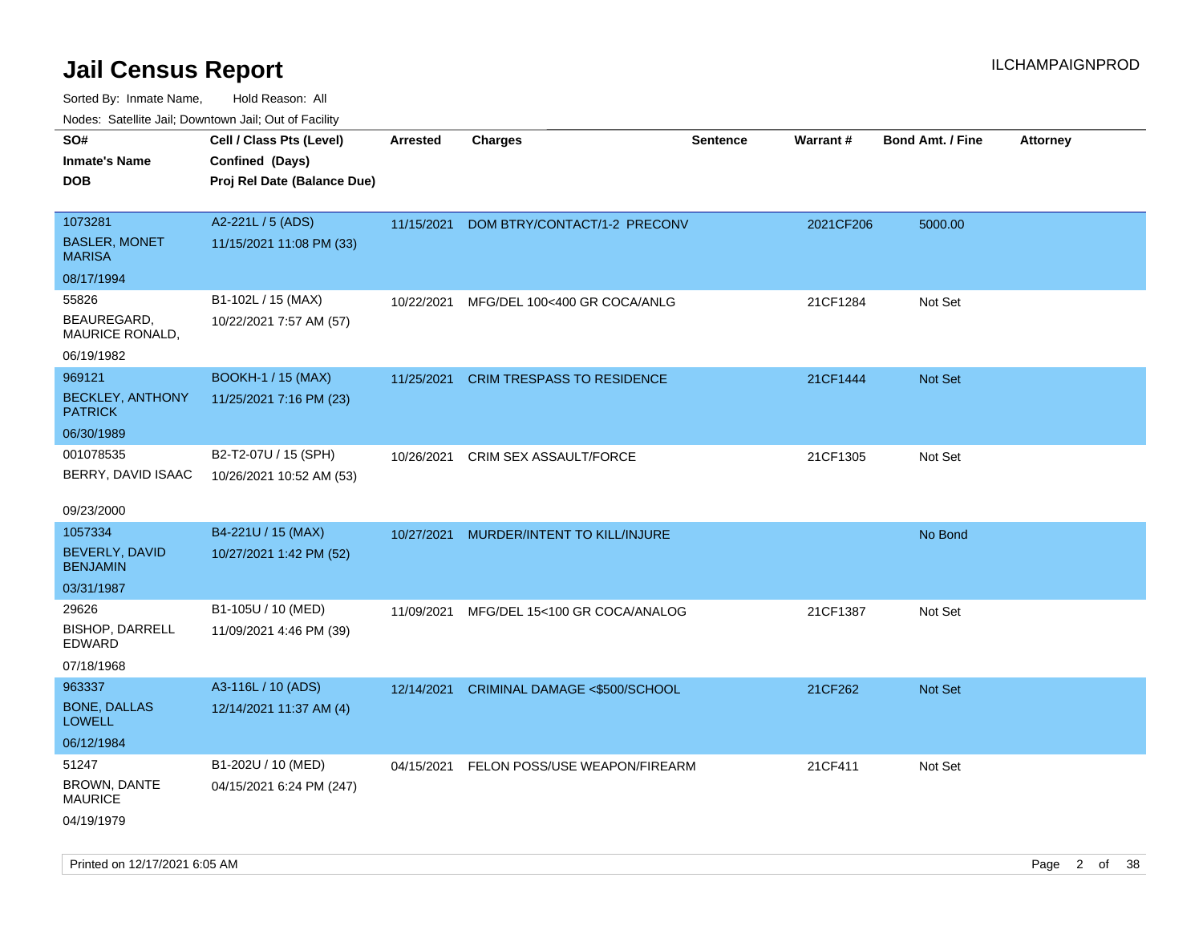# Jail Census Report

Sorted By: Inmate Name, Hold Reason: All

Nodes: Satellite Jail; Downtown Jail; Out of Facility

| SO# / Inmate's Name / DOB | Cell / Class Pts (Level) / Confined (Days) / Proj Rel Date (Balance Due) | Arrested | Charges | Sentence | Warrant # | Bond Amt. / Fine | Attorney |
|---|---|---|---|---|---|---|---|
| 1073281<br>BASLER, MONET MARISA<br>08/17/1994 | A2-221L / 5 (ADS)<br>11/15/2021 11:08 PM (33) | 11/15/2021 | DOM BTRY/CONTACT/1-2 PRECONV | | 2021CF206 | 5000.00 | |
| 55826<br>BEAUREGARD, MAURICE RONALD,<br>06/19/1982 | B1-102L / 15 (MAX)<br>10/22/2021 7:57 AM (57) | 10/22/2021 | MFG/DEL 100<400 GR COCA/ANLG | | 21CF1284 | Not Set | |
| 969121<br>BECKLEY, ANTHONY PATRICK<br>06/30/1989 | BOOKH-1 / 15 (MAX)<br>11/25/2021 7:16 PM (23) | 11/25/2021 | CRIM TRESPASS TO RESIDENCE | | 21CF1444 | Not Set | |
| 001078535<br>BERRY, DAVID ISAAC<br>09/23/2000 | B2-T2-07U / 15 (SPH)<br>10/26/2021 10:52 AM (53) | 10/26/2021 | CRIM SEX ASSAULT/FORCE | | 21CF1305 | Not Set | |
| 1057334<br>BEVERLY, DAVID BENJAMIN<br>03/31/1987 | B4-221U / 15 (MAX)<br>10/27/2021 1:42 PM (52) | 10/27/2021 | MURDER/INTENT TO KILL/INJURE | | | No Bond | |
| 29626<br>BISHOP, DARRELL EDWARD<br>07/18/1968 | B1-105U / 10 (MED)<br>11/09/2021 4:46 PM (39) | 11/09/2021 | MFG/DEL 15<100 GR COCA/ANALOG | | 21CF1387 | Not Set | |
| 963337<br>BONE, DALLAS LOWELL<br>06/12/1984 | A3-116L / 10 (ADS)<br>12/14/2021 11:37 AM (4) | 12/14/2021 | CRIMINAL DAMAGE <$500/SCHOOL | | 21CF262 | Not Set | |
| 51247<br>BROWN, DANTE MAURICE<br>04/19/1979 | B1-202U / 10 (MED)<br>04/15/2021 6:24 PM (247) | 04/15/2021 | FELON POSS/USE WEAPON/FIREARM | | 21CF411 | Not Set | |

Printed on 12/17/2021 6:05 AM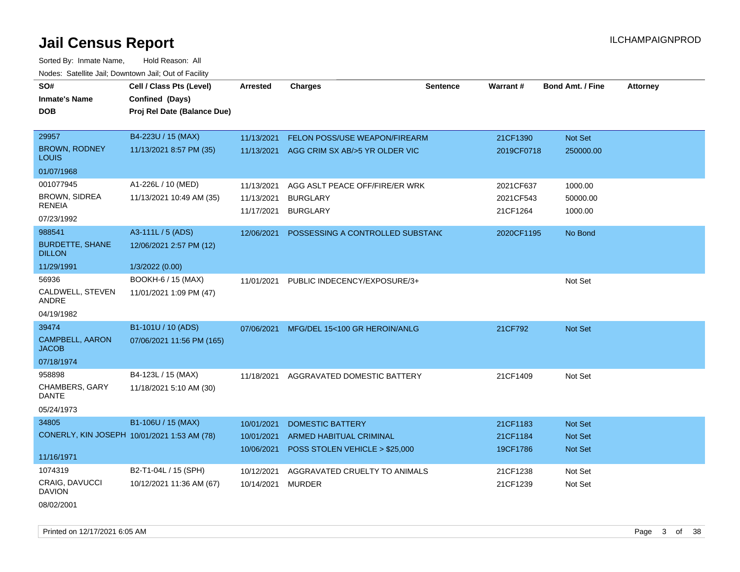# Jail Census Report

Sorted By: Inmate Name, Hold Reason: All

Nodes: Satellite Jail; Downtown Jail; Out of Facility

| SO# / Inmate's Name / DOB | Cell / Class Pts (Level) / Confined (Days) / Proj Rel Date (Balance Due) | Arrested | Charges | Sentence | Warrant # | Bond Amt. / Fine | Attorney |
|---|---|---|---|---|---|---|---|
| 29957<br>BROWN, RODNEY LOUIS<br>01/07/1968 | B4-223U / 15 (MAX)<br>11/13/2021 8:57 PM (35) | 11/13/2021<br>11/13/2021 | FELON POSS/USE WEAPON/FIREARM<br>AGG CRIM SX AB/>5 YR OLDER VIC | | 21CF1390<br>2019CF0718 | Not Set<br>250000.00 | |
| 001077945<br>BROWN, SIDREA RENEIA<br>07/23/1992 | A1-226L / 10 (MED)<br>11/13/2021 10:49 AM (35) | 11/13/2021<br>11/13/2021<br>11/17/2021 | AGG ASLT PEACE OFF/FIRE/ER WRK<br>BURGLARY<br>BURGLARY | | 2021CF637<br>2021CF543<br>21CF1264 | 1000.00<br>50000.00<br>1000.00 | |
| 988541<br>BURDETTE, SHANE DILLON<br>11/29/1991 | A3-111L / 5 (ADS)<br>12/06/2021 2:57 PM (12)<br>1/3/2022 (0.00) | 12/06/2021 | POSSESSING A CONTROLLED SUBSTANC | | 2020CF1195 | No Bond | |
| 56936<br>CALDWELL, STEVEN ANDRE<br>04/19/1982 | BOOKH-6 / 15 (MAX)<br>11/01/2021 1:09 PM (47) | 11/01/2021 | PUBLIC INDECENCY/EXPOSURE/3+ | | | Not Set | |
| 39474<br>CAMPBELL, AARON JACOB<br>07/18/1974 | B1-101U / 10 (ADS)<br>07/06/2021 11:56 PM (165) | 07/06/2021 | MFG/DEL 15<100 GR HEROIN/ANLG | | 21CF792 | Not Set | |
| 958898<br>CHAMBERS, GARY DANTE<br>05/24/1973 | B4-123L / 15 (MAX)<br>11/18/2021 5:10 AM (30) | 11/18/2021 | AGGRAVATED DOMESTIC BATTERY | | 21CF1409 | Not Set | |
| 34805<br>CONERLY, KIN JOSEPH<br>11/16/1971 | B1-106U / 15 (MAX)<br>10/01/2021 1:53 AM (78) | 10/01/2021<br>10/01/2021<br>10/06/2021 | DOMESTIC BATTERY<br>ARMED HABITUAL CRIMINAL<br>POSS STOLEN VEHICLE > $25,000 | | 21CF1183<br>21CF1184<br>19CF1786 | Not Set<br>Not Set<br>Not Set | |
| 1074319<br>CRAIG, DAVUCCI DAVION<br>08/02/2001 | B2-T1-04L / 15 (SPH)<br>10/12/2021 11:36 AM (67) | 10/12/2021<br>10/14/2021 | AGGRAVATED CRUELTY TO ANIMALS<br>MURDER | | 21CF1238<br>21CF1239 | Not Set<br>Not Set | |

Printed on 12/17/2021 6:05 AM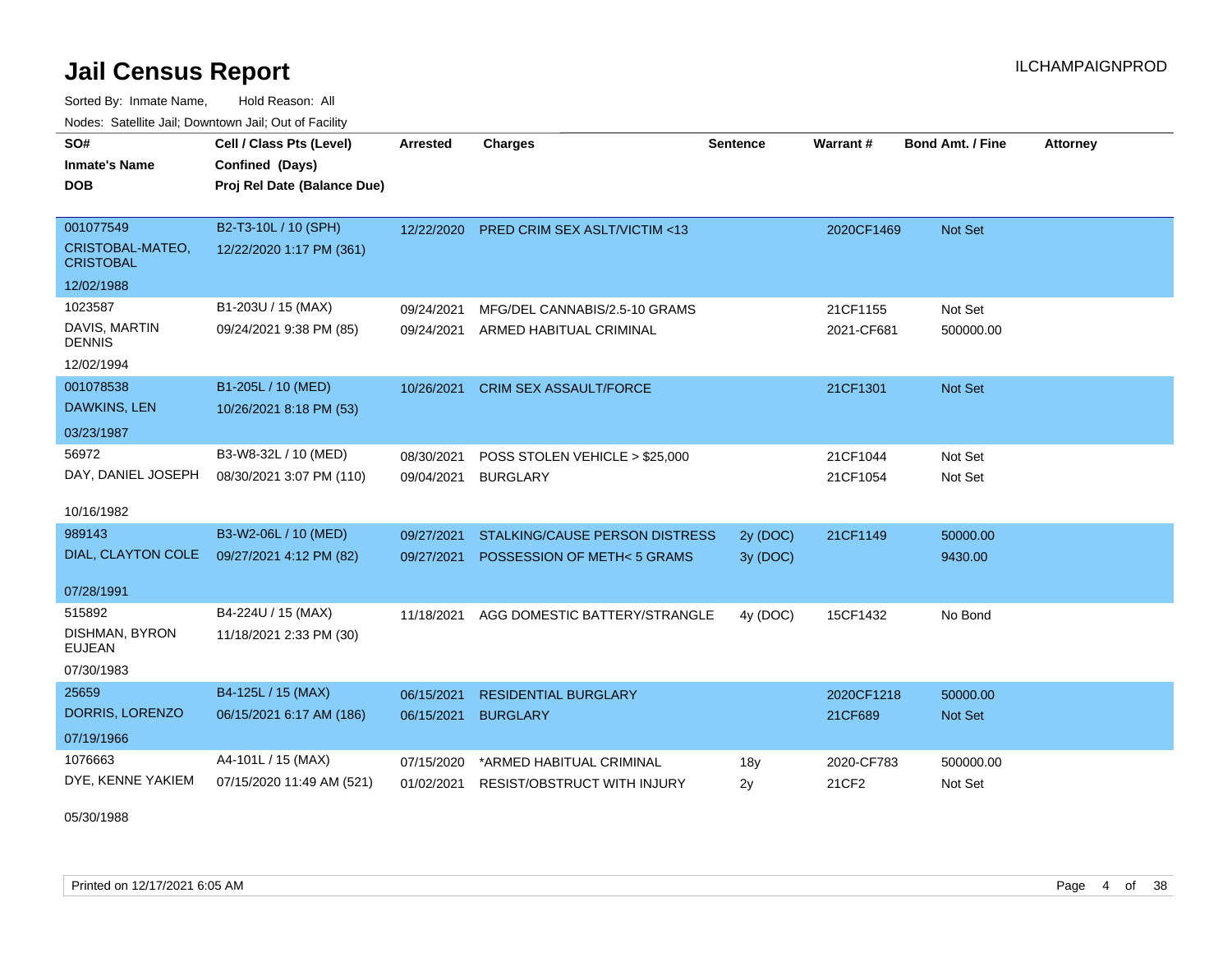# Jail Census Report

ILCHAMPAIGNPROD

Sorted By: Inmate Name, Hold Reason: All

Nodes: Satellite Jail; Downtown Jail; Out of Facility

| SO# / Inmate's Name / DOB | Cell / Class Pts (Level) / Confined (Days) / Proj Rel Date (Balance Due) | Arrested | Charges | Sentence | Warrant # | Bond Amt. / Fine | Attorney |
|---|---|---|---|---|---|---|---|
| 001077549<br>CRISTOBAL-MATEO, CRISTOBAL<br>12/02/1988 | B2-T3-10L / 10 (SPH)<br>12/22/2020 1:17 PM (361) | 12/22/2020 | PRED CRIM SEX ASLT/VICTIM <13 | | 2020CF1469 | Not Set | |
| 1023587<br>DAVIS, MARTIN DENNIS<br>12/02/1994 | B1-203U / 15 (MAX)<br>09/24/2021 9:38 PM (85) | 09/24/2021<br>09/24/2021 | MFG/DEL CANNABIS/2.5-10 GRAMS<br>ARMED HABITUAL CRIMINAL | | 21CF1155<br>2021-CF681 | Not Set<br>500000.00 | |
| 001078538<br>DAWKINS, LEN<br>03/23/1987 | B1-205L / 10 (MED)<br>10/26/2021 8:18 PM (53) | 10/26/2021 | CRIM SEX ASSAULT/FORCE | | 21CF1301 | Not Set | |
| 56972<br>DAY, DANIEL JOSEPH<br>10/16/1982 | B3-W8-32L / 10 (MED)<br>08/30/2021 3:07 PM (110) | 08/30/2021<br>09/04/2021 | POSS STOLEN VEHICLE > $25,000<br>BURGLARY | | 21CF1044<br>21CF1054 | Not Set<br>Not Set | |
| 989143<br>DIAL, CLAYTON COLE<br>07/28/1991 | B3-W2-06L / 10 (MED)<br>09/27/2021 4:12 PM (82) | 09/27/2021<br>09/27/2021 | STALKING/CAUSE PERSON DISTRESS<br>POSSESSION OF METH< 5 GRAMS | 2y (DOC)<br>3y (DOC) | 21CF1149 | 50000.00<br>9430.00 | |
| 515892<br>DISHMAN, BYRON EUJEAN<br>07/30/1983 | B4-224U / 15 (MAX)<br>11/18/2021 2:33 PM (30) | 11/18/2021 | AGG DOMESTIC BATTERY/STRANGLE | 4y (DOC) | 15CF1432 | No Bond | |
| 25659<br>DORRIS, LORENZO<br>07/19/1966 | B4-125L / 15 (MAX)<br>06/15/2021 6:17 AM (186) | 06/15/2021<br>06/15/2021 | RESIDENTIAL BURGLARY<br>BURGLARY | | 2020CF1218<br>21CF689 | 50000.00<br>Not Set | |
| 1076663<br>DYE, KENNE YAKIEM<br>05/30/1988 | A4-101L / 15 (MAX)<br>07/15/2020 11:49 AM (521) | 07/15/2020<br>01/02/2021 | *ARMED HABITUAL CRIMINAL<br>RESIST/OBSTRUCT WITH INJURY | 18y<br>2y | 2020-CF783<br>21CF2 | 500000.00<br>Not Set | |

Printed on 12/17/2021 6:05 AM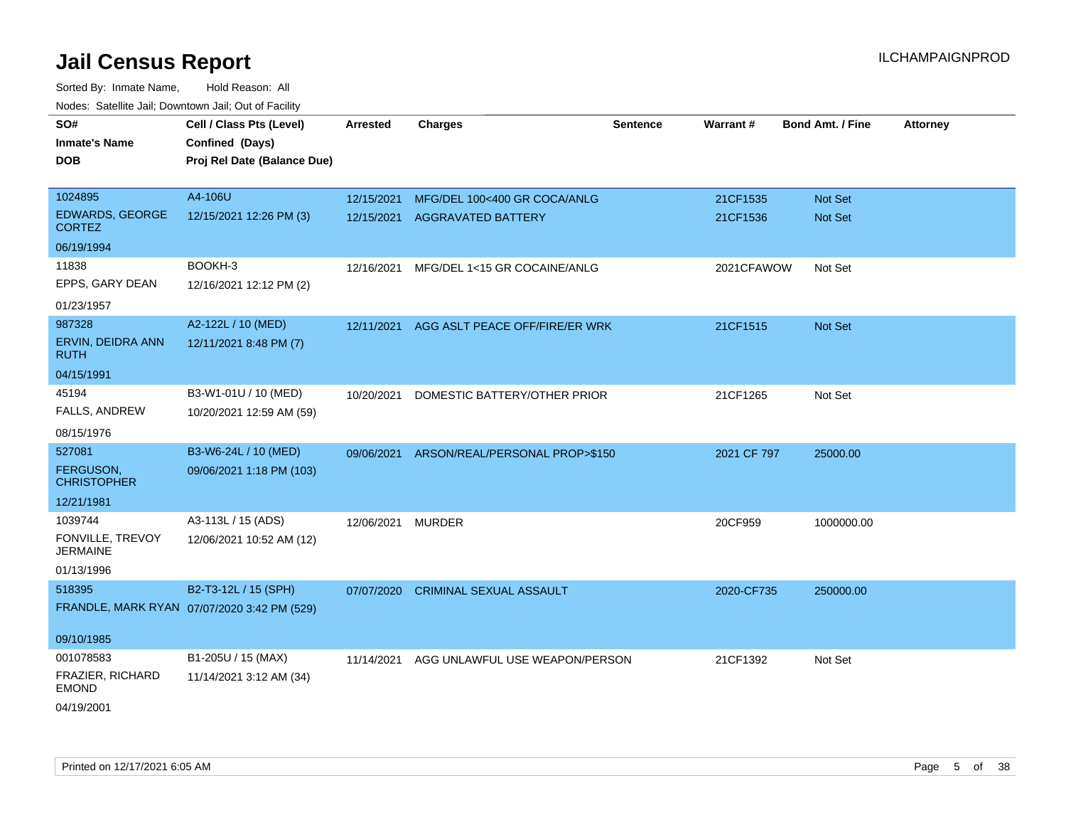# Jail Census Report

ILCHAMPAIGNPROD

Sorted By: Inmate Name, Hold Reason: All

Nodes: Satellite Jail; Downtown Jail; Out of Facility

| SO# / Inmate's Name / DOB | Cell / Class Pts (Level) / Confined (Days) / Proj Rel Date (Balance Due) | Arrested | Charges | Sentence | Warrant # | Bond Amt. / Fine | Attorney |
|---|---|---|---|---|---|---|---|
| 1024895<br>EDWARDS, GEORGE CORTEZ<br>06/19/1994 | A4-106U<br>12/15/2021 12:26 PM (3) | 12/15/2021<br>12/15/2021 | MFG/DEL 100<400 GR COCA/ANLG<br>AGGRAVATED BATTERY | | 21CF1535<br>21CF1536 | Not Set<br>Not Set | |
| 11838<br>EPPS, GARY DEAN<br>01/23/1957 | BOOKH-3<br>12/16/2021 12:12 PM (2) | 12/16/2021 | MFG/DEL 1<15 GR COCAINE/ANLG | | 2021CFAWOW | Not Set | |
| 987328<br>ERVIN, DEIDRA ANN RUTH<br>04/15/1991 | A2-122L / 10 (MED)<br>12/11/2021 8:48 PM (7) | 12/11/2021 | AGG ASLT PEACE OFF/FIRE/ER WRK | | 21CF1515 | Not Set | |
| 45194<br>FALLS, ANDREW<br>08/15/1976 | B3-W1-01U / 10 (MED)<br>10/20/2021 12:59 AM (59) | 10/20/2021 | DOMESTIC BATTERY/OTHER PRIOR | | 21CF1265 | Not Set | |
| 527081<br>FERGUSON, CHRISTOPHER<br>12/21/1981 | B3-W6-24L / 10 (MED)<br>09/06/2021 1:18 PM (103) | 09/06/2021 | ARSON/REAL/PERSONAL PROP>$150 | | 2021 CF 797 | 25000.00 | |
| 1039744<br>FONVILLE, TREVOY JERMAINE<br>01/13/1996 | A3-113L / 15 (ADS)<br>12/06/2021 10:52 AM (12) | 12/06/2021 | MURDER | | 20CF959 | 1000000.00 | |
| 518395<br>FRANDLE, MARK RYAN<br>09/10/1985 | B2-T3-12L / 15 (SPH)<br>07/07/2020 3:42 PM (529) | 07/07/2020 | CRIMINAL SEXUAL ASSAULT | | 2020-CF735 | 250000.00 | |
| 001078583<br>FRAZIER, RICHARD EMOND<br>04/19/2001 | B1-205U / 15 (MAX)<br>11/14/2021 3:12 AM (34) | 11/14/2021 | AGG UNLAWFUL USE WEAPON/PERSON | | 21CF1392 | Not Set | |

Printed on 12/17/2021 6:05 AM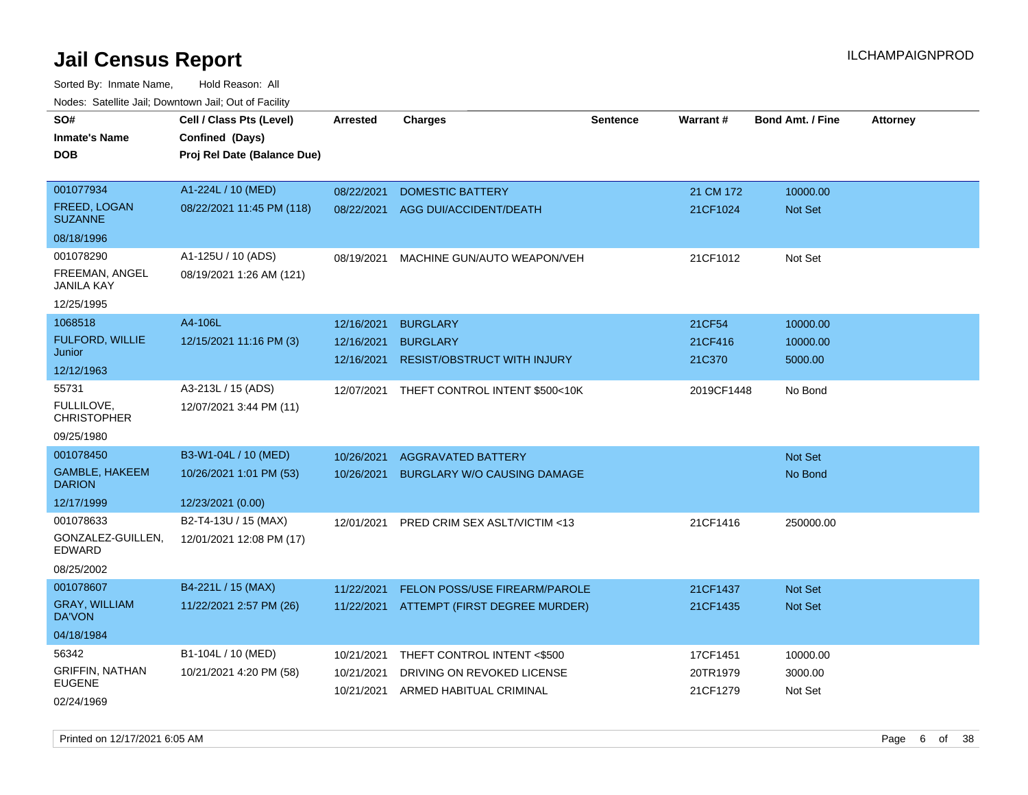# Jail Census Report

ILCHAMPAIGNPROD

Sorted By: Inmate Name, Hold Reason: All

Nodes: Satellite Jail; Downtown Jail; Out of Facility

| SO# / Inmate's Name / DOB | Cell / Class Pts (Level) / Confined (Days) / Proj Rel Date (Balance Due) | Arrested | Charges | Sentence | Warrant # | Bond Amt. / Fine | Attorney |
|---|---|---|---|---|---|---|---|
| 001077934 | A1-224L / 10 (MED) | 08/22/2021 | DOMESTIC BATTERY | | 21 CM 172 | 10000.00 | |
| FREED, LOGAN SUZANNE | 08/22/2021 11:45 PM (118) | 08/22/2021 | AGG DUI/ACCIDENT/DEATH | | 21CF1024 | Not Set | |
| 08/18/1996 | | | | | | | |
| 001078290 | A1-125U / 10 (ADS) | 08/19/2021 | MACHINE GUN/AUTO WEAPON/VEH | | 21CF1012 | Not Set | |
| FREEMAN, ANGEL JANILA KAY | 08/19/2021 1:26 AM (121) | | | | | | |
| 12/25/1995 | | | | | | | |
| 1068518 | A4-106L | 12/16/2021 | BURGLARY | | 21CF54 | 10000.00 | |
| FULFORD, WILLIE Junior | 12/15/2021 11:16 PM (3) | 12/16/2021 | BURGLARY | | 21CF416 | 10000.00 | |
| 12/12/1963 | | 12/16/2021 | RESIST/OBSTRUCT WITH INJURY | | 21C370 | 5000.00 | |
| 55731 | A3-213L / 15 (ADS) | 12/07/2021 | THEFT CONTROL INTENT $500<10K | | 2019CF1448 | No Bond | |
| FULLILOVE, CHRISTOPHER | 12/07/2021 3:44 PM (11) | | | | | | |
| 09/25/1980 | | | | | | | |
| 001078450 | B3-W1-04L / 10 (MED) | 10/26/2021 | AGGRAVATED BATTERY | | | Not Set | |
| GAMBLE, HAKEEM DARION | 10/26/2021 1:01 PM (53) | 10/26/2021 | BURGLARY W/O CAUSING DAMAGE | | | No Bond | |
| 12/17/1999 | 12/23/2021 (0.00) | | | | | | |
| 001078633 | B2-T4-13U / 15 (MAX) | 12/01/2021 | PRED CRIM SEX ASLT/VICTIM <13 | | 21CF1416 | 250000.00 | |
| GONZALEZ-GUILLEN, EDWARD | 12/01/2021 12:08 PM (17) | | | | | | |
| 08/25/2002 | | | | | | | |
| 001078607 | B4-221L / 15 (MAX) | 11/22/2021 | FELON POSS/USE FIREARM/PAROLE | | 21CF1437 | Not Set | |
| GRAY, WILLIAM DA'VON | 11/22/2021 2:57 PM (26) | 11/22/2021 | ATTEMPT (FIRST DEGREE MURDER) | | 21CF1435 | Not Set | |
| 04/18/1984 | | | | | | | |
| 56342 | B1-104L / 10 (MED) | 10/21/2021 | THEFT CONTROL INTENT <$500 | | 17CF1451 | 10000.00 | |
| GRIFFIN, NATHAN EUGENE | 10/21/2021 4:20 PM (58) | 10/21/2021 | DRIVING ON REVOKED LICENSE | | 20TR1979 | 3000.00 | |
| 02/24/1969 | | 10/21/2021 | ARMED HABITUAL CRIMINAL | | 21CF1279 | Not Set | |

Printed on 12/17/2021 6:05 AM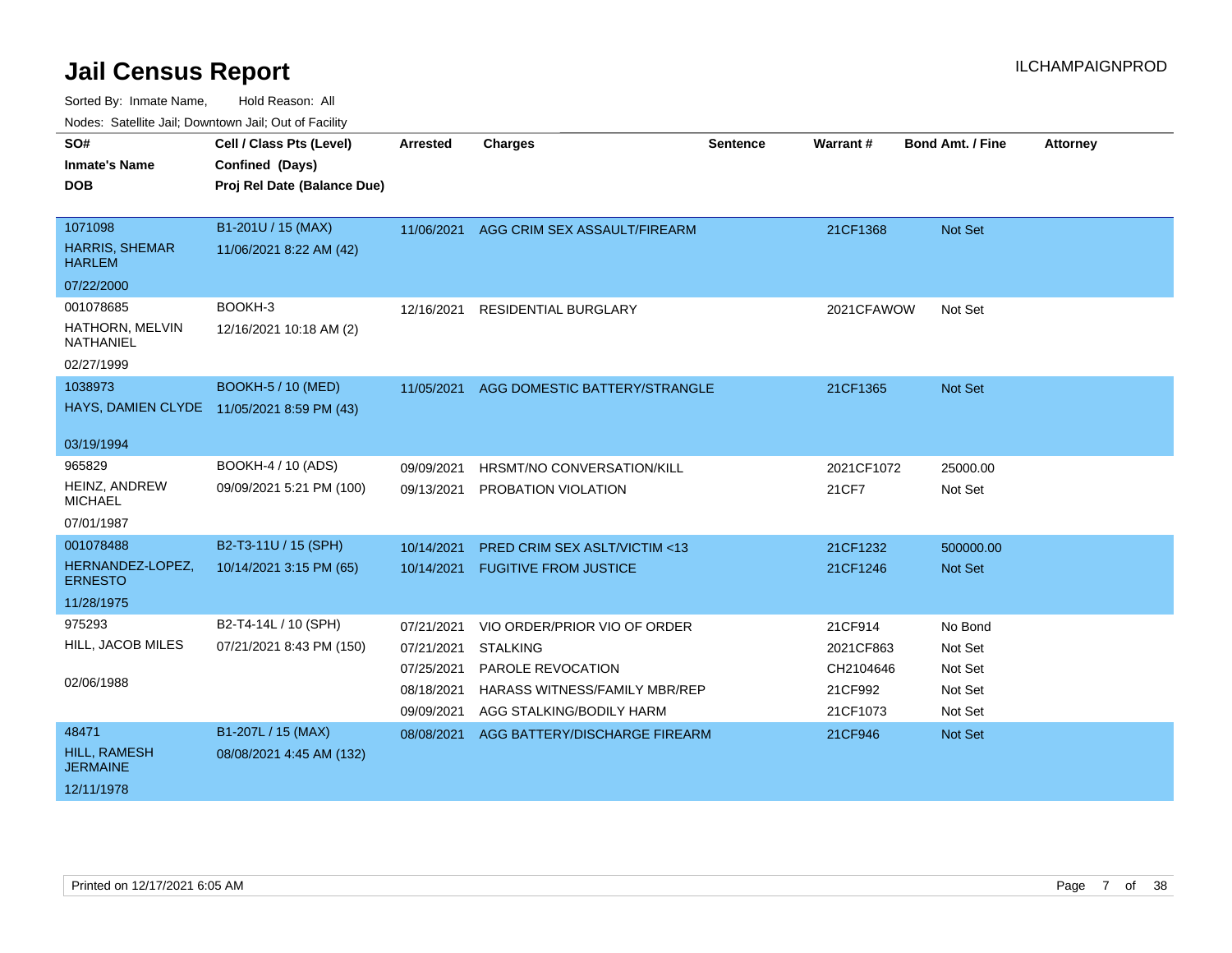# Jail Census Report

Sorted By: Inmate Name, Hold Reason: All

Nodes: Satellite Jail; Downtown Jail; Out of Facility

| SO# / Inmate's Name / DOB | Cell / Class Pts (Level) / Confined (Days) / Proj Rel Date (Balance Due) | Arrested | Charges | Sentence | Warrant # | Bond Amt. / Fine | Attorney |
|---|---|---|---|---|---|---|---|
| 1071098<br>HARRIS, SHEMAR HARLEM<br>07/22/2000 | B1-201U / 15 (MAX)<br>11/06/2021 8:22 AM (42) | 11/06/2021 | AGG CRIM SEX ASSAULT/FIREARM | | 21CF1368 | Not Set | |
| 001078685<br>HATHORN, MELVIN NATHANIEL<br>02/27/1999 | BOOKH-3<br>12/16/2021 10:18 AM (2) | 12/16/2021 | RESIDENTIAL BURGLARY | | 2021CFAWOW | Not Set | |
| 1038973<br>HAYS, DAMIEN CLYDE<br>03/19/1994 | BOOKH-5 / 10 (MED)<br>11/05/2021 8:59 PM (43) | 11/05/2021 | AGG DOMESTIC BATTERY/STRANGLE | | 21CF1365 | Not Set | |
| 965829<br>HEINZ, ANDREW MICHAEL<br>07/01/1987 | BOOKH-4 / 10 (ADS)<br>09/09/2021 5:21 PM (100) | 09/09/2021 | HRSMT/NO CONVERSATION/KILL | | 2021CF1072 | 25000.00 | |
| | | 09/13/2021 | PROBATION VIOLATION | | 21CF7 | Not Set | |
| 001078488<br>HERNANDEZ-LOPEZ, ERNESTO<br>11/28/1975 | B2-T3-11U / 15 (SPH)<br>10/14/2021 3:15 PM (65) | 10/14/2021 | PRED CRIM SEX ASLT/VICTIM <13 | | 21CF1232 | 500000.00 | |
| | | 10/14/2021 | FUGITIVE FROM JUSTICE | | 21CF1246 | Not Set | |
| 975293<br>HILL, JACOB MILES<br>02/06/1988 | B2-T4-14L / 10 (SPH)<br>07/21/2021 8:43 PM (150) | 07/21/2021 | VIO ORDER/PRIOR VIO OF ORDER | | 21CF914 | No Bond | |
| | | 07/21/2021 | STALKING | | 2021CF863 | Not Set | |
| | | 07/25/2021 | PAROLE REVOCATION | | CH2104646 | Not Set | |
| | | 08/18/2021 | HARASS WITNESS/FAMILY MBR/REP | | 21CF992 | Not Set | |
| | | 09/09/2021 | AGG STALKING/BODILY HARM | | 21CF1073 | Not Set | |
| 48471<br>HILL, RAMESH JERMAINE<br>12/11/1978 | B1-207L / 15 (MAX)<br>08/08/2021 4:45 AM (132) | 08/08/2021 | AGG BATTERY/DISCHARGE FIREARM | | 21CF946 | Not Set | |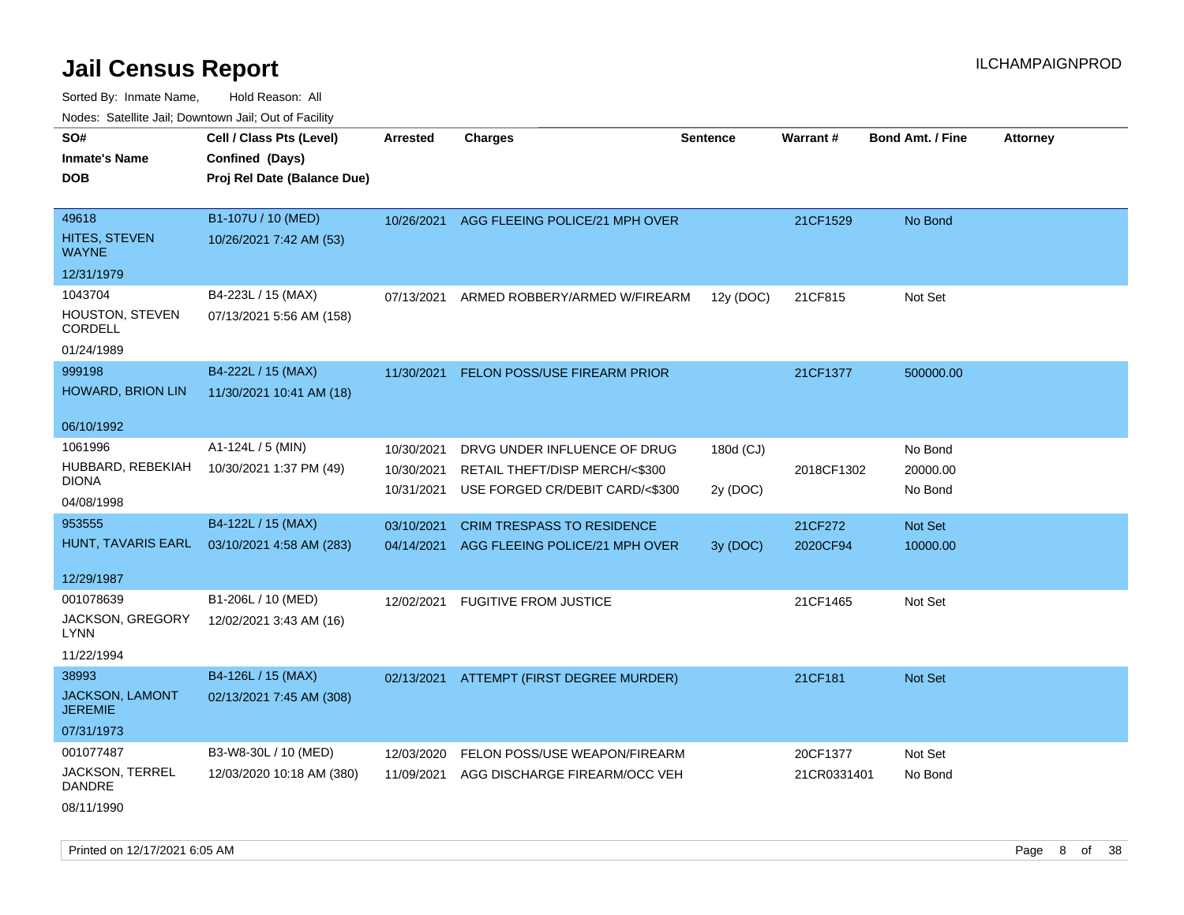# Jail Census Report

ILCHAMPAIGNPROD

Sorted By: Inmate Name, Hold Reason: All

Nodes: Satellite Jail; Downtown Jail; Out of Facility

| SO# / Inmate's Name / DOB | Cell / Class Pts (Level) / Confined (Days) / Proj Rel Date (Balance Due) | Arrested | Charges | Sentence | Warrant # | Bond Amt. / Fine | Attorney |
|---|---|---|---|---|---|---|---|
| 49618 HITES, STEVEN WAYNE 12/31/1979 | B1-107U / 10 (MED) 10/26/2021 7:42 AM (53) | 10/26/2021 | AGG FLEEING POLICE/21 MPH OVER | | 21CF1529 | No Bond | |
| 1043704 HOUSTON, STEVEN CORDELL 01/24/1989 | B4-223L / 15 (MAX) 07/13/2021 5:56 AM (158) | 07/13/2021 | ARMED ROBBERY/ARMED W/FIREARM | 12y (DOC) | 21CF815 | Not Set | |
| 999198 HOWARD, BRION LIN 06/10/1992 | B4-222L / 15 (MAX) 11/30/2021 10:41 AM (18) | 11/30/2021 | FELON POSS/USE FIREARM PRIOR | | 21CF1377 | 500000.00 | |
| 1061996 HUBBARD, REBEKIAH DIONA 04/08/1998 | A1-124L / 5 (MIN) 10/30/2021 1:37 PM (49) | 10/30/2021 | DRVG UNDER INFLUENCE OF DRUG | 180d (CJ) | | No Bond | |
| | | 10/30/2021 | RETAIL THEFT/DISP MERCH/<$300 | | 2018CF1302 | 20000.00 | |
| | | 10/31/2021 | USE FORGED CR/DEBIT CARD/<$300 | 2y (DOC) | | No Bond | |
| 953555 HUNT, TAVARIS EARL 12/29/1987 | B4-122L / 15 (MAX) 03/10/2021 4:58 AM (283) | 03/10/2021 | CRIM TRESPASS TO RESIDENCE | | 21CF272 | Not Set | |
| | | 04/14/2021 | AGG FLEEING POLICE/21 MPH OVER | 3y (DOC) | 2020CF94 | 10000.00 | |
| 001078639 JACKSON, GREGORY LYNN 11/22/1994 | B1-206L / 10 (MED) 12/02/2021 3:43 AM (16) | 12/02/2021 | FUGITIVE FROM JUSTICE | | 21CF1465 | Not Set | |
| 38993 JACKSON, LAMONT JEREMIE 07/31/1973 | B4-126L / 15 (MAX) 02/13/2021 7:45 AM (308) | 02/13/2021 | ATTEMPT (FIRST DEGREE MURDER) | | 21CF181 | Not Set | |
| 001077487 JACKSON, TERREL DANDRE 08/11/1990 | B3-W8-30L / 10 (MED) 12/03/2020 10:18 AM (380) | 12/03/2020 | FELON POSS/USE WEAPON/FIREARM | | 20CF1377 | Not Set | |
| | | 11/09/2021 | AGG DISCHARGE FIREARM/OCC VEH | | 21CR0331401 | No Bond | |

Printed on 12/17/2021 6:05 AM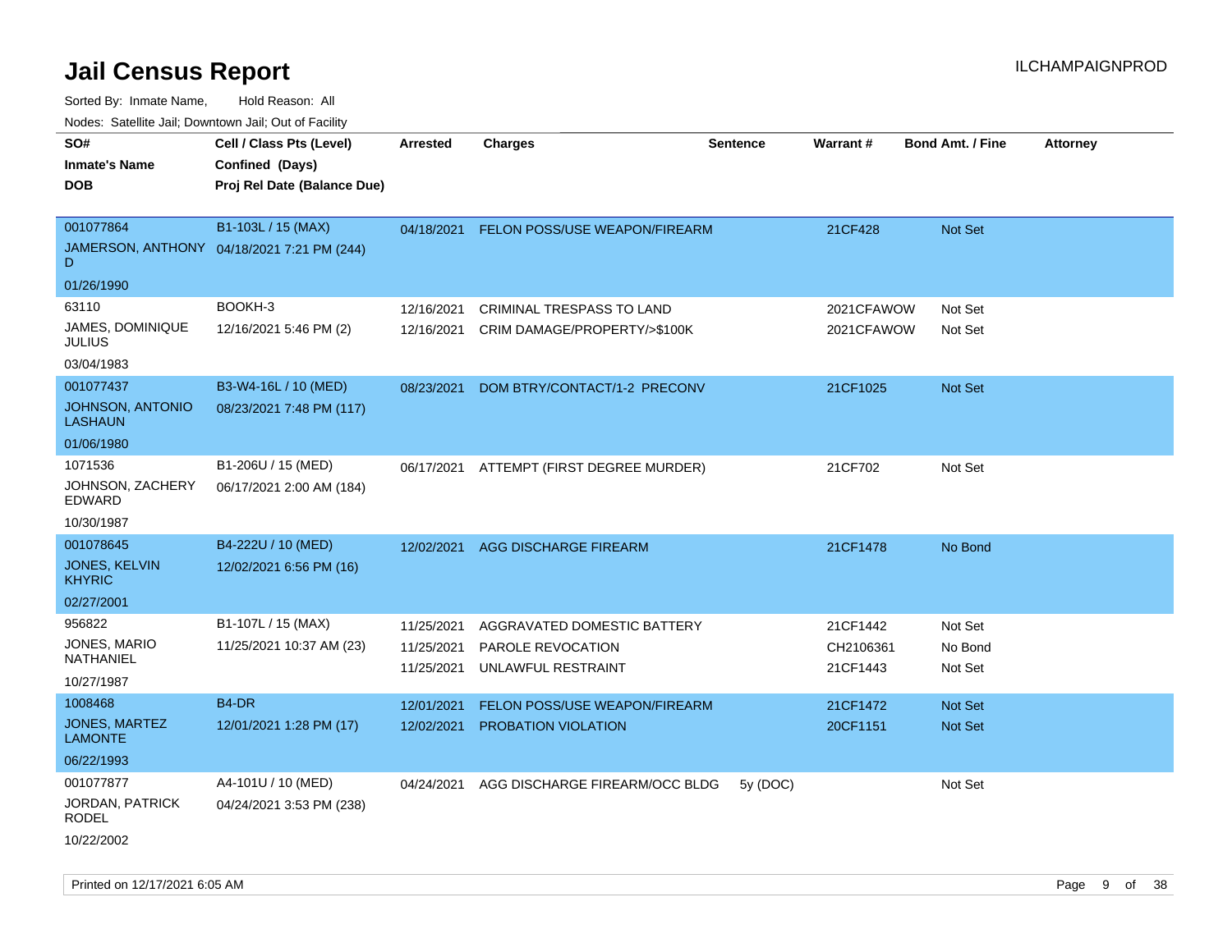# Jail Census Report

Sorted By: Inmate Name, Hold Reason: All

Nodes: Satellite Jail; Downtown Jail; Out of Facility

| SO# / Inmate's Name / DOB | Cell / Class Pts (Level) / Confined (Days) / Proj Rel Date (Balance Due) | Arrested | Charges | Sentence | Warrant # | Bond Amt. / Fine | Attorney |
|---|---|---|---|---|---|---|---|
| 001077864 JAMERSON, ANTHONY D 01/26/1990 | B1-103L / 15 (MAX) 04/18/2021 7:21 PM (244) | 04/18/2021 | FELON POSS/USE WEAPON/FIREARM | | 21CF428 | Not Set | |
| 63110 JAMES, DOMINIQUE JULIUS 03/04/1983 | BOOKH-3 12/16/2021 5:46 PM (2) | 12/16/2021 | CRIMINAL TRESPASS TO LAND | | 2021CFAWOW | Not Set | |
| | | 12/16/2021 | CRIM DAMAGE/PROPERTY/>$100K | | 2021CFAWOW | Not Set | |
| 001077437 JOHNSON, ANTONIO LASHAUN 01/06/1980 | B3-W4-16L / 10 (MED) 08/23/2021 7:48 PM (117) | 08/23/2021 | DOM BTRY/CONTACT/1-2 PRECONV | | 21CF1025 | Not Set | |
| 1071536 JOHNSON, ZACHERY EDWARD 10/30/1987 | B1-206U / 15 (MED) 06/17/2021 2:00 AM (184) | 06/17/2021 | ATTEMPT (FIRST DEGREE MURDER) | | 21CF702 | Not Set | |
| 001078645 JONES, KELVIN KHYRIC 02/27/2001 | B4-222U / 10 (MED) 12/02/2021 6:56 PM (16) | 12/02/2021 | AGG DISCHARGE FIREARM | | 21CF1478 | No Bond | |
| 956822 JONES, MARIO NATHANIEL 10/27/1987 | B1-107L / 15 (MAX) 11/25/2021 10:37 AM (23) | 11/25/2021 | AGGRAVATED DOMESTIC BATTERY | | 21CF1442 | Not Set | |
| | | 11/25/2021 | PAROLE REVOCATION | | CH2106361 | No Bond | |
| | | 11/25/2021 | UNLAWFUL RESTRAINT | | 21CF1443 | Not Set | |
| 1008468 JONES, MARTEZ LAMONTE 06/22/1993 | B4-DR 12/01/2021 1:28 PM (17) | 12/01/2021 | FELON POSS/USE WEAPON/FIREARM | | 21CF1472 | Not Set | |
| | | 12/02/2021 | PROBATION VIOLATION | | 20CF1151 | Not Set | |
| 001077877 JORDAN, PATRICK RODEL 10/22/2002 | A4-101U / 10 (MED) 04/24/2021 3:53 PM (238) | 04/24/2021 | AGG DISCHARGE FIREARM/OCC BLDG | 5y (DOC) | | Not Set | |

Printed on 12/17/2021 6:05 AM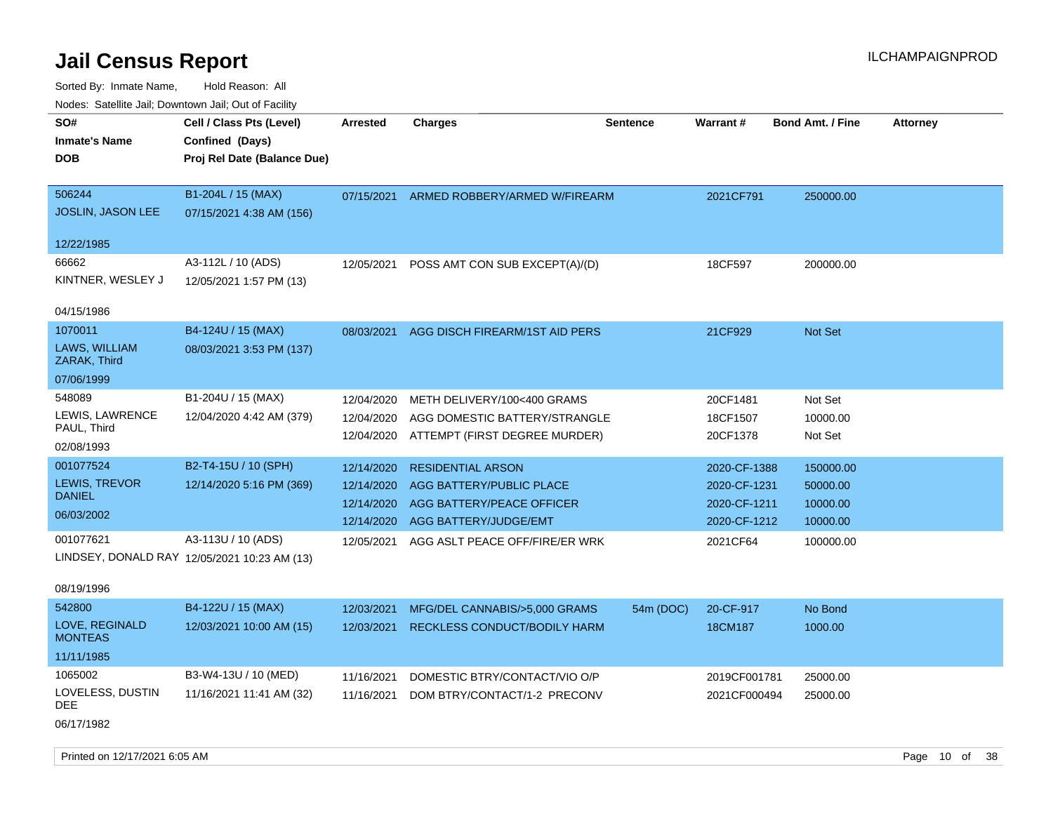# Jail Census Report

ILCHAMPAIGNPROD

Sorted By: Inmate Name, Hold Reason: All

Nodes: Satellite Jail; Downtown Jail; Out of Facility

| SO# / Inmate's Name / DOB | Cell / Class Pts (Level) / Confined (Days) / Proj Rel Date (Balance Due) | Arrested | Charges | Sentence | Warrant # | Bond Amt. / Fine | Attorney |
|---|---|---|---|---|---|---|---|
| 506244 JOSLIN, JASON LEE 12/22/1985 | B1-204L / 15 (MAX) 07/15/2021 4:38 AM (156) | 07/15/2021 | ARMED ROBBERY/ARMED W/FIREARM | | 2021CF791 | 250000.00 | |
| 66662 KINTNER, WESLEY J 04/15/1986 | A3-112L / 10 (ADS) 12/05/2021 1:57 PM (13) | 12/05/2021 | POSS AMT CON SUB EXCEPT(A)/(D) | | 18CF597 | 200000.00 | |
| 1070011 LAWS, WILLIAM ZARAK, Third 07/06/1999 | B4-124U / 15 (MAX) 08/03/2021 3:53 PM (137) | 08/03/2021 | AGG DISCH FIREARM/1ST AID PERS | | 21CF929 | Not Set | |
| 548089 LEWIS, LAWRENCE PAUL, Third 02/08/1993 | B1-204U / 15 (MAX) 12/04/2020 4:42 AM (379) | 12/04/2020 | METH DELIVERY/100<400 GRAMS | | 20CF1481 | Not Set | |
| | | 12/04/2020 | AGG DOMESTIC BATTERY/STRANGLE | | 18CF1507 | 10000.00 | |
| | | 12/04/2020 | ATTEMPT (FIRST DEGREE MURDER) | | 20CF1378 | Not Set | |
| 001077524 LEWIS, TREVOR DANIEL 06/03/2002 | B2-T4-15U / 10 (SPH) 12/14/2020 5:16 PM (369) | 12/14/2020 | RESIDENTIAL ARSON | | 2020-CF-1388 | 150000.00 | |
| | | 12/14/2020 | AGG BATTERY/PUBLIC PLACE | | 2020-CF-1231 | 50000.00 | |
| | | 12/14/2020 | AGG BATTERY/PEACE OFFICER | | 2020-CF-1211 | 10000.00 | |
| | | 12/14/2020 | AGG BATTERY/JUDGE/EMT | | 2020-CF-1212 | 10000.00 | |
| 001077621 LINDSEY, DONALD RAY 08/19/1996 | A3-113U / 10 (ADS) 12/05/2021 10:23 AM (13) | 12/05/2021 | AGG ASLT PEACE OFF/FIRE/ER WRK | | 2021CF64 | 100000.00 | |
| 542800 LOVE, REGINALD MONTEAS 11/11/1985 | B4-122U / 15 (MAX) 12/03/2021 10:00 AM (15) | 12/03/2021 | MFG/DEL CANNABIS/>5,000 GRAMS | 54m (DOC) | 20-CF-917 | No Bond | |
| | | 12/03/2021 | RECKLESS CONDUCT/BODILY HARM | | 18CM187 | 1000.00 | |
| 1065002 LOVELESS, DUSTIN DEE 06/17/1982 | B3-W4-13U / 10 (MED) 11/16/2021 11:41 AM (32) | 11/16/2021 | DOMESTIC BTRY/CONTACT/VIO O/P | | 2019CF001781 | 25000.00 | |
| | | 11/16/2021 | DOM BTRY/CONTACT/1-2 PRECONV | | 2021CF000494 | 25000.00 | |

Printed on 12/17/2021 6:05 AM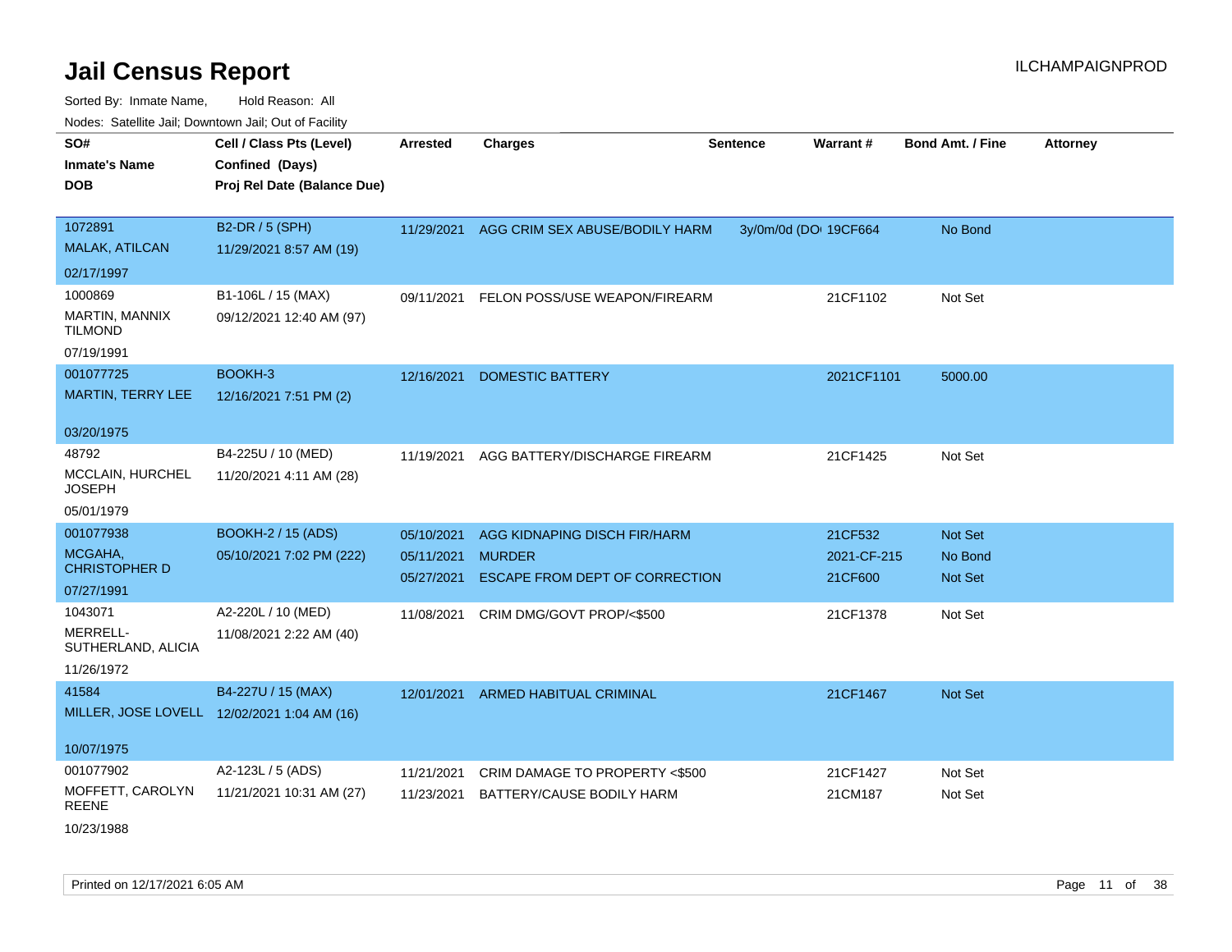# Jail Census Report

ILCHAMPAIGNPROD

Sorted By: Inmate Name, Hold Reason: All

Nodes: Satellite Jail; Downtown Jail; Out of Facility

| SO# / Inmate's Name / DOB | Cell / Class Pts (Level) / Confined (Days) / Proj Rel Date (Balance Due) | Arrested | Charges | Sentence | Warrant # | Bond Amt. / Fine | Attorney |
|---|---|---|---|---|---|---|---|
| 1072891<br>MALAK, ATILCAN<br>02/17/1997 | B2-DR / 5 (SPH)<br>11/29/2021 8:57 AM (19) | 11/29/2021 | AGG CRIM SEX ABUSE/BODILY HARM | 3y/0m/0d (DOI | 19CF664 | No Bond | |
| 1000869<br>MARTIN, MANNIX TILMOND<br>07/19/1991 | B1-106L / 15 (MAX)<br>09/12/2021 12:40 AM (97) | 09/11/2021 | FELON POSS/USE WEAPON/FIREARM | | 21CF1102 | Not Set | |
| 001077725<br>MARTIN, TERRY LEE<br>03/20/1975 | BOOKH-3<br>12/16/2021 7:51 PM (2) | 12/16/2021 | DOMESTIC BATTERY | | 2021CF1101 | 5000.00 | |
| 48792<br>MCCLAIN, HURCHEL JOSEPH<br>05/01/1979 | B4-225U / 10 (MED)<br>11/20/2021 4:11 AM (28) | 11/19/2021 | AGG BATTERY/DISCHARGE FIREARM | | 21CF1425 | Not Set | |
| 001077938<br>MCGAHA, CHRISTOPHER D<br>07/27/1991 | BOOKH-2 / 15 (ADS)<br>05/10/2021 7:02 PM (222) | 05/10/2021 | AGG KIDNAPING DISCH FIR/HARM | | 21CF532 | Not Set | |
| | | 05/11/2021 | MURDER | | 2021-CF-215 | No Bond | |
| | | 05/27/2021 | ESCAPE FROM DEPT OF CORRECTION | | 21CF600 | Not Set | |
| 1043071<br>MERRELL-SUTHERLAND, ALICIA<br>11/26/1972 | A2-220L / 10 (MED)<br>11/08/2021 2:22 AM (40) | 11/08/2021 | CRIM DMG/GOVT PROP/<$500 | | 21CF1378 | Not Set | |
| 41584<br>MILLER, JOSE LOVELL<br>10/07/1975 | B4-227U / 15 (MAX)<br>12/02/2021 1:04 AM (16) | 12/01/2021 | ARMED HABITUAL CRIMINAL | | 21CF1467 | Not Set | |
| 001077902<br>MOFFETT, CAROLYN REENE<br>10/23/1988 | A2-123L / 5 (ADS)<br>11/21/2021 10:31 AM (27) | 11/21/2021 | CRIM DAMAGE TO PROPERTY <$500 | | 21CF1427 | Not Set | |
| | | 11/23/2021 | BATTERY/CAUSE BODILY HARM | | 21CM187 | Not Set | |

Printed on 12/17/2021 6:05 AM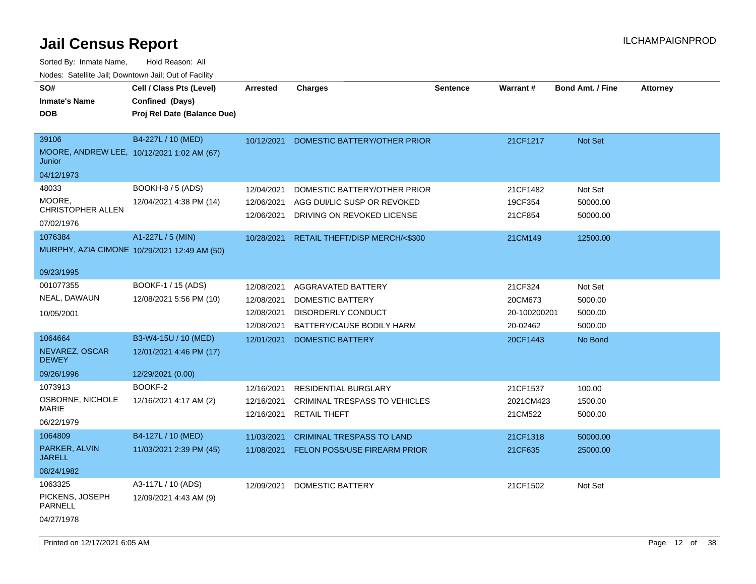# Jail Census Report

ILCHAMPAIGNPROD

Sorted By: Inmate Name, Hold Reason: All

Nodes: Satellite Jail; Downtown Jail; Out of Facility

| SO# / Inmate's Name / DOB | Cell / Class Pts (Level) / Confined (Days) / Proj Rel Date (Balance Due) | Arrested | Charges | Sentence | Warrant # | Bond Amt. / Fine | Attorney |
|---|---|---|---|---|---|---|---|
| 39106<br>MOORE, ANDREW LEE, Junior<br>04/12/1973 | B4-227L / 10 (MED)<br>10/12/2021 1:02 AM (67) | 10/12/2021 | DOMESTIC BATTERY/OTHER PRIOR | | 21CF1217 | Not Set | |
| 48033<br>MOORE, CHRISTOPHER ALLEN<br>07/02/1976 | BOOKH-8 / 5 (ADS)<br>12/04/2021 4:38 PM (14) | 12/04/2021 | DOMESTIC BATTERY/OTHER PRIOR | | 21CF1482 | Not Set | |
| | | 12/06/2021 | AGG DUI/LIC SUSP OR REVOKED | | 19CF354 | 50000.00 | |
| | | 12/06/2021 | DRIVING ON REVOKED LICENSE | | 21CF854 | 50000.00 | |
| 1076384<br>MURPHY, AZIA CIMONE<br>09/23/1995 | A1-227L / 5 (MIN)<br>10/29/2021 12:49 AM (50) | 10/28/2021 | RETAIL THEFT/DISP MERCH/<$300 | | 21CM149 | 12500.00 | |
| 001077355<br>NEAL, DAWAUN<br>10/05/2001 | BOOKF-1 / 15 (ADS)<br>12/08/2021 5:56 PM (10) | 12/08/2021 | AGGRAVATED BATTERY | | 21CF324 | Not Set | |
| | | 12/08/2021 | DOMESTIC BATTERY | | 20CM673 | 5000.00 | |
| | | 12/08/2021 | DISORDERLY CONDUCT | | 20-100200201 | 5000.00 | |
| | | 12/08/2021 | BATTERY/CAUSE BODILY HARM | | 20-02462 | 5000.00 | |
| 1064664<br>NEVAREZ, OSCAR DEWEY<br>09/26/1996 | B3-W4-15U / 10 (MED)<br>12/01/2021 4:46 PM (17)<br>12/29/2021 (0.00) | 12/01/2021 | DOMESTIC BATTERY | | 20CF1443 | No Bond | |
| 1073913<br>OSBORNE, NICHOLE MARIE<br>06/22/1979 | BOOKF-2<br>12/16/2021 4:17 AM (2) | 12/16/2021 | RESIDENTIAL BURGLARY | | 21CF1537 | 100.00 | |
| | | 12/16/2021 | CRIMINAL TRESPASS TO VEHICLES | | 2021CM423 | 1500.00 | |
| | | 12/16/2021 | RETAIL THEFT | | 21CM522 | 5000.00 | |
| 1064809<br>PARKER, ALVIN JARELL<br>08/24/1982 | B4-127L / 10 (MED)<br>11/03/2021 2:39 PM (45) | 11/03/2021 | CRIMINAL TRESPASS TO LAND | | 21CF1318 | 50000.00 | |
| | | 11/08/2021 | FELON POSS/USE FIREARM PRIOR | | 21CF635 | 25000.00 | |
| 1063325<br>PICKENS, JOSEPH PARNELL<br>04/27/1978 | A3-117L / 10 (ADS)<br>12/09/2021 4:43 AM (9) | 12/09/2021 | DOMESTIC BATTERY | | 21CF1502 | Not Set | |

Printed on 12/17/2021 6:05 AM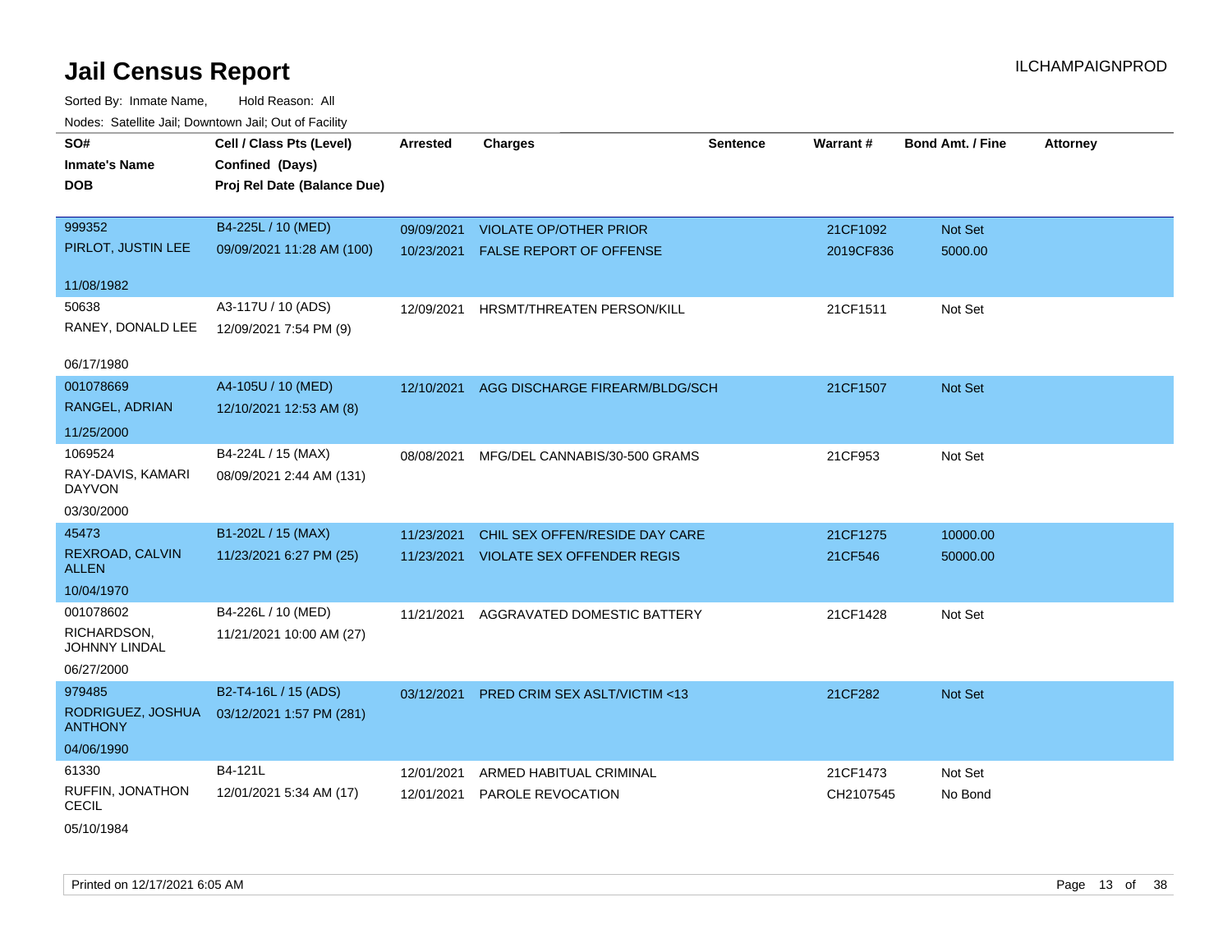# Jail Census Report

Sorted By: Inmate Name, Hold Reason: All

Nodes: Satellite Jail; Downtown Jail; Out of Facility

| SO# / Inmate's Name / DOB | Cell / Class Pts (Level) / Confined (Days) / Proj Rel Date (Balance Due) | Arrested | Charges | Sentence | Warrant # | Bond Amt. / Fine | Attorney |
|---|---|---|---|---|---|---|---|
| 999352 PIRLOT, JUSTIN LEE 11/08/1982 | B4-225L / 10 (MED) 09/09/2021 11:28 AM (100) | 09/09/2021 | VIOLATE OP/OTHER PRIOR | | 21CF1092 | Not Set | |
| | | 10/23/2021 | FALSE REPORT OF OFFENSE | | 2019CF836 | 5000.00 | |
| 50638 RANEY, DONALD LEE 06/17/1980 | A3-117U / 10 (ADS) 12/09/2021 7:54 PM (9) | 12/09/2021 | HRSMT/THREATEN PERSON/KILL | | 21CF1511 | Not Set | |
| 001078669 RANGEL, ADRIAN 11/25/2000 | A4-105U / 10 (MED) 12/10/2021 12:53 AM (8) | 12/10/2021 | AGG DISCHARGE FIREARM/BLDG/SCH | | 21CF1507 | Not Set | |
| 1069524 RAY-DAVIS, KAMARI DAYVON 03/30/2000 | B4-224L / 15 (MAX) 08/09/2021 2:44 AM (131) | 08/08/2021 | MFG/DEL CANNABIS/30-500 GRAMS | | 21CF953 | Not Set | |
| 45473 REXROAD, CALVIN ALLEN 10/04/1970 | B1-202L / 15 (MAX) 11/23/2021 6:27 PM (25) | 11/23/2021 | CHIL SEX OFFEN/RESIDE DAY CARE | | 21CF1275 | 10000.00 | |
| | | 11/23/2021 | VIOLATE SEX OFFENDER REGIS | | 21CF546 | 50000.00 | |
| 001078602 RICHARDSON, JOHNNY LINDAL 06/27/2000 | B4-226L / 10 (MED) 11/21/2021 10:00 AM (27) | 11/21/2021 | AGGRAVATED DOMESTIC BATTERY | | 21CF1428 | Not Set | |
| 979485 RODRIGUEZ, JOSHUA ANTHONY 04/06/1990 | B2-T4-16L / 15 (ADS) 03/12/2021 1:57 PM (281) | 03/12/2021 | PRED CRIM SEX ASLT/VICTIM <13 | | 21CF282 | Not Set | |
| 61330 RUFFIN, JONATHON CECIL 05/10/1984 | B4-121L 12/01/2021 5:34 AM (17) | 12/01/2021 | ARMED HABITUAL CRIMINAL | | 21CF1473 | Not Set | |
| | | 12/01/2021 | PAROLE REVOCATION | | CH2107545 | No Bond | |

Printed on 12/17/2021 6:05 AM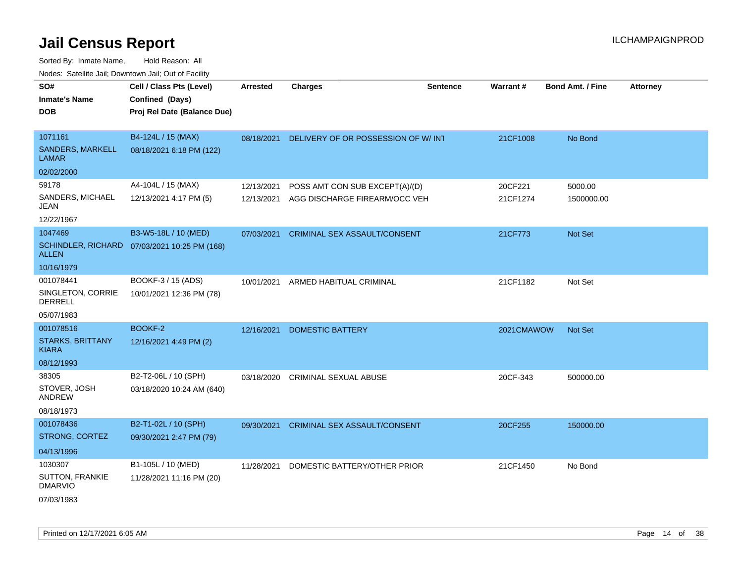# Jail Census Report

ILCHAMPAIGNPROD

Sorted By: Inmate Name, Hold Reason: All

Nodes: Satellite Jail; Downtown Jail; Out of Facility

| SO# / Inmate's Name / DOB | Cell / Class Pts (Level) / Confined (Days) / Proj Rel Date (Balance Due) | Arrested | Charges | Sentence | Warrant # | Bond Amt. / Fine | Attorney |
|---|---|---|---|---|---|---|---|
| 1071161<br>SANDERS, MARKELL LAMAR<br>02/02/2000 | B4-124L / 15 (MAX)<br>08/18/2021 6:18 PM (122) | 08/18/2021 | DELIVERY OF OR POSSESSION OF W/ INT | | 21CF1008 | No Bond | |
| 59178<br>SANDERS, MICHAEL JEAN<br>12/22/1967 | A4-104L / 15 (MAX)<br>12/13/2021 4:17 PM (5) | 12/13/2021<br>12/13/2021 | POSS AMT CON SUB EXCEPT(A)/(D)<br>AGG DISCHARGE FIREARM/OCC VEH | | 20CF221<br>21CF1274 | 5000.00<br>1500000.00 | |
| 1047469<br>SCHINDLER, RICHARD ALLEN<br>10/16/1979 | B3-W5-18L / 10 (MED)<br>07/03/2021 10:25 PM (168) | 07/03/2021 | CRIMINAL SEX ASSAULT/CONSENT | | 21CF773 | Not Set | |
| 001078441<br>SINGLETON, CORRIE DERRELL<br>05/07/1983 | BOOKF-3 / 15 (ADS)<br>10/01/2021 12:36 PM (78) | 10/01/2021 | ARMED HABITUAL CRIMINAL | | 21CF1182 | Not Set | |
| 001078516<br>STARKS, BRITTANY KIARA<br>08/12/1993 | BOOKF-2<br>12/16/2021 4:49 PM (2) | 12/16/2021 | DOMESTIC BATTERY | | 2021CMAWOW | Not Set | |
| 38305<br>STOVER, JOSH ANDREW<br>08/18/1973 | B2-T2-06L / 10 (SPH)<br>03/18/2020 10:24 AM (640) | 03/18/2020 | CRIMINAL SEXUAL ABUSE | | 20CF-343 | 500000.00 | |
| 001078436<br>STRONG, CORTEZ<br>04/13/1996 | B2-T1-02L / 10 (SPH)<br>09/30/2021 2:47 PM (79) | 09/30/2021 | CRIMINAL SEX ASSAULT/CONSENT | | 20CF255 | 150000.00 | |
| 1030307<br>SUTTON, FRANKIE DMARVIO<br>07/03/1983 | B1-105L / 10 (MED)<br>11/28/2021 11:16 PM (20) | 11/28/2021 | DOMESTIC BATTERY/OTHER PRIOR | | 21CF1450 | No Bond | |

Printed on 12/17/2021 6:05 AM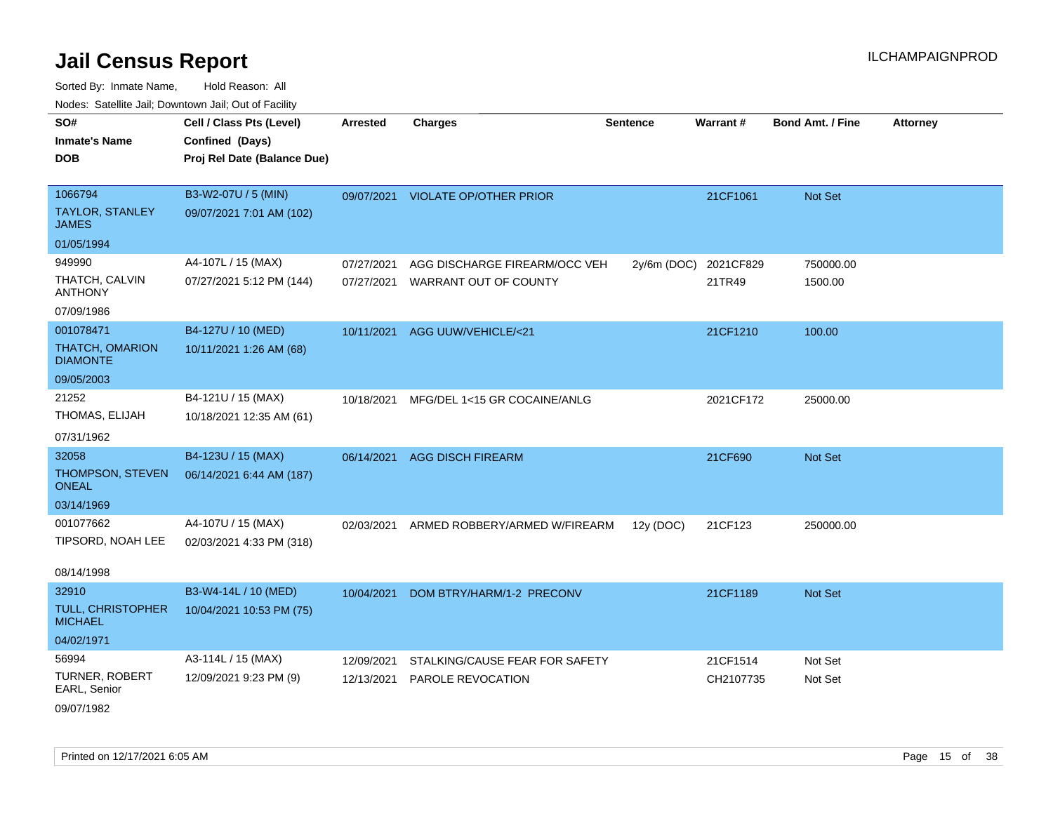# Jail Census Report

Sorted By: Inmate Name, Hold Reason: All

Nodes: Satellite Jail; Downtown Jail; Out of Facility

| SO# / Inmate's Name / DOB | Cell / Class Pts (Level) / Confined (Days) / Proj Rel Date (Balance Due) | Arrested | Charges | Sentence | Warrant # | Bond Amt. / Fine | Attorney |
|---|---|---|---|---|---|---|---|
| 1066794<br>TAYLOR, STANLEY JAMES<br>01/05/1994 | B3-W2-07U / 5 (MIN)<br>09/07/2021 7:01 AM (102) | 09/07/2021 | VIOLATE OP/OTHER PRIOR | | 21CF1061 | Not Set | |
| 949990<br>THATCH, CALVIN ANTHONY<br>07/09/1986 | A4-107L / 15 (MAX)<br>07/27/2021 5:12 PM (144) | 07/27/2021 | AGG DISCHARGE FIREARM/OCC VEH | 2y/6m (DOC) | 2021CF829 | 750000.00 | |
| | | 07/27/2021 | WARRANT OUT OF COUNTY | | 21TR49 | 1500.00 | |
| 001078471<br>THATCH, OMARION DIAMONTE<br>09/05/2003 | B4-127U / 10 (MED)<br>10/11/2021 1:26 AM (68) | 10/11/2021 | AGG UUW/VEHICLE/<21 | | 21CF1210 | 100.00 | |
| 21252<br>THOMAS, ELIJAH<br>07/31/1962 | B4-121U / 15 (MAX)<br>10/18/2021 12:35 AM (61) | 10/18/2021 | MFG/DEL 1<15 GR COCAINE/ANLG | | 2021CF172 | 25000.00 | |
| 32058<br>THOMPSON, STEVEN ONEAL<br>03/14/1969 | B4-123U / 15 (MAX)<br>06/14/2021 6:44 AM (187) | 06/14/2021 | AGG DISCH FIREARM | | 21CF690 | Not Set | |
| 001077662<br>TIPSORD, NOAH LEE<br>08/14/1998 | A4-107U / 15 (MAX)<br>02/03/2021 4:33 PM (318) | 02/03/2021 | ARMED ROBBERY/ARMED W/FIREARM | 12y (DOC) | 21CF123 | 250000.00 | |
| 32910<br>TULL, CHRISTOPHER MICHAEL<br>04/02/1971 | B3-W4-14L / 10 (MED)<br>10/04/2021 10:53 PM (75) | 10/04/2021 | DOM BTRY/HARM/1-2 PRECONV | | 21CF1189 | Not Set | |
| 56994<br>TURNER, ROBERT EARL, Senior<br>09/07/1982 | A3-114L / 15 (MAX)<br>12/09/2021 9:23 PM (9) | 12/09/2021 | STALKING/CAUSE FEAR FOR SAFETY | | 21CF1514 | Not Set | |
| | | 12/13/2021 | PAROLE REVOCATION | | CH2107735 | Not Set | |

Printed on 12/17/2021 6:05 AM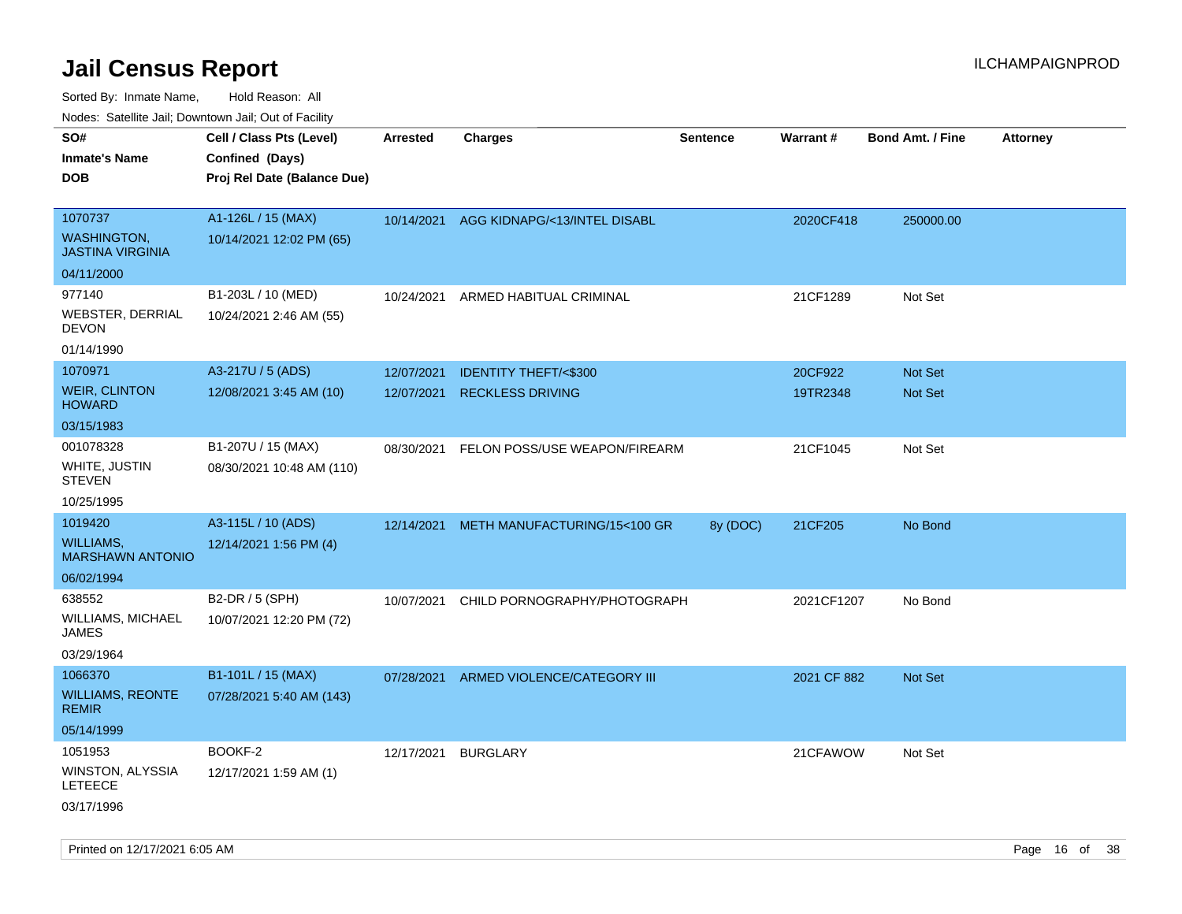# Jail Census Report

ILCHAMPAIGNPROD

Sorted By: Inmate Name, Hold Reason: All

Nodes: Satellite Jail; Downtown Jail; Out of Facility

| SO# / Inmate's Name / DOB | Cell / Class Pts (Level) / Confined (Days) / Proj Rel Date (Balance Due) | Arrested | Charges | Sentence | Warrant # | Bond Amt. / Fine | Attorney |
|---|---|---|---|---|---|---|---|
| 1070737<br>WASHINGTON, JASTINA VIRGINIA<br>04/11/2000 | A1-126L / 15 (MAX)<br>10/14/2021 12:02 PM (65) | 10/14/2021 | AGG KIDNAPG/<13/INTEL DISABL | | 2020CF418 | 250000.00 | |
| 977140<br>WEBSTER, DERRIAL DEVON<br>01/14/1990 | B1-203L / 10 (MED)<br>10/24/2021 2:46 AM (55) | 10/24/2021 | ARMED HABITUAL CRIMINAL | | 21CF1289 | Not Set | |
| 1070971<br>WEIR, CLINTON HOWARD<br>03/15/1983 | A3-217U / 5 (ADS)<br>12/08/2021 3:45 AM (10) | 12/07/2021<br>12/07/2021 | IDENTITY THEFT/<$300<br>RECKLESS DRIVING | | 20CF922<br>19TR2348 | Not Set<br>Not Set | |
| 001078328<br>WHITE, JUSTIN STEVEN<br>10/25/1995 | B1-207U / 15 (MAX)<br>08/30/2021 10:48 AM (110) | 08/30/2021 | FELON POSS/USE WEAPON/FIREARM | | 21CF1045 | Not Set | |
| 1019420<br>WILLIAMS, MARSHAWN ANTONIO<br>06/02/1994 | A3-115L / 10 (ADS)<br>12/14/2021 1:56 PM (4) | 12/14/2021 | METH MANUFACTURING/15<100 GR | 8y (DOC) | 21CF205 | No Bond | |
| 638552<br>WILLIAMS, MICHAEL JAMES<br>03/29/1964 | B2-DR / 5 (SPH)<br>10/07/2021 12:20 PM (72) | 10/07/2021 | CHILD PORNOGRAPHY/PHOTOGRAPH | | 2021CF1207 | No Bond | |
| 1066370<br>WILLIAMS, REONTE REMIR<br>05/14/1999 | B1-101L / 15 (MAX)<br>07/28/2021 5:40 AM (143) | 07/28/2021 | ARMED VIOLENCE/CATEGORY III | | 2021 CF 882 | Not Set | |
| 1051953<br>WINSTON, ALYSSIA LETEECE<br>03/17/1996 | BOOKF-2<br>12/17/2021 1:59 AM (1) | 12/17/2021 | BURGLARY | | 21CFAWOW | Not Set | |

Printed on 12/17/2021 6:05 AM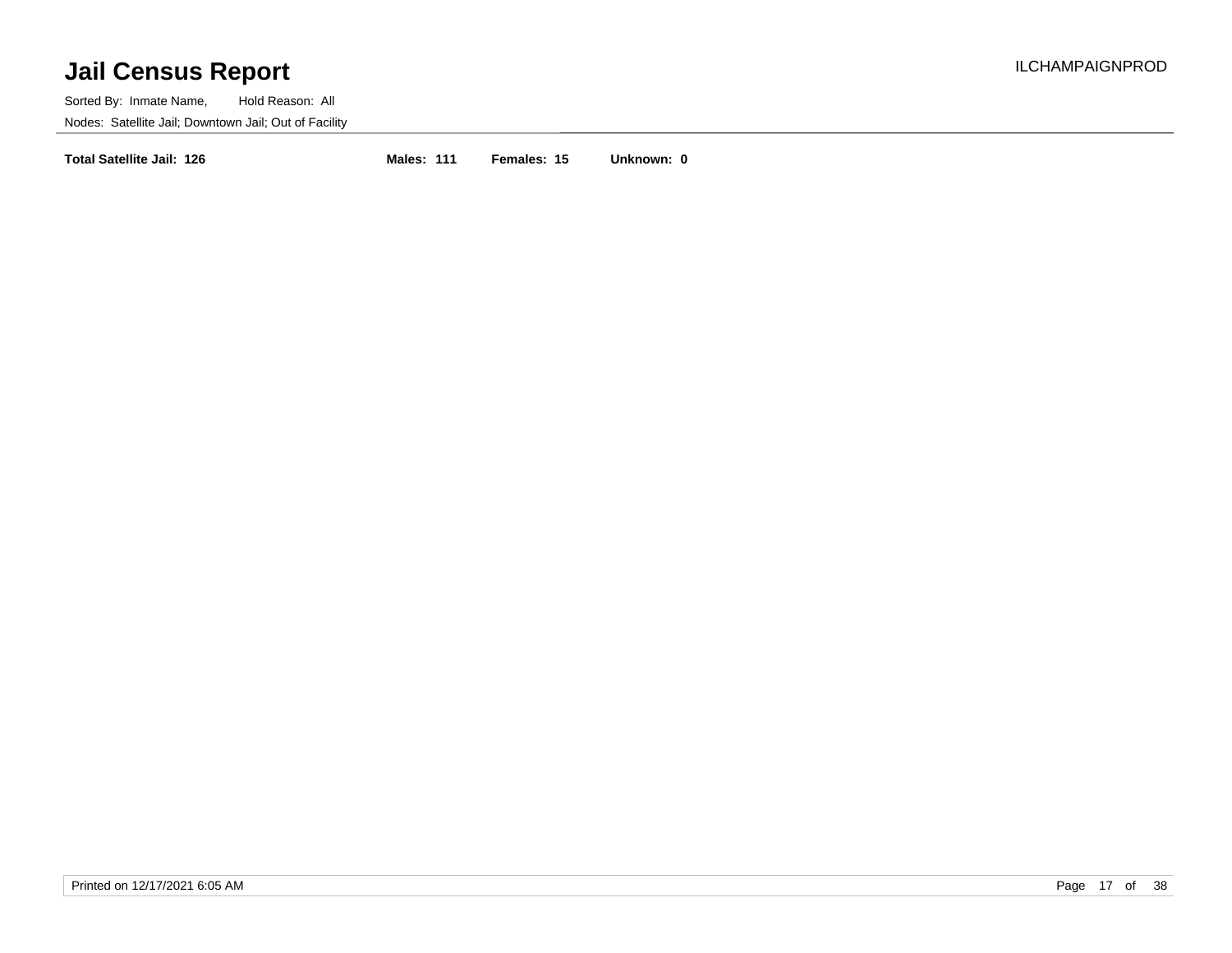# Jail Census Report

ILCHAMPAIGNPROD

Sorted By: Inmate Name, Hold Reason: All

Nodes: Satellite Jail; Downtown Jail; Out of Facility

**Total Satellite Jail: 126** **Males: 111** **Females: 15** **Unknown: 0**

Printed on 12/17/2021 6:05 AM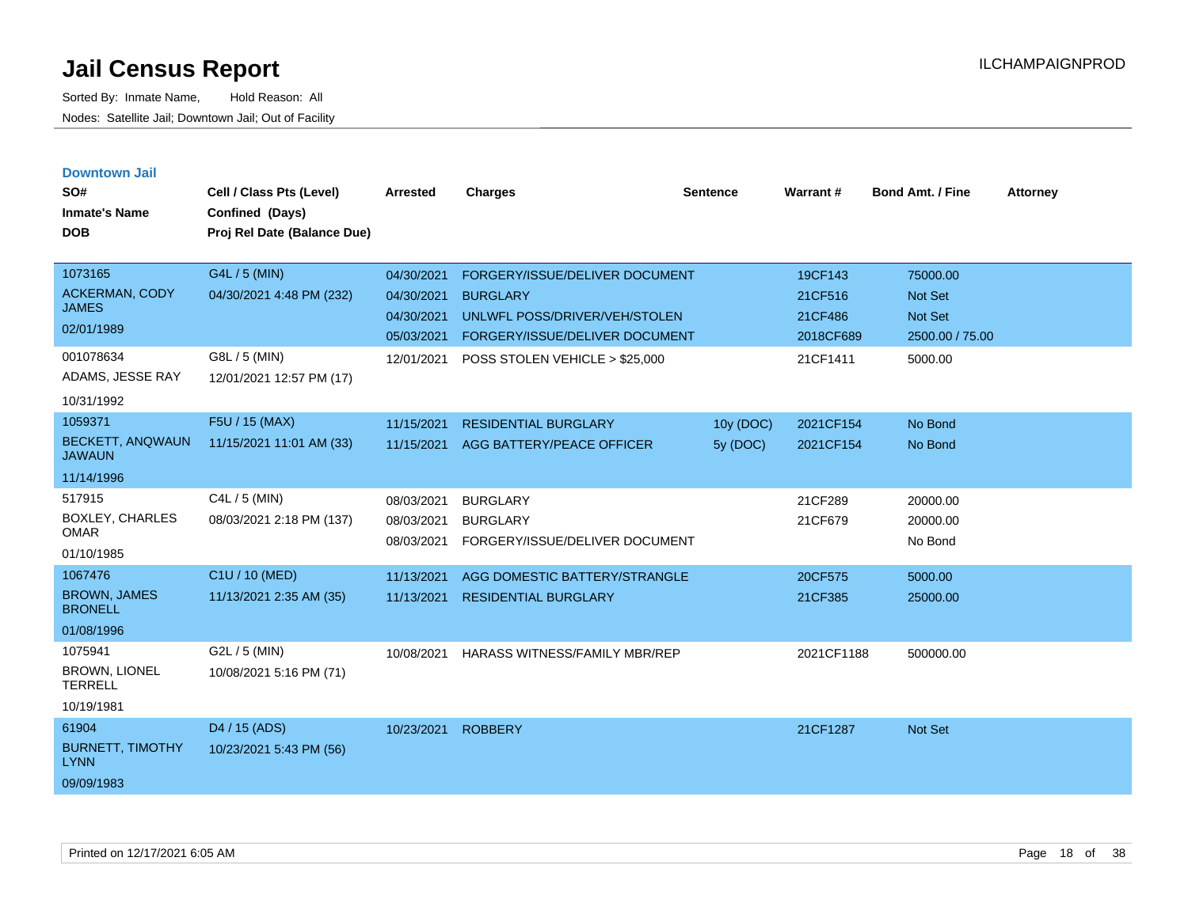# Jail Census Report

ILCHAMPAIGNPROD

Sorted By: Inmate Name, Hold Reason: All

Nodes: Satellite Jail; Downtown Jail; Out of Facility

## Downtown Jail

| SO# / Inmate's Name / DOB | Cell / Class Pts (Level) / Confined (Days) / Proj Rel Date (Balance Due) | Arrested | Charges | Sentence | Warrant # | Bond Amt. / Fine | Attorney |
|---|---|---|---|---|---|---|---|
| 1073165<br>ACKERMAN, CODY JAMES<br>02/01/1989 | G4L / 5 (MIN)<br>04/30/2021 4:48 PM (232) | 04/30/2021 | FORGERY/ISSUE/DELIVER DOCUMENT | | 19CF143 | 75000.00 | |
| | | 04/30/2021 | BURGLARY | | 21CF516 | Not Set | |
| | | 04/30/2021 | UNLWFL POSS/DRIVER/VEH/STOLEN | | 21CF486 | Not Set | |
| | | 05/03/2021 | FORGERY/ISSUE/DELIVER DOCUMENT | | 2018CF689 | 2500.00 / 75.00 | |
| 001078634<br>ADAMS, JESSE RAY<br>10/31/1992 | G8L / 5 (MIN)<br>12/01/2021 12:57 PM (17) | 12/01/2021 | POSS STOLEN VEHICLE > $25,000 | | 21CF1411 | 5000.00 | |
| 1059371<br>BECKETT, ANQWAUN JAWAUN<br>11/14/1996 | F5U / 15 (MAX)<br>11/15/2021 11:01 AM (33) | 11/15/2021 | RESIDENTIAL BURGLARY | 10y (DOC) | 2021CF154 | No Bond | |
| | | 11/15/2021 | AGG BATTERY/PEACE OFFICER | 5y (DOC) | 2021CF154 | No Bond | |
| 517915<br>BOXLEY, CHARLES OMAR<br>01/10/1985 | C4L / 5 (MIN)<br>08/03/2021 2:18 PM (137) | 08/03/2021 | BURGLARY | | 21CF289 | 20000.00 | |
| | | 08/03/2021 | BURGLARY | | 21CF679 | 20000.00 | |
| | | 08/03/2021 | FORGERY/ISSUE/DELIVER DOCUMENT | | | No Bond | |
| 1067476<br>BROWN, JAMES BRONELL<br>01/08/1996 | C1U / 10 (MED)<br>11/13/2021 2:35 AM (35) | 11/13/2021 | AGG DOMESTIC BATTERY/STRANGLE | | 20CF575 | 5000.00 | |
| | | 11/13/2021 | RESIDENTIAL BURGLARY | | 21CF385 | 25000.00 | |
| 1075941<br>BROWN, LIONEL TERRELL<br>10/19/1981 | G2L / 5 (MIN)<br>10/08/2021 5:16 PM (71) | 10/08/2021 | HARASS WITNESS/FAMILY MBR/REP | | 2021CF1188 | 500000.00 | |
| 61904<br>BURNETT, TIMOTHY LYNN<br>09/09/1983 | D4 / 15 (ADS)<br>10/23/2021 5:43 PM (56) | 10/23/2021 | ROBBERY | | 21CF1287 | Not Set | |

Printed on 12/17/2021 6:05 AM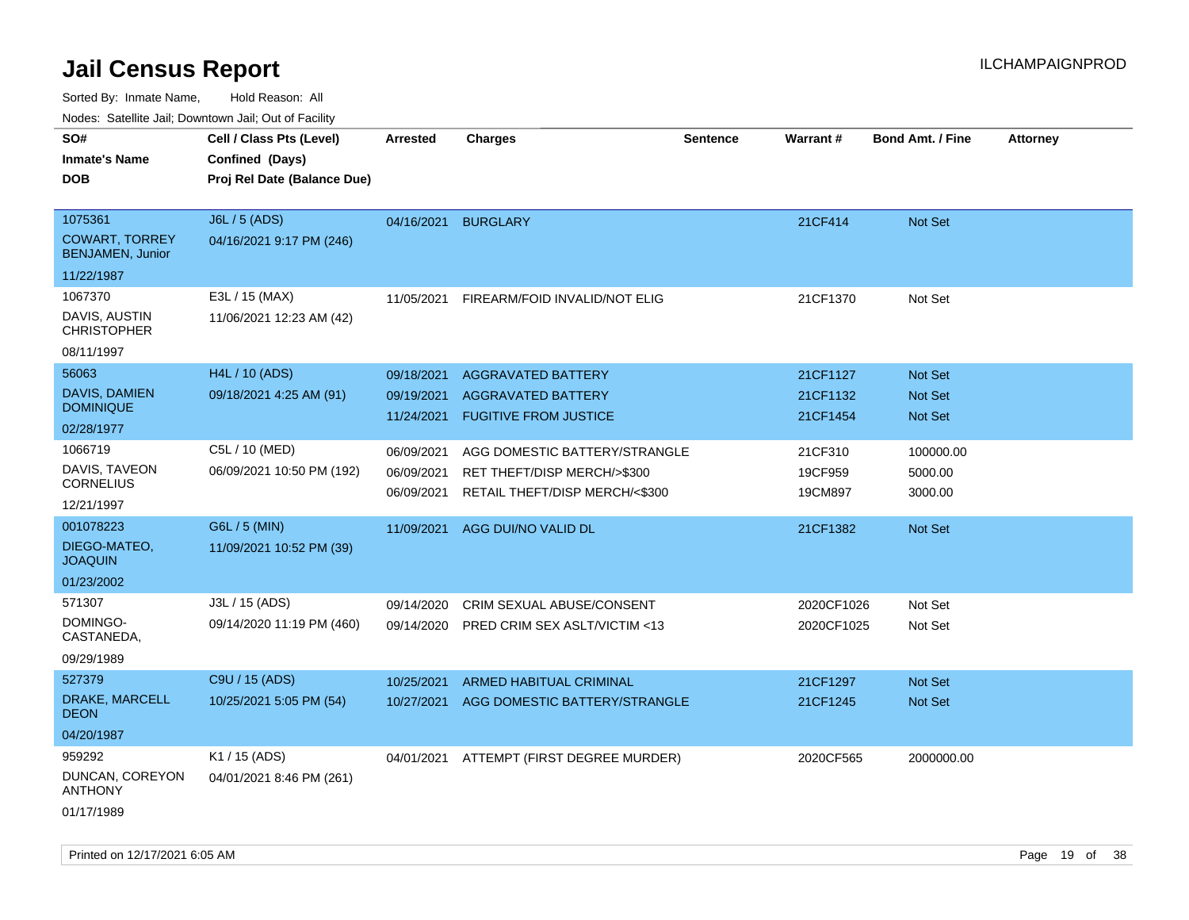# Jail Census Report

Sorted By: Inmate Name, Hold Reason: All

Nodes: Satellite Jail; Downtown Jail; Out of Facility

| SO# / Inmate's Name / DOB | Cell / Class Pts (Level) / Confined (Days) / Proj Rel Date (Balance Due) | Arrested | Charges | Sentence | Warrant # | Bond Amt. / Fine | Attorney |
|---|---|---|---|---|---|---|---|
| 1075361<br>COWART, TORREY BENJAMEN, Junior<br>11/22/1987 | J6L / 5 (ADS)<br>04/16/2021 9:17 PM (246) | 04/16/2021 | BURGLARY | | 21CF414 | Not Set | |
| 1067370<br>DAVIS, AUSTIN CHRISTOPHER<br>08/11/1997 | E3L / 15 (MAX)<br>11/06/2021 12:23 AM (42) | 11/05/2021 | FIREARM/FOID INVALID/NOT ELIG | | 21CF1370 | Not Set | |
| 56063<br>DAVIS, DAMIEN DOMINIQUE<br>02/28/1977 | H4L / 10 (ADS)<br>09/18/2021 4:25 AM (91) | 09/18/2021<br>09/19/2021<br>11/24/2021 | AGGRAVATED BATTERY<br>AGGRAVATED BATTERY<br>FUGITIVE FROM JUSTICE | | 21CF1127<br>21CF1132<br>21CF1454 | Not Set<br>Not Set<br>Not Set | |
| 1066719<br>DAVIS, TAVEON CORNELIUS<br>12/21/1997 | C5L / 10 (MED)<br>06/09/2021 10:50 PM (192) | 06/09/2021<br>06/09/2021<br>06/09/2021 | AGG DOMESTIC BATTERY/STRANGLE<br>RET THEFT/DISP MERCH/>$300<br>RETAIL THEFT/DISP MERCH/<$300 | | 21CF310<br>19CF959<br>19CM897 | 100000.00<br>5000.00<br>3000.00 | |
| 001078223<br>DIEGO-MATEO, JOAQUIN<br>01/23/2002 | G6L / 5 (MIN)<br>11/09/2021 10:52 PM (39) | 11/09/2021 | AGG DUI/NO VALID DL | | 21CF1382 | Not Set | |
| 571307<br>DOMINGO-CASTANEDA,<br>09/29/1989 | J3L / 15 (ADS)<br>09/14/2020 11:19 PM (460) | 09/14/2020<br>09/14/2020 | CRIM SEXUAL ABUSE/CONSENT<br>PRED CRIM SEX ASLT/VICTIM <13 | | 2020CF1026<br>2020CF1025 | Not Set<br>Not Set | |
| 527379<br>DRAKE, MARCELL DEON<br>04/20/1987 | C9U / 15 (ADS)<br>10/25/2021 5:05 PM (54) | 10/25/2021<br>10/27/2021 | ARMED HABITUAL CRIMINAL<br>AGG DOMESTIC BATTERY/STRANGLE | | 21CF1297<br>21CF1245 | Not Set<br>Not Set | |
| 959292<br>DUNCAN, COREYON ANTHONY<br>01/17/1989 | K1 / 15 (ADS)<br>04/01/2021 8:46 PM (261) | 04/01/2021 | ATTEMPT (FIRST DEGREE MURDER) | | 2020CF565 | 2000000.00 | |

Printed on 12/17/2021 6:05 AM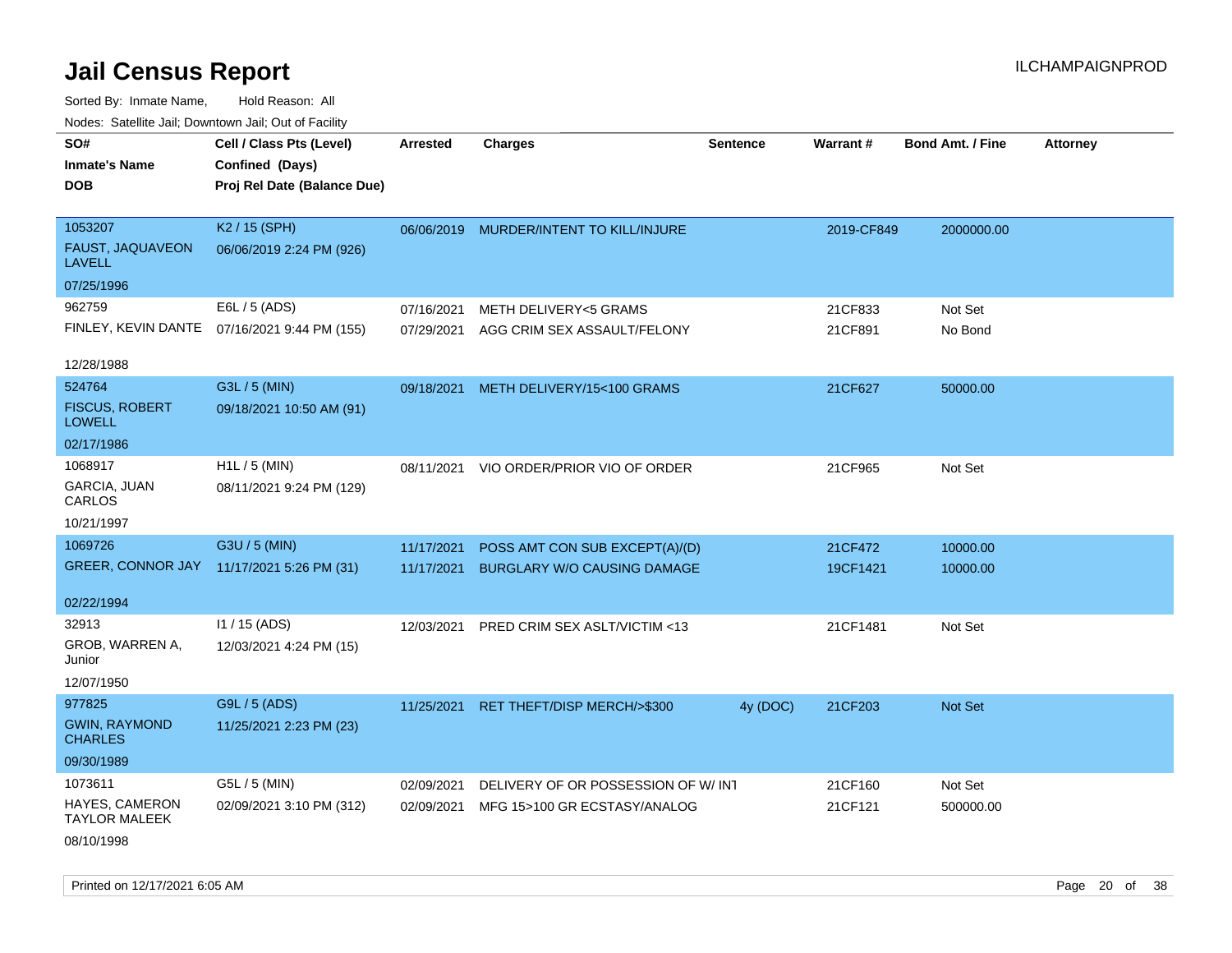# Jail Census Report

ILCHAMPAIGNPROD

Sorted By: Inmate Name, Hold Reason: All

Nodes: Satellite Jail; Downtown Jail; Out of Facility

| SO# / Inmate's Name / DOB | Cell / Class Pts (Level) / Confined (Days) / Proj Rel Date (Balance Due) | Arrested | Charges | Sentence | Warrant # | Bond Amt. / Fine | Attorney |
|---|---|---|---|---|---|---|---|
| 1053207 FAUST, JAQUAVEON LAVELL 07/25/1996 | K2 / 15 (SPH) 06/06/2019 2:24 PM (926) | 06/06/2019 | MURDER/INTENT TO KILL/INJURE | | 2019-CF849 | 2000000.00 | |
| 962759 FINLEY, KEVIN DANTE 12/28/1988 | E6L / 5 (ADS) 07/16/2021 9:44 PM (155) | 07/16/2021 | METH DELIVERY<5 GRAMS | | 21CF833 | Not Set | |
| | | 07/29/2021 | AGG CRIM SEX ASSAULT/FELONY | | 21CF891 | No Bond | |
| 524764 FISCUS, ROBERT LOWELL 02/17/1986 | G3L / 5 (MIN) 09/18/2021 10:50 AM (91) | 09/18/2021 | METH DELIVERY/15<100 GRAMS | | 21CF627 | 50000.00 | |
| 1068917 GARCIA, JUAN CARLOS 10/21/1997 | H1L / 5 (MIN) 08/11/2021 9:24 PM (129) | 08/11/2021 | VIO ORDER/PRIOR VIO OF ORDER | | 21CF965 | Not Set | |
| 1069726 GREER, CONNOR JAY 02/22/1994 | G3U / 5 (MIN) 11/17/2021 5:26 PM (31) | 11/17/2021 | POSS AMT CON SUB EXCEPT(A)/(D) | | 21CF472 | 10000.00 | |
| | | 11/17/2021 | BURGLARY W/O CAUSING DAMAGE | | 19CF1421 | 10000.00 | |
| 32913 GROB, WARREN A, Junior 12/07/1950 | I1 / 15 (ADS) 12/03/2021 4:24 PM (15) | 12/03/2021 | PRED CRIM SEX ASLT/VICTIM <13 | | 21CF1481 | Not Set | |
| 977825 GWIN, RAYMOND CHARLES 09/30/1989 | G9L / 5 (ADS) 11/25/2021 2:23 PM (23) | 11/25/2021 | RET THEFT/DISP MERCH/>$300 | 4y (DOC) | 21CF203 | Not Set | |
| 1073611 HAYES, CAMERON TAYLOR MALEEK 08/10/1998 | G5L / 5 (MIN) 02/09/2021 3:10 PM (312) | 02/09/2021 | DELIVERY OF OR POSSESSION OF W/ INT | | 21CF160 | Not Set | |
| | | 02/09/2021 | MFG 15>100 GR ECSTASY/ANALOG | | 21CF121 | 500000.00 | |

Printed on 12/17/2021 6:05 AM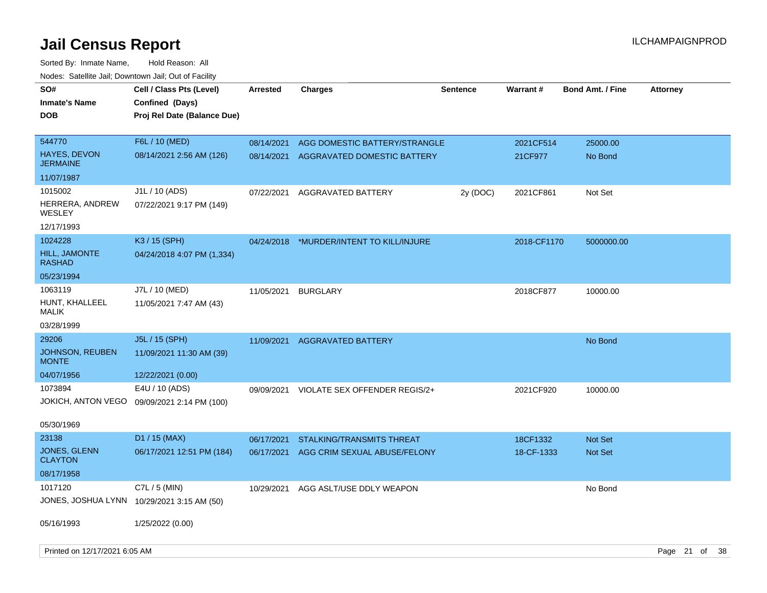# Jail Census Report

ILCHAMPAIGNPROD

Sorted By: Inmate Name, Hold Reason: All

Nodes: Satellite Jail; Downtown Jail; Out of Facility

| SO# / Inmate's Name / DOB | Cell / Class Pts (Level) / Confined (Days) / Proj Rel Date (Balance Due) | Arrested | Charges | Sentence | Warrant # | Bond Amt. / Fine | Attorney |
|---|---|---|---|---|---|---|---|
| 544770<br>HAYES, DEVON JERMAINE<br>11/07/1987 | F6L / 10 (MED)<br>08/14/2021 2:56 AM (126) | 08/14/2021<br>08/14/2021 | AGG DOMESTIC BATTERY/STRANGLE<br>AGGRAVATED DOMESTIC BATTERY | | 2021CF514<br>21CF977 | 25000.00<br>No Bond | |
| 1015002<br>HERRERA, ANDREW WESLEY<br>12/17/1993 | J1L / 10 (ADS)<br>07/22/2021 9:17 PM (149) | 07/22/2021 | AGGRAVATED BATTERY | 2y (DOC) | 2021CF861 | Not Set | |
| 1024228<br>HILL, JAMONTE RASHAD<br>05/23/1994 | K3 / 15 (SPH)<br>04/24/2018 4:07 PM (1,334) | 04/24/2018 | *MURDER/INTENT TO KILL/INJURE | | 2018-CF1170 | 5000000.00 | |
| 1063119<br>HUNT, KHALLEEL MALIK<br>03/28/1999 | J7L / 10 (MED)<br>11/05/2021 7:47 AM (43) | 11/05/2021 | BURGLARY | | 2018CF877 | 10000.00 | |
| 29206<br>JOHNSON, REUBEN MONTE<br>04/07/1956 | J5L / 15 (SPH)<br>11/09/2021 11:30 AM (39)<br>12/22/2021 (0.00) | 11/09/2021 | AGGRAVATED BATTERY | | | No Bond | |
| 1073894<br>JOKICH, ANTON VEGO<br>05/30/1969 | E4U / 10 (ADS)<br>09/09/2021 2:14 PM (100) | 09/09/2021 | VIOLATE SEX OFFENDER REGIS/2+ | | 2021CF920 | 10000.00 | |
| 23138<br>JONES, GLENN CLAYTON<br>08/17/1958 | D1 / 15 (MAX)<br>06/17/2021 12:51 PM (184) | 06/17/2021<br>06/17/2021 | STALKING/TRANSMITS THREAT<br>AGG CRIM SEXUAL ABUSE/FELONY | | 18CF1332<br>18-CF-1333 | Not Set<br>Not Set | |
| 1017120<br>JONES, JOSHUA LYNN<br>05/16/1993 | C7L / 5 (MIN)<br>10/29/2021 3:15 AM (50)<br>1/25/2022 (0.00) | 10/29/2021 | AGG ASLT/USE DDLY WEAPON | | | No Bond | |

Printed on 12/17/2021 6:05 AM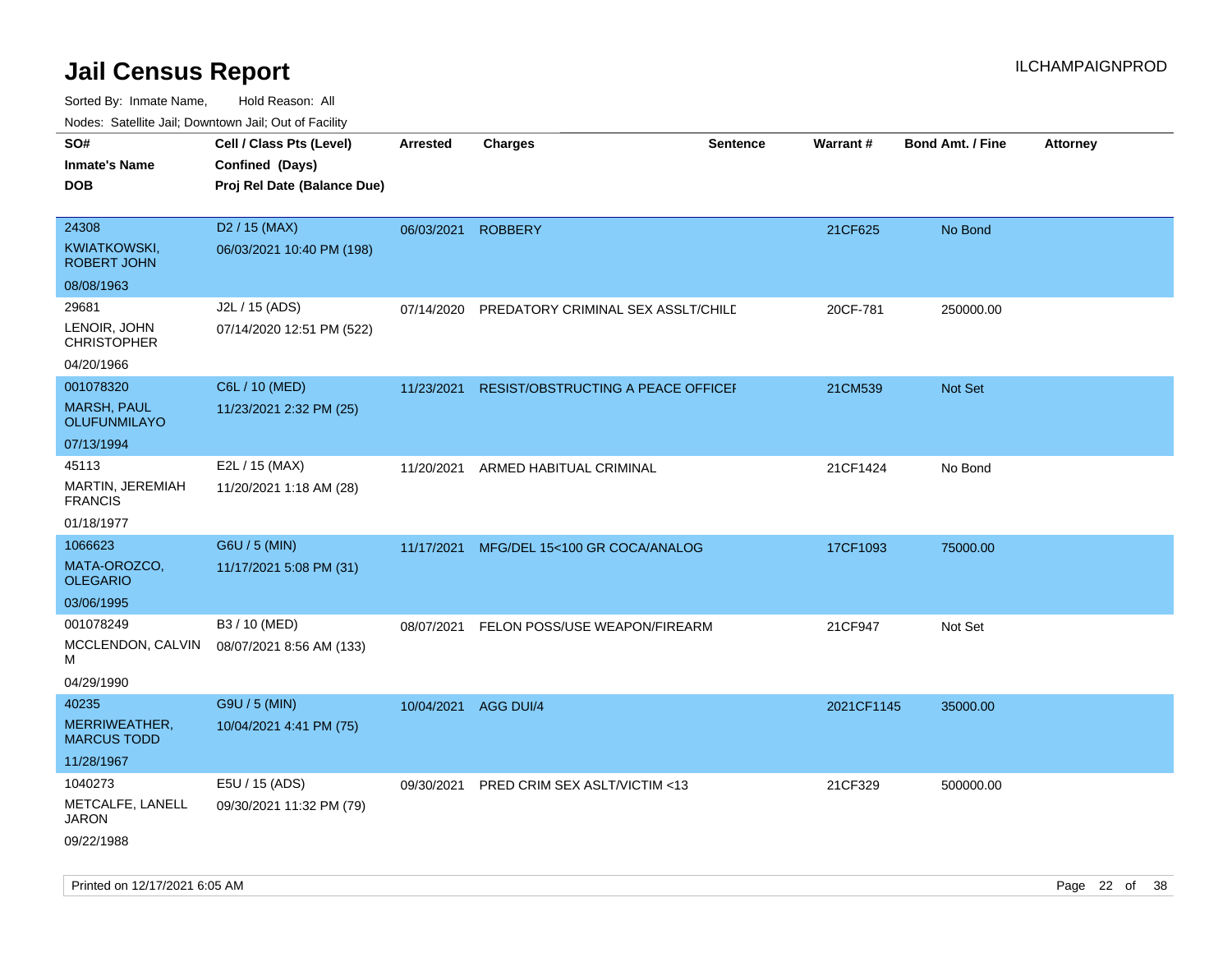# Jail Census Report

Sorted By: Inmate Name,    Hold Reason: All

Nodes: Satellite Jail; Downtown Jail; Out of Facility

| SO# / Inmate's Name / DOB | Cell / Class Pts (Level) / Confined (Days) / Proj Rel Date (Balance Due) | Arrested | Charges | Sentence | Warrant # | Bond Amt. / Fine | Attorney |
|---|---|---|---|---|---|---|---|
| 24308<br>KWIATKOWSKI, ROBERT JOHN<br>08/08/1963 | D2 / 15 (MAX)<br>06/03/2021 10:40 PM (198) | 06/03/2021 | ROBBERY | | 21CF625 | No Bond | |
| 29681<br>LENOIR, JOHN CHRISTOPHER<br>04/20/1966 | J2L / 15 (ADS)<br>07/14/2020 12:51 PM (522) | 07/14/2020 | PREDATORY CRIMINAL SEX ASSLT/CHILD | | 20CF-781 | 250000.00 | |
| 001078320<br>MARSH, PAUL OLUFUNMILAYO<br>07/13/1994 | C6L / 10 (MED)<br>11/23/2021 2:32 PM (25) | 11/23/2021 | RESIST/OBSTRUCTING A PEACE OFFICER | | 21CM539 | Not Set | |
| 45113<br>MARTIN, JEREMIAH FRANCIS<br>01/18/1977 | E2L / 15 (MAX)<br>11/20/2021 1:18 AM (28) | 11/20/2021 | ARMED HABITUAL CRIMINAL | | 21CF1424 | No Bond | |
| 1066623<br>MATA-OROZCO, OLEGARIO<br>03/06/1995 | G6U / 5 (MIN)<br>11/17/2021 5:08 PM (31) | 11/17/2021 | MFG/DEL 15<100 GR COCA/ANALOG | | 17CF1093 | 75000.00 | |
| 001078249<br>MCCLENDON, CALVIN M<br>04/29/1990 | B3 / 10 (MED)<br>08/07/2021 8:56 AM (133) | 08/07/2021 | FELON POSS/USE WEAPON/FIREARM | | 21CF947 | Not Set | |
| 40235<br>MERRIWEATHER, MARCUS TODD<br>11/28/1967 | G9U / 5 (MIN)<br>10/04/2021 4:41 PM (75) | 10/04/2021 | AGG DUI/4 | | 2021CF1145 | 35000.00 | |
| 1040273<br>METCALFE, LANELL JARON<br>09/22/1988 | E5U / 15 (ADS)<br>09/30/2021 11:32 PM (79) | 09/30/2021 | PRED CRIM SEX ASLT/VICTIM <13 | | 21CF329 | 500000.00 | |

Printed on 12/17/2021 6:05 AM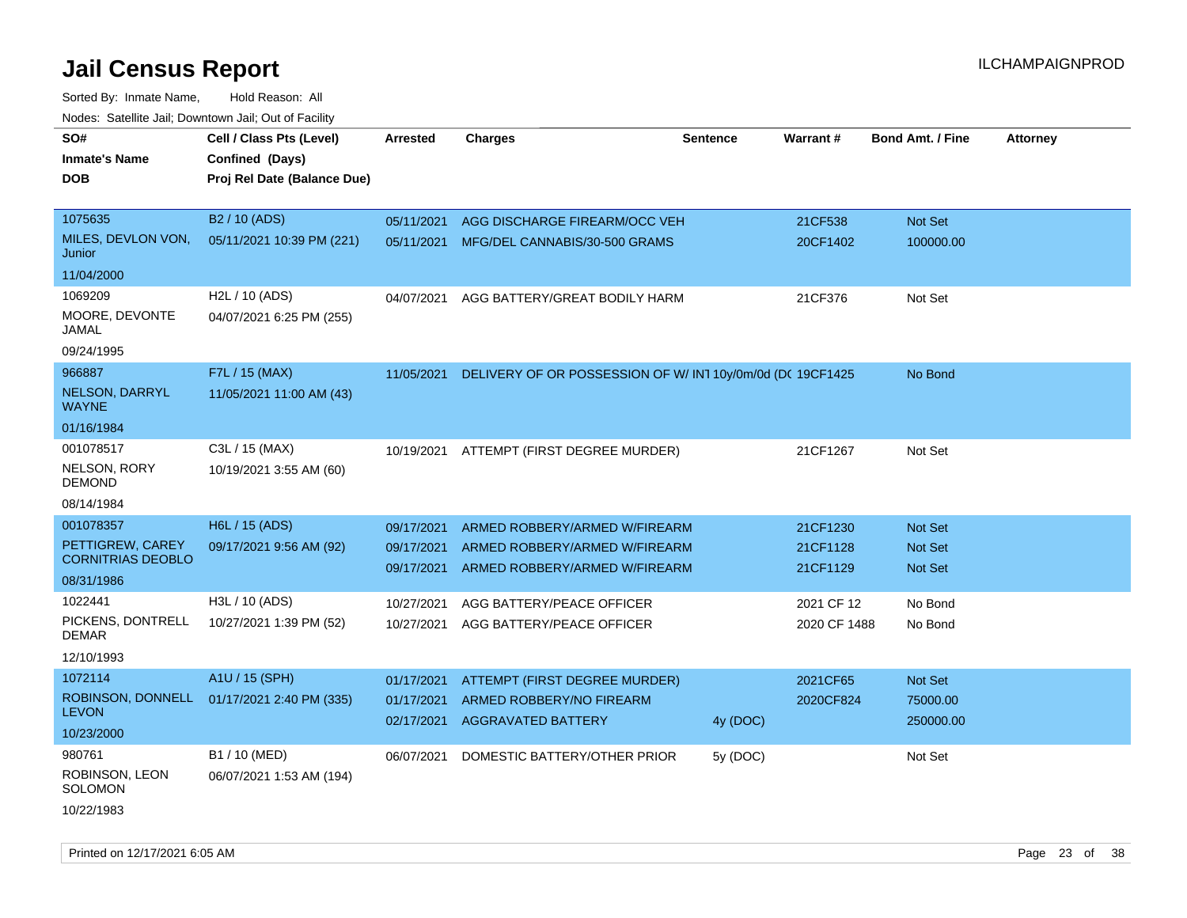# Jail Census Report

ILCHAMPAIGNPROD

Sorted By: Inmate Name, Hold Reason: All

Nodes: Satellite Jail; Downtown Jail; Out of Facility

| SO# / Inmate's Name / DOB | Cell / Class Pts (Level) / Confined (Days) / Proj Rel Date (Balance Due) | Arrested | Charges | Sentence | Warrant # | Bond Amt. / Fine | Attorney |
|---|---|---|---|---|---|---|---|
| 1075635<br>MILES, DEVLON VON, Junior<br>11/04/2000 | B2 / 10 (ADS)<br>05/11/2021 10:39 PM (221) | 05/11/2021 | AGG DISCHARGE FIREARM/OCC VEH | | 21CF538 | Not Set | |
| | | 05/11/2021 | MFG/DEL CANNABIS/30-500 GRAMS | | 20CF1402 | 100000.00 | |
| 1069209<br>MOORE, DEVONTE JAMAL<br>09/24/1995 | H2L / 10 (ADS)<br>04/07/2021 6:25 PM (255) | 04/07/2021 | AGG BATTERY/GREAT BODILY HARM | | 21CF376 | Not Set | |
| 966887<br>NELSON, DARRYL WAYNE<br>01/16/1984 | F7L / 15 (MAX)<br>11/05/2021 11:00 AM (43) | 11/05/2021 | DELIVERY OF OR POSSESSION OF W/ INT | 10y/0m/0d (DC | 19CF1425 | No Bond | |
| 001078517<br>NELSON, RORY DEMOND<br>08/14/1984 | C3L / 15 (MAX)<br>10/19/2021 3:55 AM (60) | 10/19/2021 | ATTEMPT (FIRST DEGREE MURDER) | | 21CF1267 | Not Set | |
| 001078357<br>PETTIGREW, CAREY CORNITRIAS DEOBLO<br>08/31/1986 | H6L / 15 (ADS)<br>09/17/2021 9:56 AM (92) | 09/17/2021 | ARMED ROBBERY/ARMED W/FIREARM | | 21CF1230 | Not Set | |
| | | 09/17/2021 | ARMED ROBBERY/ARMED W/FIREARM | | 21CF1128 | Not Set | |
| | | 09/17/2021 | ARMED ROBBERY/ARMED W/FIREARM | | 21CF1129 | Not Set | |
| 1022441<br>PICKENS, DONTRELL DEMAR<br>12/10/1993 | H3L / 10 (ADS)<br>10/27/2021 1:39 PM (52) | 10/27/2021 | AGG BATTERY/PEACE OFFICER | | 2021 CF 12 | No Bond | |
| | | 10/27/2021 | AGG BATTERY/PEACE OFFICER | | 2020 CF 1488 | No Bond | |
| 1072114<br>ROBINSON, DONNELL LEVON<br>10/23/2000 | A1U / 15 (SPH)<br>01/17/2021 2:40 PM (335) | 01/17/2021 | ATTEMPT (FIRST DEGREE MURDER) | | 2021CF65 | Not Set | |
| | | 01/17/2021 | ARMED ROBBERY/NO FIREARM | | 2020CF824 | 75000.00 | |
| | | 02/17/2021 | AGGRAVATED BATTERY | 4y (DOC) | | 250000.00 | |
| 980761<br>ROBINSON, LEON SOLOMON<br>10/22/1983 | B1 / 10 (MED)<br>06/07/2021 1:53 AM (194) | 06/07/2021 | DOMESTIC BATTERY/OTHER PRIOR | 5y (DOC) | | Not Set | |

Printed on 12/17/2021 6:05 AM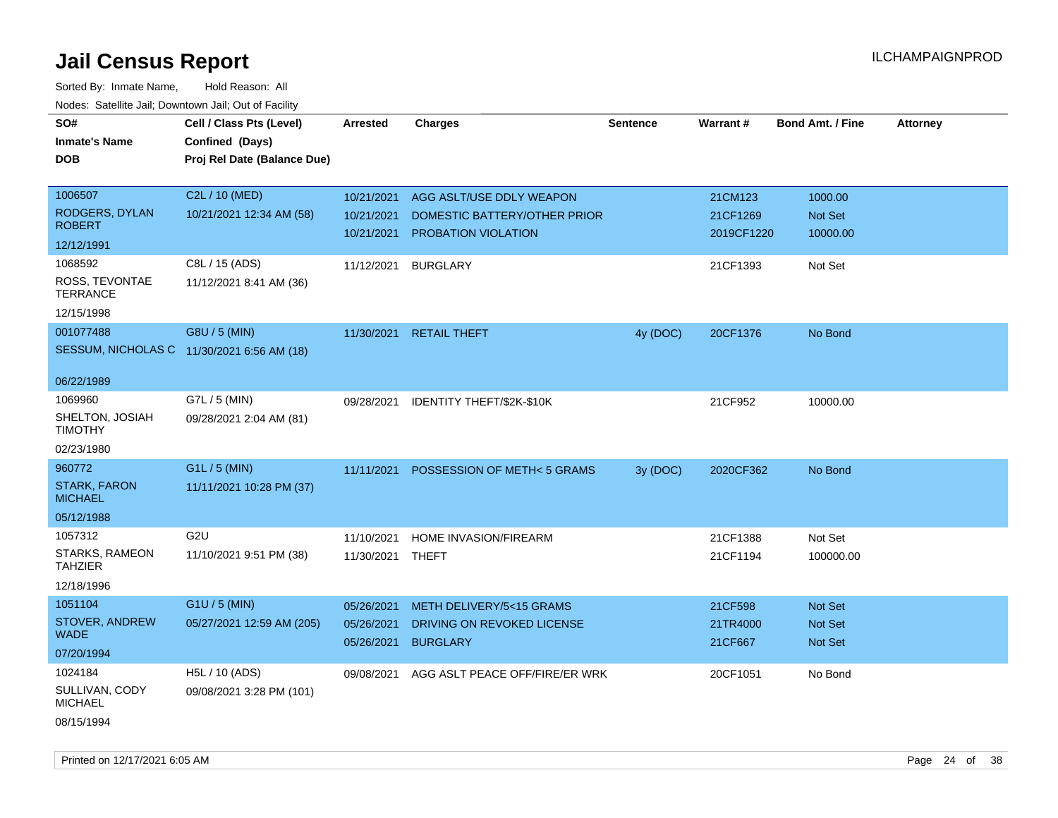# Jail Census Report

Sorted By: Inmate Name, Hold Reason: All

Nodes: Satellite Jail; Downtown Jail; Out of Facility

| SO# / Inmate's Name / DOB | Cell / Class Pts (Level) / Confined (Days) / Proj Rel Date (Balance Due) | Arrested | Charges | Sentence | Warrant # | Bond Amt. / Fine | Attorney |
|---|---|---|---|---|---|---|---|
| 1006507 RODGERS, DYLAN ROBERT 12/12/1991 | C2L / 10 (MED) 10/21/2021 12:34 AM (58) | 10/21/2021 | AGG ASLT/USE DDLY WEAPON | | 21CM123 | 1000.00 | |
| | | 10/21/2021 | DOMESTIC BATTERY/OTHER PRIOR | | 21CF1269 | Not Set | |
| | | 10/21/2021 | PROBATION VIOLATION | | 2019CF1220 | 10000.00 | |
| 1068592 ROSS, TEVONTAE TERRANCE 12/15/1998 | C8L / 15 (ADS) 11/12/2021 8:41 AM (36) | 11/12/2021 | BURGLARY | | 21CF1393 | Not Set | |
| 001077488 SESSUM, NICHOLAS C 06/22/1989 | G8U / 5 (MIN) 11/30/2021 6:56 AM (18) | 11/30/2021 | RETAIL THEFT | 4y (DOC) | 20CF1376 | No Bond | |
| 1069960 SHELTON, JOSIAH TIMOTHY 02/23/1980 | G7L / 5 (MIN) 09/28/2021 2:04 AM (81) | 09/28/2021 | IDENTITY THEFT/$2K-$10K | | 21CF952 | 10000.00 | |
| 960772 STARK, FARON MICHAEL 05/12/1988 | G1L / 5 (MIN) 11/11/2021 10:28 PM (37) | 11/11/2021 | POSSESSION OF METH< 5 GRAMS | 3y (DOC) | 2020CF362 | No Bond | |
| 1057312 STARKS, RAMEON TAHZIER 12/18/1996 | G2U 11/10/2021 9:51 PM (38) | 11/10/2021 | HOME INVASION/FIREARM | | 21CF1388 | Not Set | |
| | | 11/30/2021 | THEFT | | 21CF1194 | 100000.00 | |
| 1051104 STOVER, ANDREW WADE 07/20/1994 | G1U / 5 (MIN) 05/27/2021 12:59 AM (205) | 05/26/2021 | METH DELIVERY/5<15 GRAMS | | 21CF598 | Not Set | |
| | | 05/26/2021 | DRIVING ON REVOKED LICENSE | | 21TR4000 | Not Set | |
| | | 05/26/2021 | BURGLARY | | 21CF667 | Not Set | |
| 1024184 SULLIVAN, CODY MICHAEL 08/15/1994 | H5L / 10 (ADS) 09/08/2021 3:28 PM (101) | 09/08/2021 | AGG ASLT PEACE OFF/FIRE/ER WRK | | 20CF1051 | No Bond | |

Printed on 12/17/2021 6:05 AM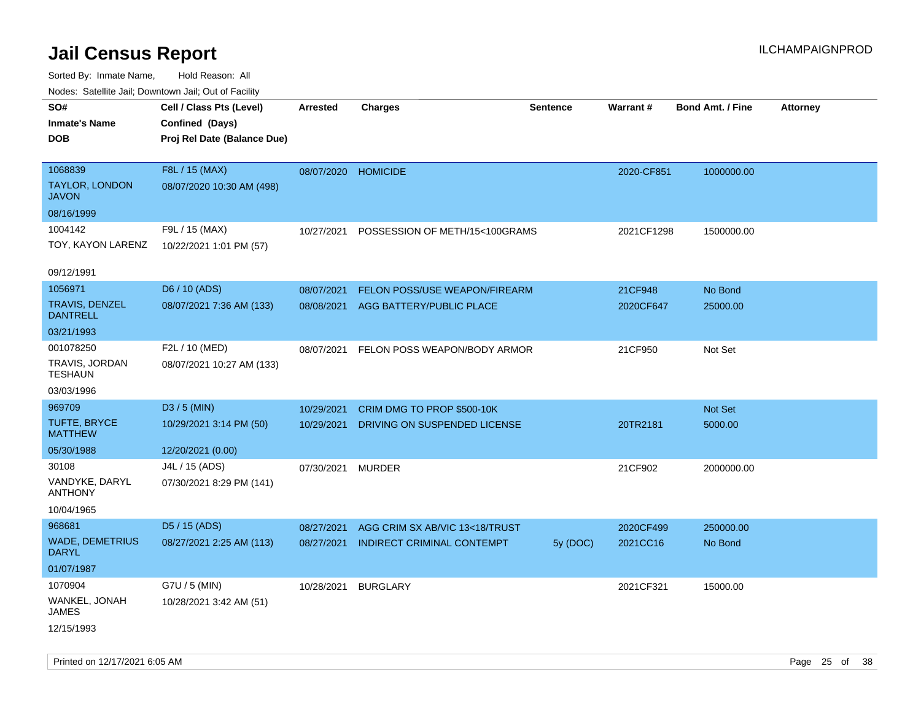# Jail Census Report

ILCHAMPAIGNPROD

Sorted By: Inmate Name, Hold Reason: All

Nodes: Satellite Jail; Downtown Jail; Out of Facility

| SO# / Inmate's Name / DOB | Cell / Class Pts (Level) / Confined (Days) / Proj Rel Date (Balance Due) | Arrested | Charges | Sentence | Warrant # | Bond Amt. / Fine | Attorney |
|---|---|---|---|---|---|---|---|
| 1068839<br>TAYLOR, LONDON JAVON<br>08/16/1999 | F8L / 15 (MAX)<br>08/07/2020 10:30 AM (498) | 08/07/2020 | HOMICIDE | | 2020-CF851 | 1000000.00 | |
| 1004142<br>TOY, KAYON LARENZ<br>09/12/1991 | F9L / 15 (MAX)<br>10/22/2021 1:01 PM (57) | 10/27/2021 | POSSESSION OF METH/15<100GRAMS | | 2021CF1298 | 1500000.00 | |
| 1056971<br>TRAVIS, DENZEL DANTRELL<br>03/21/1993 | D6 / 10 (ADS)<br>08/07/2021 7:36 AM (133) | 08/07/2021<br>08/08/2021 | FELON POSS/USE WEAPON/FIREARM<br>AGG BATTERY/PUBLIC PLACE | | 21CF948<br>2020CF647 | No Bond<br>25000.00 | |
| 001078250<br>TRAVIS, JORDAN TESHAUN<br>03/03/1996 | F2L / 10 (MED)<br>08/07/2021 10:27 AM (133) | 08/07/2021 | FELON POSS WEAPON/BODY ARMOR | | 21CF950 | Not Set | |
| 969709<br>TUFTE, BRYCE MATTHEW<br>05/30/1988 | D3 / 5 (MIN)<br>10/29/2021 3:14 PM (50)<br>12/20/2021 (0.00) | 10/29/2021<br>10/29/2021 | CRIM DMG TO PROP $500-10K<br>DRIVING ON SUSPENDED LICENSE | | <br>20TR2181 | Not Set<br>5000.00 | |
| 30108<br>VANDYKE, DARYL ANTHONY<br>10/04/1965 | J4L / 15 (ADS)<br>07/30/2021 8:29 PM (141) | 07/30/2021 | MURDER | | 21CF902 | 2000000.00 | |
| 968681<br>WADE, DEMETRIUS DARYL<br>01/07/1987 | D5 / 15 (ADS)<br>08/27/2021 2:25 AM (113) | 08/27/2021<br>08/27/2021 | AGG CRIM SX AB/VIC 13<18/TRUST<br>INDIRECT CRIMINAL CONTEMPT | <br>5y (DOC) | 2020CF499<br>2021CC16 | 250000.00<br>No Bond | |
| 1070904<br>WANKEL, JONAH JAMES<br>12/15/1993 | G7U / 5 (MIN)<br>10/28/2021 3:42 AM (51) | 10/28/2021 | BURGLARY | | 2021CF321 | 15000.00 | |

Printed on 12/17/2021 6:05 AM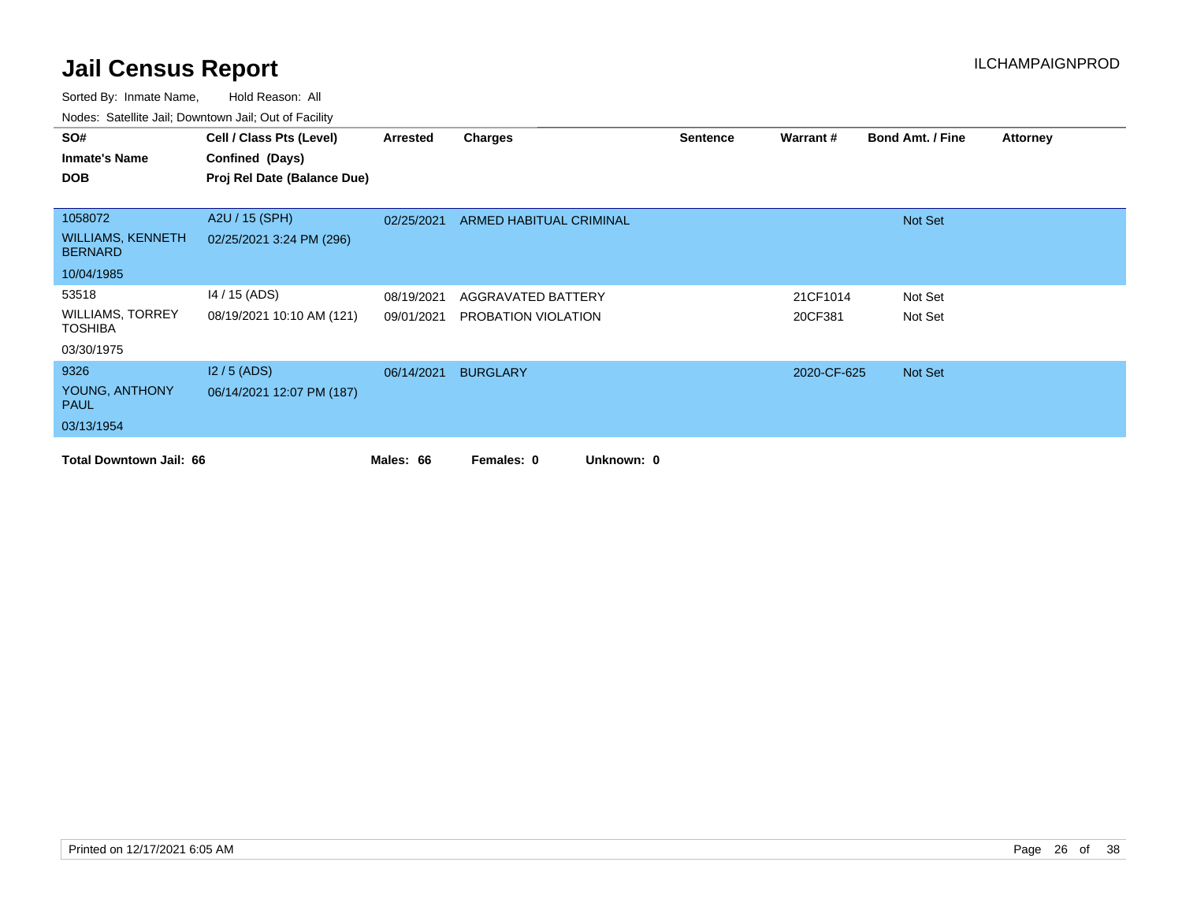# Jail Census Report

ILCHAMPAIGNPROD

Sorted By: Inmate Name, Hold Reason: All

Nodes: Satellite Jail; Downtown Jail; Out of Facility

| SO# / Inmate's Name / DOB | Cell / Class Pts (Level) / Confined (Days) / Proj Rel Date (Balance Due) | Arrested | Charges | Sentence | Warrant # | Bond Amt. / Fine | Attorney |
|---|---|---|---|---|---|---|---|
| 1058072 | A2U / 15 (SPH) | 02/25/2021 | ARMED HABITUAL CRIMINAL | | | Not Set | |
| WILLIAMS, KENNETH BERNARD | 02/25/2021 3:24 PM (296) | | | | | | |
| 10/04/1985 | | | | | | | |
| 53518 | I4 / 15 (ADS) | 08/19/2021 | AGGRAVATED BATTERY | | 21CF1014 | Not Set | |
| WILLIAMS, TORREY TOSHIBA | 08/19/2021 10:10 AM (121) | 09/01/2021 | PROBATION VIOLATION | | 20CF381 | Not Set | |
| 03/30/1975 | | | | | | | |
| 9326 | I2 / 5 (ADS) | 06/14/2021 | BURGLARY | | 2020-CF-625 | Not Set | |
| YOUNG, ANTHONY PAUL | 06/14/2021 12:07 PM (187) | | | | | | |
| 03/13/1954 | | | | | | | |

**Total Downtown Jail: 66** **Males: 66** **Females: 0** **Unknown: 0**

Printed on 12/17/2021 6:05 AM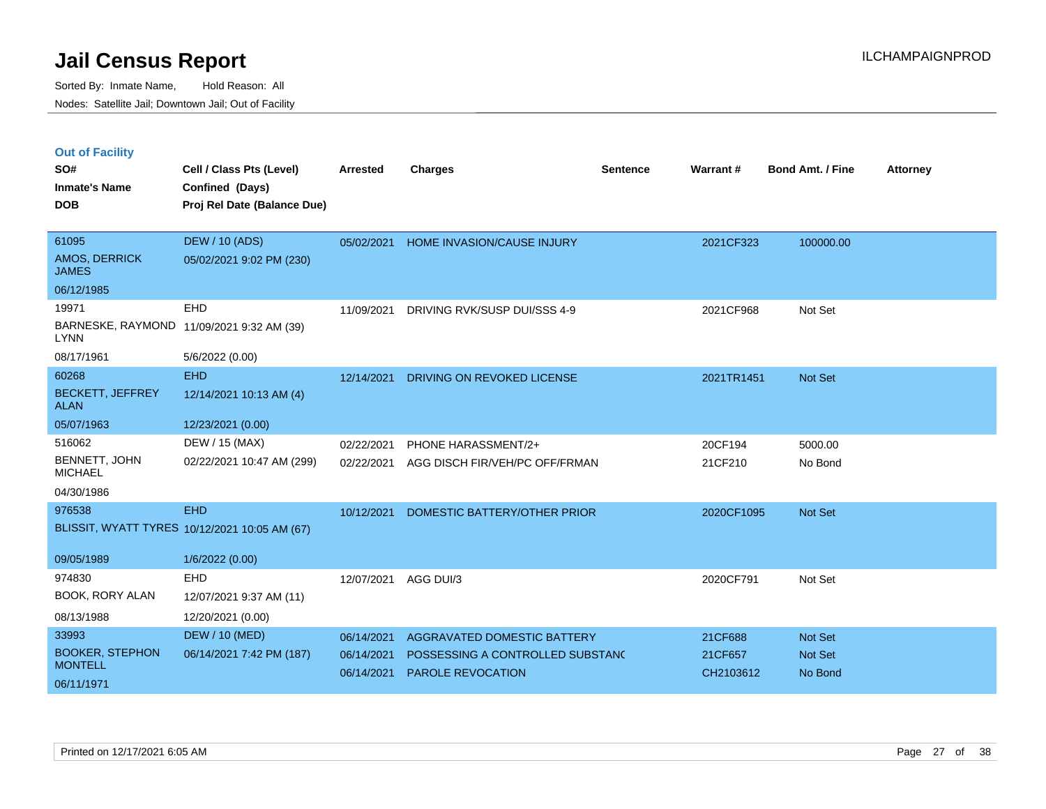# Jail Census Report

Sorted By: Inmate Name, Hold Reason: All

Nodes: Satellite Jail; Downtown Jail; Out of Facility

ILCHAMPAIGNPROD

## Out of Facility

| SO# / Inmate's Name / DOB | Cell / Class Pts (Level) / Confined (Days) / Proj Rel Date (Balance Due) | Arrested | Charges | Sentence | Warrant # | Bond Amt. / Fine | Attorney |
|---|---|---|---|---|---|---|---|
| 61095<br>AMOS, DERRICK JAMES<br>06/12/1985 | DEW / 10 (ADS)<br>05/02/2021 9:02 PM (230) | 05/02/2021 | HOME INVASION/CAUSE INJURY | | 2021CF323 | 100000.00 | |
| 19971<br>BARNESKE, RAYMOND LYNN<br>08/17/1961 | EHD<br>11/09/2021 9:32 AM (39)<br>5/6/2022 (0.00) | 11/09/2021 | DRIVING RVK/SUSP DUI/SSS 4-9 | | 2021CF968 | Not Set | |
| 60268<br>BECKETT, JEFFREY ALAN<br>05/07/1963 | EHD<br>12/14/2021 10:13 AM (4)<br>12/23/2021 (0.00) | 12/14/2021 | DRIVING ON REVOKED LICENSE | | 2021TR1451 | Not Set | |
| 516062<br>BENNETT, JOHN MICHAEL<br>04/30/1986 | DEW / 15 (MAX)<br>02/22/2021 10:47 AM (299) | 02/22/2021<br>02/22/2021 | PHONE HARASSMENT/2+<br>AGG DISCH FIR/VEH/PC OFF/FRMAN | | 20CF194<br>21CF210 | 5000.00<br>No Bond | |
| 976538<br>BLISSIT, WYATT TYRES<br>09/05/1989 | EHD<br>10/12/2021 10:05 AM (67)<br>1/6/2022 (0.00) | 10/12/2021 | DOMESTIC BATTERY/OTHER PRIOR | | 2020CF1095 | Not Set | |
| 974830<br>BOOK, RORY ALAN<br>08/13/1988 | EHD<br>12/07/2021 9:37 AM (11)<br>12/20/2021 (0.00) | 12/07/2021 | AGG DUI/3 | | 2020CF791 | Not Set | |
| 33993<br>BOOKER, STEPHON MONTELL<br>06/11/1971 | DEW / 10 (MED)<br>06/14/2021 7:42 PM (187) | 06/14/2021<br>06/14/2021<br>06/14/2021 | AGGRAVATED DOMESTIC BATTERY<br>POSSESSING A CONTROLLED SUBSTANC<br>PAROLE REVOCATION | | 21CF688<br>21CF657<br>CH2103612 | Not Set<br>Not Set<br>No Bond | |

Printed on 12/17/2021 6:05 AM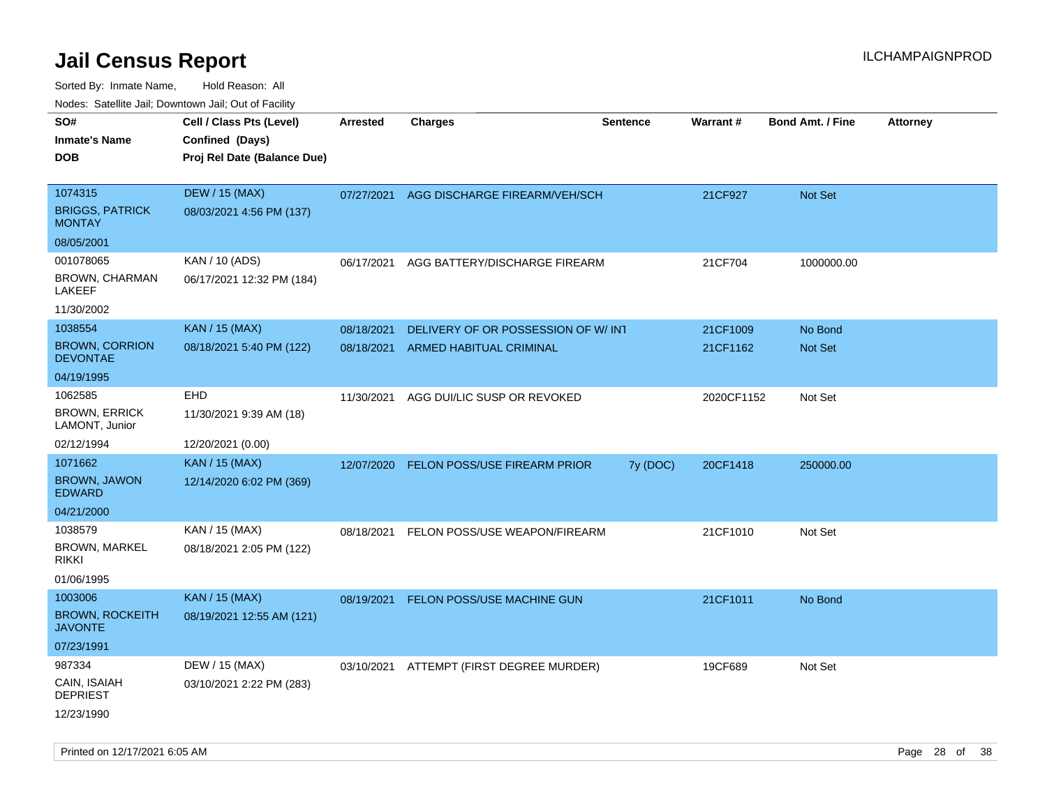# Jail Census Report

ILCHAMPAIGNPROD

Sorted By: Inmate Name, Hold Reason: All

Nodes: Satellite Jail; Downtown Jail; Out of Facility

| SO# / Inmate's Name / DOB | Cell / Class Pts (Level) / Confined (Days) / Proj Rel Date (Balance Due) | Arrested | Charges | Sentence | Warrant # | Bond Amt. / Fine | Attorney |
|---|---|---|---|---|---|---|---|
| 1074315<br>BRIGGS, PATRICK MONTAY<br>08/05/2001 | DEW / 15 (MAX)<br>08/03/2021 4:56 PM (137) | 07/27/2021 | AGG DISCHARGE FIREARM/VEH/SCH | | 21CF927 | Not Set | |
| 001078065<br>BROWN, CHARMAN LAKEEF<br>11/30/2002 | KAN / 10 (ADS)<br>06/17/2021 12:32 PM (184) | 06/17/2021 | AGG BATTERY/DISCHARGE FIREARM | | 21CF704 | 1000000.00 | |
| 1038554<br>BROWN, CORRION DEVONTAE<br>04/19/1995 | KAN / 15 (MAX)<br>08/18/2021 5:40 PM (122) | 08/18/2021<br>08/18/2021 | DELIVERY OF OR POSSESSION OF W/ INT<br>ARMED HABITUAL CRIMINAL | | 21CF1009<br>21CF1162 | No Bond<br>Not Set | |
| 1062585<br>BROWN, ERRICK LAMONT, Junior<br>02/12/1994 | EHD<br>11/30/2021 9:39 AM (18)<br>12/20/2021 (0.00) | 11/30/2021 | AGG DUI/LIC SUSP OR REVOKED | | 2020CF1152 | Not Set | |
| 1071662<br>BROWN, JAWON EDWARD<br>04/21/2000 | KAN / 15 (MAX)<br>12/14/2020 6:02 PM (369) | 12/07/2020 | FELON POSS/USE FIREARM PRIOR | 7y (DOC) | 20CF1418 | 250000.00 | |
| 1038579<br>BROWN, MARKEL RIKKI<br>01/06/1995 | KAN / 15 (MAX)<br>08/18/2021 2:05 PM (122) | 08/18/2021 | FELON POSS/USE WEAPON/FIREARM | | 21CF1010 | Not Set | |
| 1003006<br>BROWN, ROCKEITH JAVONTE<br>07/23/1991 | KAN / 15 (MAX)<br>08/19/2021 12:55 AM (121) | 08/19/2021 | FELON POSS/USE MACHINE GUN | | 21CF1011 | No Bond | |
| 987334<br>CAIN, ISAIAH DEPRIEST<br>12/23/1990 | DEW / 15 (MAX)<br>03/10/2021 2:22 PM (283) | 03/10/2021 | ATTEMPT (FIRST DEGREE MURDER) | | 19CF689 | Not Set | |

Printed on 12/17/2021 6:05 AM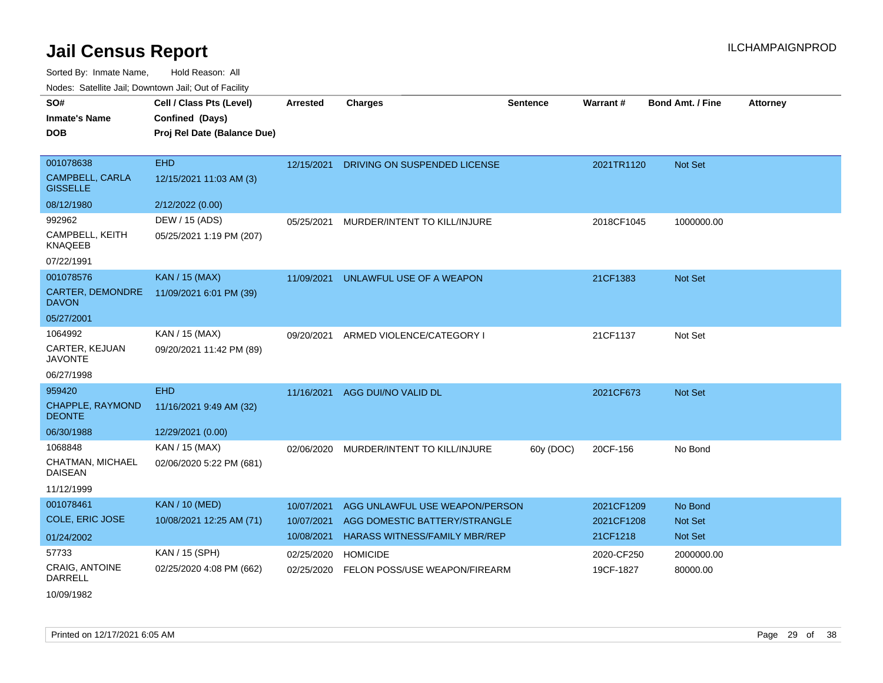# Jail Census Report

ILCHAMPAIGNPROD

Sorted By: Inmate Name, Hold Reason: All

Nodes: Satellite Jail; Downtown Jail; Out of Facility

| SO# / Inmate's Name / DOB | Cell / Class Pts (Level) / Confined (Days) / Proj Rel Date (Balance Due) | Arrested | Charges | Sentence | Warrant # | Bond Amt. / Fine | Attorney |
|---|---|---|---|---|---|---|---|
| 001078638<br>CAMPBELL, CARLA GISSELLE<br>08/12/1980 | EHD<br>12/15/2021 11:03 AM (3)<br>2/12/2022 (0.00) | 12/15/2021 | DRIVING ON SUSPENDED LICENSE | | 2021TR1120 | Not Set | |
| 992962<br>CAMPBELL, KEITH KNAQEEB<br>07/22/1991 | DEW / 15 (ADS)<br>05/25/2021 1:19 PM (207) | 05/25/2021 | MURDER/INTENT TO KILL/INJURE | | 2018CF1045 | 1000000.00 | |
| 001078576<br>CARTER, DEMONDRE DAVON<br>05/27/2001 | KAN / 15 (MAX)<br>11/09/2021 6:01 PM (39) | 11/09/2021 | UNLAWFUL USE OF A WEAPON | | 21CF1383 | Not Set | |
| 1064992<br>CARTER, KEJUAN JAVONTE<br>06/27/1998 | KAN / 15 (MAX)<br>09/20/2021 11:42 PM (89) | 09/20/2021 | ARMED VIOLENCE/CATEGORY I | | 21CF1137 | Not Set | |
| 959420<br>CHAPPLE, RAYMOND DEONTE<br>06/30/1988 | EHD<br>11/16/2021 9:49 AM (32)<br>12/29/2021 (0.00) | 11/16/2021 | AGG DUI/NO VALID DL | | 2021CF673 | Not Set | |
| 1068848<br>CHATMAN, MICHAEL DAISEAN<br>11/12/1999 | KAN / 15 (MAX)<br>02/06/2020 5:22 PM (681) | 02/06/2020 | MURDER/INTENT TO KILL/INJURE | 60y (DOC) | 20CF-156 | No Bond | |
| 001078461<br>COLE, ERIC JOSE<br>01/24/2002 | KAN / 10 (MED)<br>10/08/2021 12:25 AM (71) | 10/07/2021 | AGG UNLAWFUL USE WEAPON/PERSON | | 2021CF1209 | No Bond | |
| | | 10/07/2021 | AGG DOMESTIC BATTERY/STRANGLE | | 2021CF1208 | Not Set | |
| | | 10/08/2021 | HARASS WITNESS/FAMILY MBR/REP | | 21CF1218 | Not Set | |
| 57733<br>CRAIG, ANTOINE DARRELL<br>10/09/1982 | KAN / 15 (SPH)<br>02/25/2020 4:08 PM (662) | 02/25/2020 | HOMICIDE | | 2020-CF250 | 2000000.00 | |
| | | 02/25/2020 | FELON POSS/USE WEAPON/FIREARM | | 19CF-1827 | 80000.00 | |

Printed on 12/17/2021 6:05 AM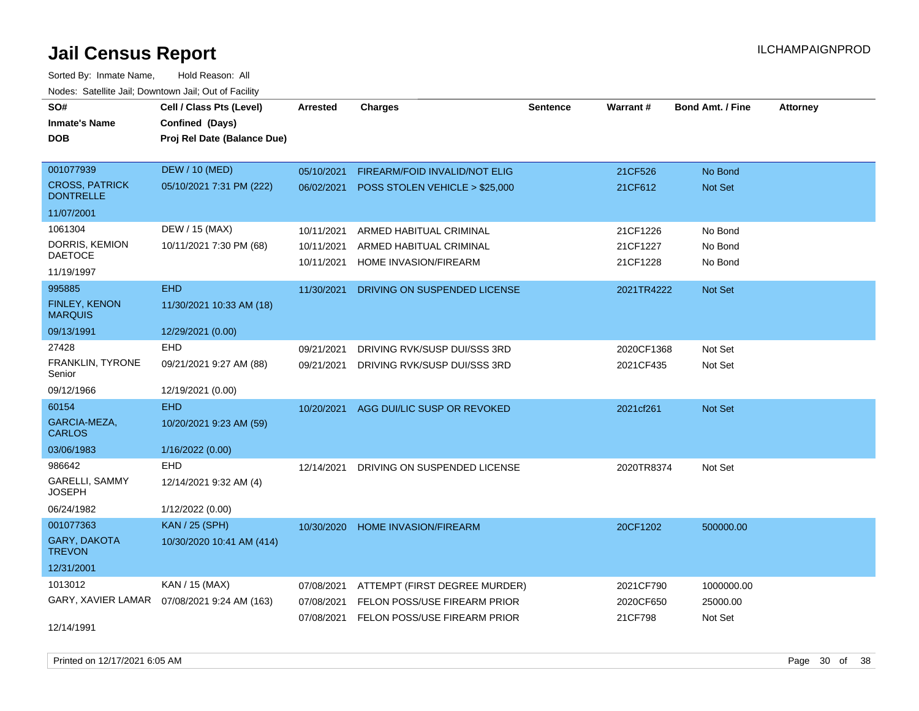# Jail Census Report

Sorted By: Inmate Name, Hold Reason: All

Nodes: Satellite Jail; Downtown Jail; Out of Facility

| SO# / Inmate's Name / DOB | Cell / Class Pts (Level) / Confined (Days) / Proj Rel Date (Balance Due) | Arrested | Charges | Sentence | Warrant # | Bond Amt. / Fine | Attorney |
|---|---|---|---|---|---|---|---|
| 001077939<br>CROSS, PATRICK DONTRELLE<br>11/07/2001 | DEW / 10 (MED)<br>05/10/2021 7:31 PM (222) | 05/10/2021 | FIREARM/FOID INVALID/NOT ELIG | | 21CF526 | No Bond | |
| | | 06/02/2021 | POSS STOLEN VEHICLE > $25,000 | | 21CF612 | Not Set | |
| 1061304<br>DORRIS, KEMION DAETOCE<br>11/19/1997 | DEW / 15 (MAX)<br>10/11/2021 7:30 PM (68) | 10/11/2021 | ARMED HABITUAL CRIMINAL | | 21CF1226 | No Bond | |
| | | 10/11/2021 | ARMED HABITUAL CRIMINAL | | 21CF1227 | No Bond | |
| | | 10/11/2021 | HOME INVASION/FIREARM | | 21CF1228 | No Bond | |
| 995885<br>FINLEY, KENON MARQUIS<br>09/13/1991 | EHD<br>11/30/2021 10:33 AM (18)<br>12/29/2021 (0.00) | 11/30/2021 | DRIVING ON SUSPENDED LICENSE | | 2021TR4222 | Not Set | |
| 27428<br>FRANKLIN, TYRONE Senior<br>09/12/1966 | EHD<br>09/21/2021 9:27 AM (88)<br>12/19/2021 (0.00) | 09/21/2021 | DRIVING RVK/SUSP DUI/SSS 3RD | | 2020CF1368 | Not Set | |
| | | 09/21/2021 | DRIVING RVK/SUSP DUI/SSS 3RD | | 2021CF435 | Not Set | |
| 60154<br>GARCIA-MEZA, CARLOS<br>03/06/1983 | EHD<br>10/20/2021 9:23 AM (59)<br>1/16/2022 (0.00) | 10/20/2021 | AGG DUI/LIC SUSP OR REVOKED | | 2021cf261 | Not Set | |
| 986642<br>GARELLI, SAMMY JOSEPH<br>06/24/1982 | EHD<br>12/14/2021 9:32 AM (4)<br>1/12/2022 (0.00) | 12/14/2021 | DRIVING ON SUSPENDED LICENSE | | 2020TR8374 | Not Set | |
| 001077363<br>GARY, DAKOTA TREVON<br>12/31/2001 | KAN / 25 (SPH)<br>10/30/2020 10:41 AM (414) | 10/30/2020 | HOME INVASION/FIREARM | | 20CF1202 | 500000.00 | |
| 1013012<br>GARY, XAVIER LAMAR<br>12/14/1991 | KAN / 15 (MAX)<br>07/08/2021 9:24 AM (163) | 07/08/2021 | ATTEMPT (FIRST DEGREE MURDER) | | 2021CF790 | 1000000.00 | |
| | | 07/08/2021 | FELON POSS/USE FIREARM PRIOR | | 2020CF650 | 25000.00 | |
| | | 07/08/2021 | FELON POSS/USE FIREARM PRIOR | | 21CF798 | Not Set | |

Printed on 12/17/2021 6:05 AM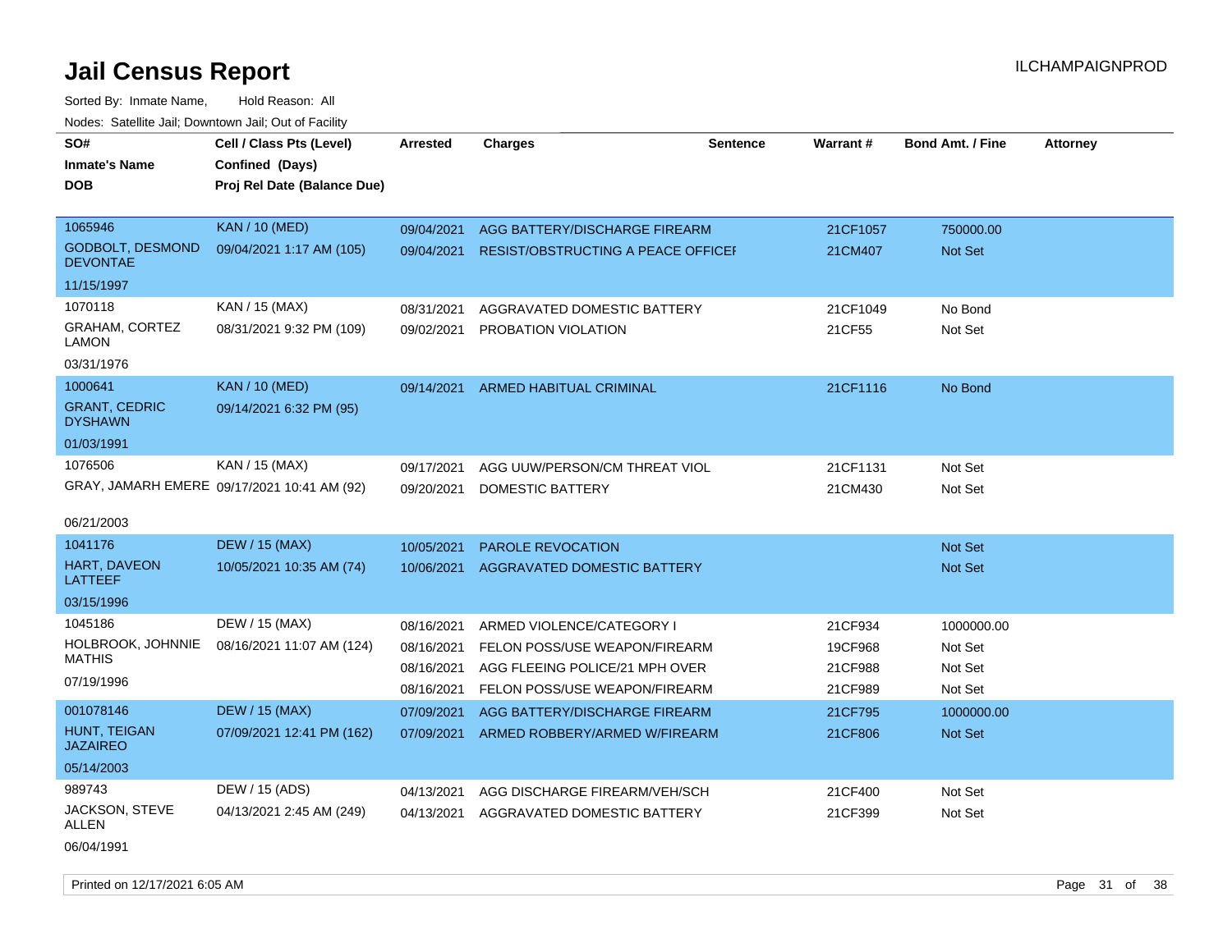# Jail Census Report

ILCHAMPAIGNPROD

Sorted By: Inmate Name, Hold Reason: All

Nodes: Satellite Jail; Downtown Jail; Out of Facility

| SO# / Inmate's Name / DOB | Cell / Class Pts (Level) / Confined (Days) / Proj Rel Date (Balance Due) | Arrested | Charges | Sentence | Warrant # | Bond Amt. / Fine | Attorney |
|---|---|---|---|---|---|---|---|
| 1065946<br>GODBOLT, DESMOND DEVONTAE<br>11/15/1997 | KAN / 10 (MED)<br>09/04/2021 1:17 AM (105) | 09/04/2021 | AGG BATTERY/DISCHARGE FIREARM | | 21CF1057 | 750000.00 | |
| | | 09/04/2021 | RESIST/OBSTRUCTING A PEACE OFFICEI | | 21CM407 | Not Set | |
| 1070118<br>GRAHAM, CORTEZ LAMON<br>03/31/1976 | KAN / 15 (MAX)<br>08/31/2021 9:32 PM (109) | 08/31/2021 | AGGRAVATED DOMESTIC BATTERY | | 21CF1049 | No Bond | |
| | | 09/02/2021 | PROBATION VIOLATION | | 21CF55 | Not Set | |
| 1000641<br>GRANT, CEDRIC DYSHAWN<br>01/03/1991 | KAN / 10 (MED)<br>09/14/2021 6:32 PM (95) | 09/14/2021 | ARMED HABITUAL CRIMINAL | | 21CF1116 | No Bond | |
| 1076506<br>GRAY, JAMARH EMERE<br>06/21/2003 | KAN / 15 (MAX)<br>09/17/2021 10:41 AM (92) | 09/17/2021 | AGG UUW/PERSON/CM THREAT VIOL | | 21CF1131 | Not Set | |
| | | 09/20/2021 | DOMESTIC BATTERY | | 21CM430 | Not Set | |
| 1041176<br>HART, DAVEON LATTEEF<br>03/15/1996 | DEW / 15 (MAX)<br>10/05/2021 10:35 AM (74) | 10/05/2021 | PAROLE REVOCATION | | | Not Set | |
| | | 10/06/2021 | AGGRAVATED DOMESTIC BATTERY | | | Not Set | |
| 1045186<br>HOLBROOK, JOHNNIE MATHIS<br>07/19/1996 | DEW / 15 (MAX)<br>08/16/2021 11:07 AM (124) | 08/16/2021 | ARMED VIOLENCE/CATEGORY I | | 21CF934 | 1000000.00 | |
| | | 08/16/2021 | FELON POSS/USE WEAPON/FIREARM | | 19CF968 | Not Set | |
| | | 08/16/2021 | AGG FLEEING POLICE/21 MPH OVER | | 21CF988 | Not Set | |
| | | 08/16/2021 | FELON POSS/USE WEAPON/FIREARM | | 21CF989 | Not Set | |
| 001078146<br>HUNT, TEIGAN JAZAIREO<br>05/14/2003 | DEW / 15 (MAX)<br>07/09/2021 12:41 PM (162) | 07/09/2021 | AGG BATTERY/DISCHARGE FIREARM | | 21CF795 | 1000000.00 | |
| | | 07/09/2021 | ARMED ROBBERY/ARMED W/FIREARM | | 21CF806 | Not Set | |
| 989743<br>JACKSON, STEVE ALLEN<br>06/04/1991 | DEW / 15 (ADS)<br>04/13/2021 2:45 AM (249) | 04/13/2021 | AGG DISCHARGE FIREARM/VEH/SCH | | 21CF400 | Not Set | |
| | | 04/13/2021 | AGGRAVATED DOMESTIC BATTERY | | 21CF399 | Not Set | |

Printed on 12/17/2021 6:05 AM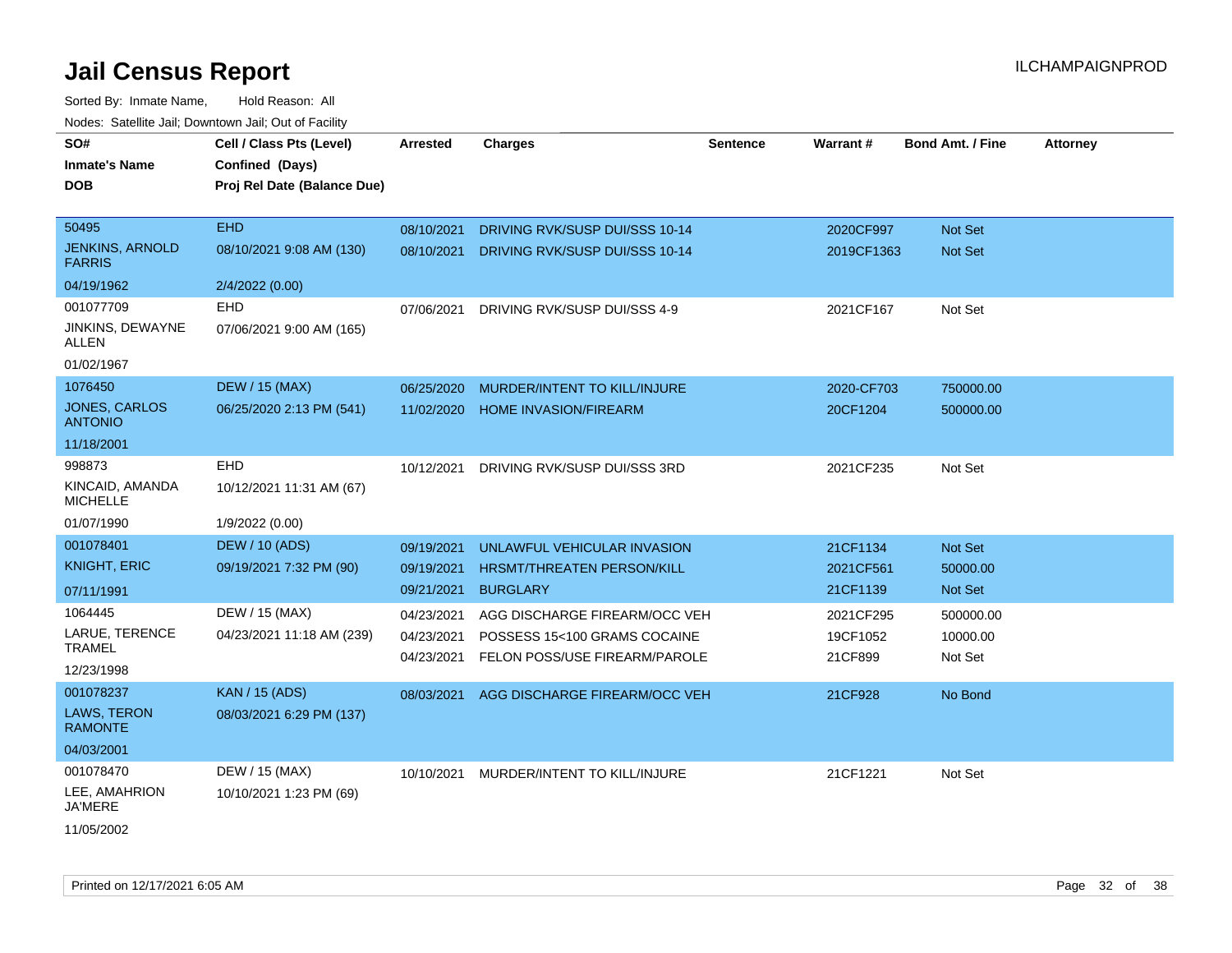# Jail Census Report

Sorted By: Inmate Name, Hold Reason: All

Nodes: Satellite Jail; Downtown Jail; Out of Facility

| SO# / Inmate's Name / DOB | Cell / Class Pts (Level) / Confined (Days) / Proj Rel Date (Balance Due) | Arrested | Charges | Sentence | Warrant # | Bond Amt. / Fine | Attorney |
|---|---|---|---|---|---|---|---|
| 50495<br>JENKINS, ARNOLD FARRIS<br>04/19/1962 | EHD<br>08/10/2021 9:08 AM (130)<br>2/4/2022 (0.00) | 08/10/2021<br>08/10/2021 | DRIVING RVK/SUSP DUI/SSS 10-14<br>DRIVING RVK/SUSP DUI/SSS 10-14 | | 2020CF997<br>2019CF1363 | Not Set<br>Not Set | |
| 001077709<br>JINKINS, DEWAYNE ALLEN<br>01/02/1967 | EHD<br>07/06/2021 9:00 AM (165) | 07/06/2021 | DRIVING RVK/SUSP DUI/SSS 4-9 | | 2021CF167 | Not Set | |
| 1076450<br>JONES, CARLOS ANTONIO<br>11/18/2001 | DEW / 15 (MAX)<br>06/25/2020 2:13 PM (541) | 06/25/2020<br>11/02/2020 | MURDER/INTENT TO KILL/INJURE<br>HOME INVASION/FIREARM | | 2020-CF703<br>20CF1204 | 750000.00<br>500000.00 | |
| 998873<br>KINCAID, AMANDA MICHELLE<br>01/07/1990 | EHD<br>10/12/2021 11:31 AM (67)<br>1/9/2022 (0.00) | 10/12/2021 | DRIVING RVK/SUSP DUI/SSS 3RD | | 2021CF235 | Not Set | |
| 001078401<br>KNIGHT, ERIC<br>07/11/1991 | DEW / 10 (ADS)<br>09/19/2021 7:32 PM (90) | 09/19/2021<br>09/19/2021<br>09/21/2021 | UNLAWFUL VEHICULAR INVASION<br>HRSMT/THREATEN PERSON/KILL<br>BURGLARY | | 21CF1134<br>2021CF561<br>21CF1139 | Not Set<br>50000.00<br>Not Set | |
| 1064445<br>LARUE, TERENCE TRAMEL<br>12/23/1998 | DEW / 15 (MAX)<br>04/23/2021 11:18 AM (239) | 04/23/2021<br>04/23/2021<br>04/23/2021 | AGG DISCHARGE FIREARM/OCC VEH<br>POSSESS 15<100 GRAMS COCAINE<br>FELON POSS/USE FIREARM/PAROLE | | 2021CF295<br>19CF1052<br>21CF899 | 500000.00<br>10000.00<br>Not Set | |
| 001078237<br>LAWS, TERON RAMONTE<br>04/03/2001 | KAN / 15 (ADS)<br>08/03/2021 6:29 PM (137) | 08/03/2021 | AGG DISCHARGE FIREARM/OCC VEH | | 21CF928 | No Bond | |
| 001078470<br>LEE, AMAHRION JA'MERE<br>11/05/2002 | DEW / 15 (MAX)<br>10/10/2021 1:23 PM (69) | 10/10/2021 | MURDER/INTENT TO KILL/INJURE | | 21CF1221 | Not Set | |

Printed on 12/17/2021 6:05 AM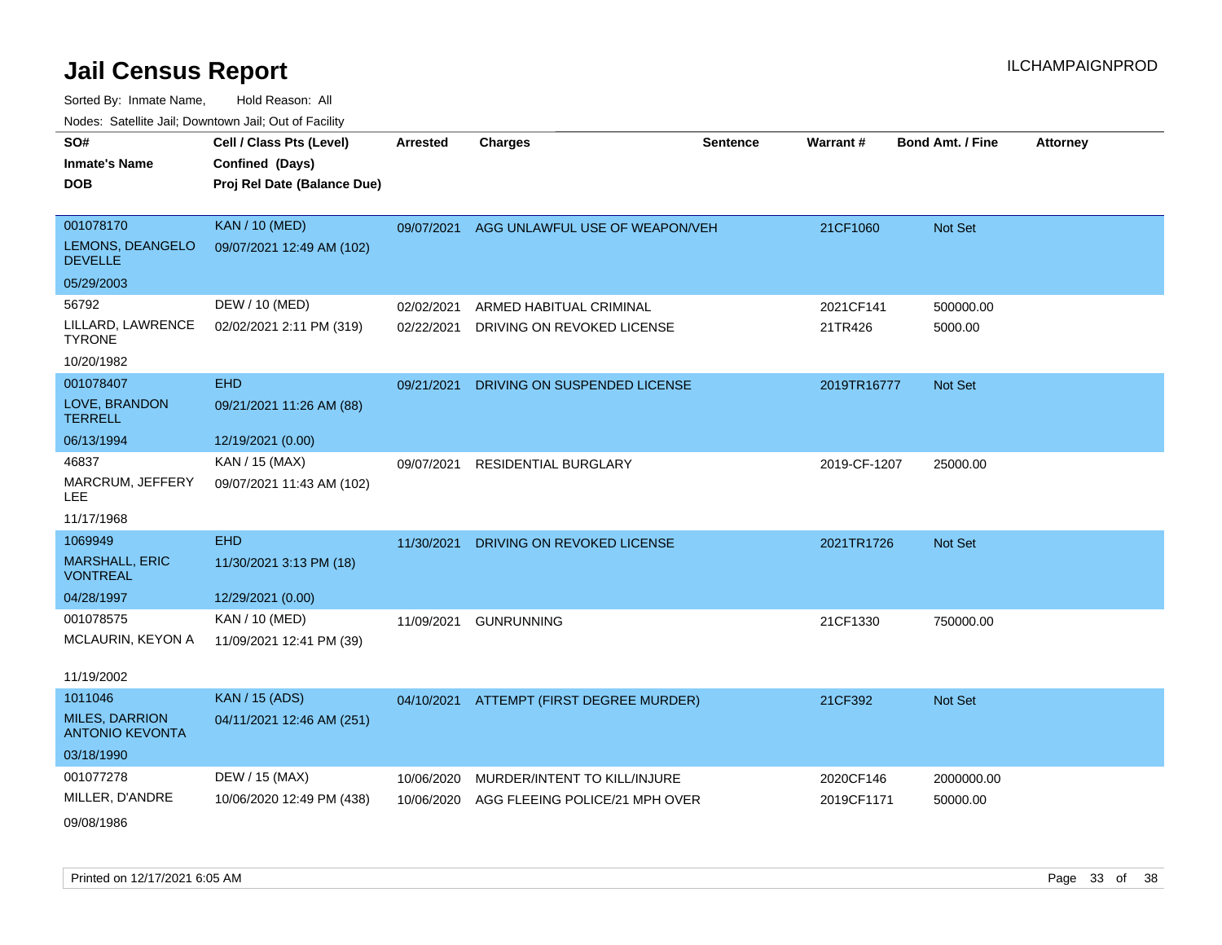# Jail Census Report

Sorted By: Inmate Name, Hold Reason: All

Nodes: Satellite Jail; Downtown Jail; Out of Facility

| SO# / Inmate's Name / DOB | Cell / Class Pts (Level) / Confined (Days) / Proj Rel Date (Balance Due) | Arrested | Charges | Sentence | Warrant # | Bond Amt. / Fine | Attorney |
|---|---|---|---|---|---|---|---|
| 001078170<br>LEMONS, DEANGELO DEVELLE<br>05/29/2003 | KAN / 10 (MED)<br>09/07/2021 12:49 AM (102) | 09/07/2021 | AGG UNLAWFUL USE OF WEAPON/VEH | | 21CF1060 | Not Set | |
| 56792<br>LILLARD, LAWRENCE TYRONE<br>10/20/1982 | DEW / 10 (MED)<br>02/02/2021 2:11 PM (319) | 02/02/2021<br>02/22/2021 | ARMED HABITUAL CRIMINAL<br>DRIVING ON REVOKED LICENSE | | 2021CF141<br>21TR426 | 500000.00<br>5000.00 | |
| 001078407<br>LOVE, BRANDON TERRELL<br>06/13/1994 | EHD<br>09/21/2021 11:26 AM (88)<br>12/19/2021 (0.00) | 09/21/2021 | DRIVING ON SUSPENDED LICENSE | | 2019TR16777 | Not Set | |
| 46837<br>MARCRUM, JEFFERY LEE<br>11/17/1968 | KAN / 15 (MAX)<br>09/07/2021 11:43 AM (102) | 09/07/2021 | RESIDENTIAL BURGLARY | | 2019-CF-1207 | 25000.00 | |
| 1069949<br>MARSHALL, ERIC VONTREAL<br>04/28/1997 | EHD<br>11/30/2021 3:13 PM (18)<br>12/29/2021 (0.00) | 11/30/2021 | DRIVING ON REVOKED LICENSE | | 2021TR1726 | Not Set | |
| 001078575<br>MCLAURIN, KEYON A<br>11/19/2002 | KAN / 10 (MED)<br>11/09/2021 12:41 PM (39) | 11/09/2021 | GUNRUNNING | | 21CF1330 | 750000.00 | |
| 1011046<br>MILES, DARRION ANTONIO KEVONTA<br>03/18/1990 | KAN / 15 (ADS)<br>04/11/2021 12:46 AM (251) | 04/10/2021 | ATTEMPT (FIRST DEGREE MURDER) | | 21CF392 | Not Set | |
| 001077278<br>MILLER, D'ANDRE<br>09/08/1986 | DEW / 15 (MAX)<br>10/06/2020 12:49 PM (438) | 10/06/2020<br>10/06/2020 | MURDER/INTENT TO KILL/INJURE<br>AGG FLEEING POLICE/21 MPH OVER | | 2020CF146<br>2019CF1171 | 2000000.00<br>50000.00 | |

Printed on 12/17/2021 6:05 AM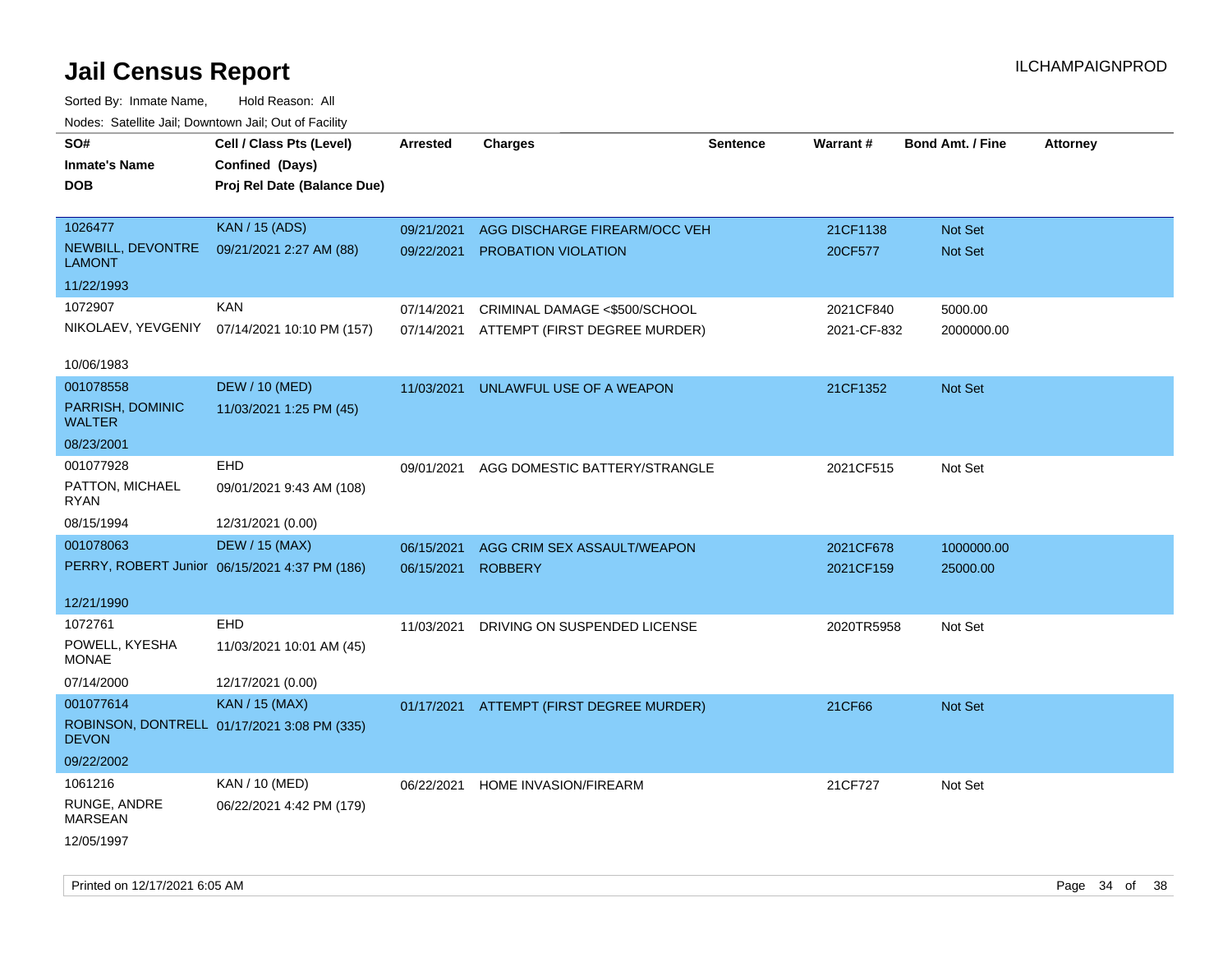# Jail Census Report

Sorted By: Inmate Name, Hold Reason: All

Nodes: Satellite Jail; Downtown Jail; Out of Facility

| SO# / Inmate's Name / DOB | Cell / Class Pts (Level) / Confined (Days) / Proj Rel Date (Balance Due) | Arrested | Charges | Sentence | Warrant # | Bond Amt. / Fine | Attorney |
|---|---|---|---|---|---|---|---|
| 1026477<br>NEWBILL, DEVONTRE LAMONT<br>11/22/1993 | KAN / 15 (ADS)<br>09/21/2021 2:27 AM (88) | 09/21/2021<br>09/22/2021 | AGG DISCHARGE FIREARM/OCC VEH<br>PROBATION VIOLATION | | 21CF1138<br>20CF577 | Not Set<br>Not Set | |
| 1072907<br>NIKOLAEV, YEVGENIY<br>10/06/1983 | KAN<br>07/14/2021 10:10 PM (157) | 07/14/2021<br>07/14/2021 | CRIMINAL DAMAGE <$500/SCHOOL<br>ATTEMPT (FIRST DEGREE MURDER) | | 2021CF840<br>2021-CF-832 | 5000.00<br>2000000.00 | |
| 001078558<br>PARRISH, DOMINIC WALTER<br>08/23/2001 | DEW / 10 (MED)<br>11/03/2021 1:25 PM (45) | 11/03/2021 | UNLAWFUL USE OF A WEAPON | | 21CF1352 | Not Set | |
| 001077928<br>PATTON, MICHAEL RYAN<br>08/15/1994 | EHD<br>09/01/2021 9:43 AM (108)<br>12/31/2021 (0.00) | 09/01/2021 | AGG DOMESTIC BATTERY/STRANGLE | | 2021CF515 | Not Set | |
| 001078063<br>PERRY, ROBERT Junior<br>12/21/1990 | DEW / 15 (MAX)<br>06/15/2021 4:37 PM (186) | 06/15/2021<br>06/15/2021 | AGG CRIM SEX ASSAULT/WEAPON<br>ROBBERY | | 2021CF678<br>2021CF159 | 1000000.00<br>25000.00 | |
| 1072761<br>POWELL, KYESHA MONAE<br>07/14/2000 | EHD<br>11/03/2021 10:01 AM (45)<br>12/17/2021 (0.00) | 11/03/2021 | DRIVING ON SUSPENDED LICENSE | | 2020TR5958 | Not Set | |
| 001077614<br>ROBINSON, DONTRELL DEVON<br>09/22/2002 | KAN / 15 (MAX)<br>01/17/2021 3:08 PM (335) | 01/17/2021 | ATTEMPT (FIRST DEGREE MURDER) | | 21CF66 | Not Set | |
| 1061216<br>RUNGE, ANDRE MARSEAN<br>12/05/1997 | KAN / 10 (MED)<br>06/22/2021 4:42 PM (179) | 06/22/2021 | HOME INVASION/FIREARM | | 21CF727 | Not Set | |

Printed on 12/17/2021 6:05 AM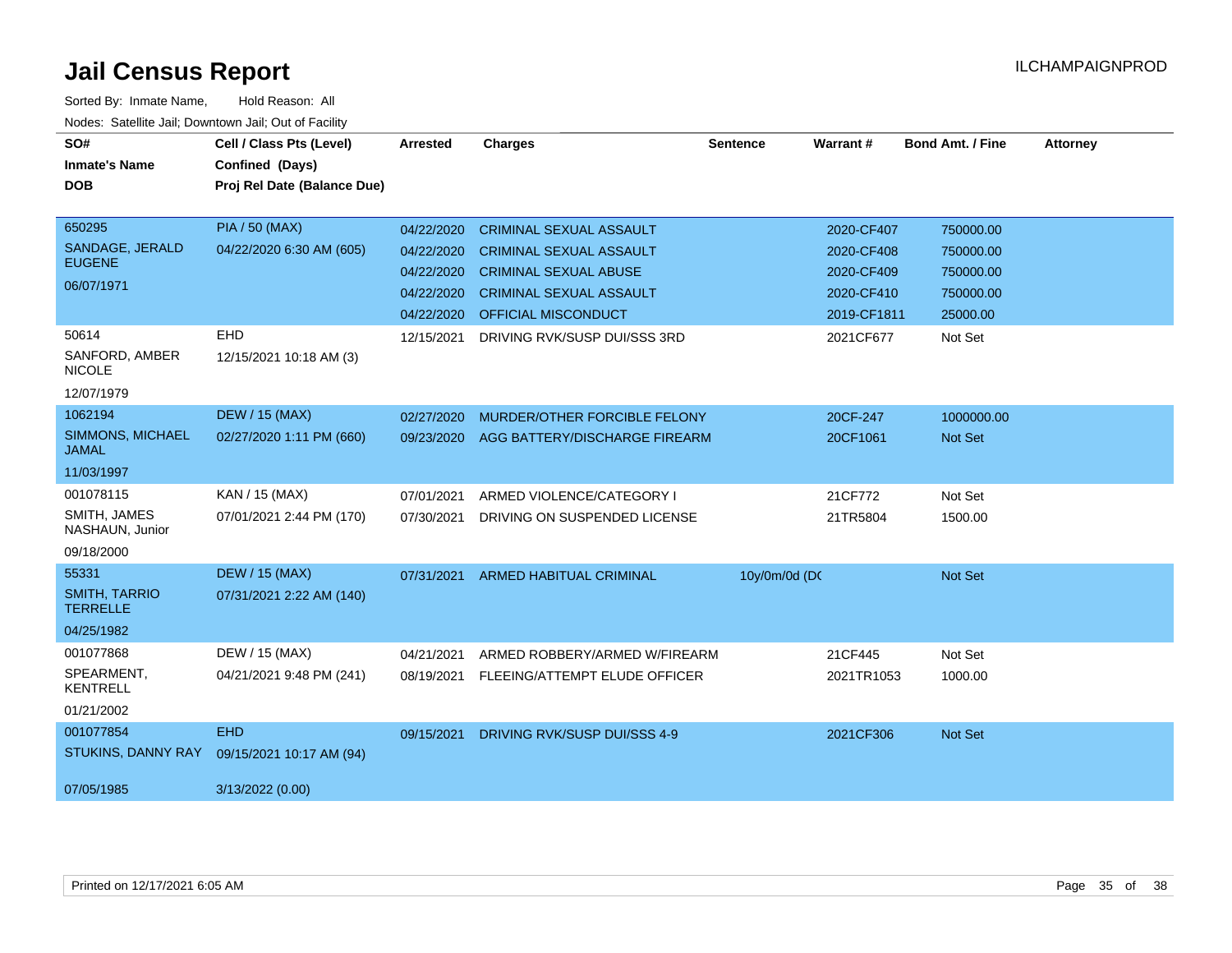# Jail Census Report

Sorted By: Inmate Name, Hold Reason: All

Nodes: Satellite Jail; Downtown Jail; Out of Facility

| SO# / Inmate's Name / DOB | Cell / Class Pts (Level) / Confined (Days) / Proj Rel Date (Balance Due) | Arrested | Charges | Sentence | Warrant # | Bond Amt. / Fine | Attorney |
|---|---|---|---|---|---|---|---|
| 650295<br>SANDAGE, JERALD EUGENE<br>06/07/1971 | PIA / 50 (MAX)<br>04/22/2020 6:30 AM (605) | 04/22/2020 | CRIMINAL SEXUAL ASSAULT | | 2020-CF407 | 750000.00 | |
| | | 04/22/2020 | CRIMINAL SEXUAL ASSAULT | | 2020-CF408 | 750000.00 | |
| | | 04/22/2020 | CRIMINAL SEXUAL ABUSE | | 2020-CF409 | 750000.00 | |
| | | 04/22/2020 | CRIMINAL SEXUAL ASSAULT | | 2020-CF410 | 750000.00 | |
| | | 04/22/2020 | OFFICIAL MISCONDUCT | | 2019-CF1811 | 25000.00 | |
| 50614<br>SANFORD, AMBER NICOLE<br>12/07/1979 | EHD<br>12/15/2021 10:18 AM (3) | 12/15/2021 | DRIVING RVK/SUSP DUI/SSS 3RD | | 2021CF677 | Not Set | |
| 1062194<br>SIMMONS, MICHAEL JAMAL<br>11/03/1997 | DEW / 15 (MAX)<br>02/27/2020 1:11 PM (660) | 02/27/2020 | MURDER/OTHER FORCIBLE FELONY | | 20CF-247 | 1000000.00 | |
| | | 09/23/2020 | AGG BATTERY/DISCHARGE FIREARM | | 20CF1061 | Not Set | |
| 001078115<br>SMITH, JAMES NASHAUN, Junior<br>09/18/2000 | KAN / 15 (MAX)<br>07/01/2021 2:44 PM (170) | 07/01/2021 | ARMED VIOLENCE/CATEGORY I | | 21CF772 | Not Set | |
| | | 07/30/2021 | DRIVING ON SUSPENDED LICENSE | | 21TR5804 | 1500.00 | |
| 55331<br>SMITH, TARRIO TERRELLE<br>04/25/1982 | DEW / 15 (MAX)<br>07/31/2021 2:22 AM (140) | 07/31/2021 | ARMED HABITUAL CRIMINAL | 10y/0m/0d (DC | | Not Set | |
| 001077868<br>SPEARMENT, KENTRELL<br>01/21/2002 | DEW / 15 (MAX)<br>04/21/2021 9:48 PM (241) | 04/21/2021 | ARMED ROBBERY/ARMED W/FIREARM | | 21CF445 | Not Set | |
| | | 08/19/2021 | FLEEING/ATTEMPT ELUDE OFFICER | | 2021TR1053 | 1000.00 | |
| 001077854<br>STUKINS, DANNY RAY<br>07/05/1985 | EHD<br>09/15/2021 10:17 AM (94)<br>3/13/2022 (0.00) | 09/15/2021 | DRIVING RVK/SUSP DUI/SSS 4-9 | | 2021CF306 | Not Set | |

Printed on 12/17/2021 6:05 AM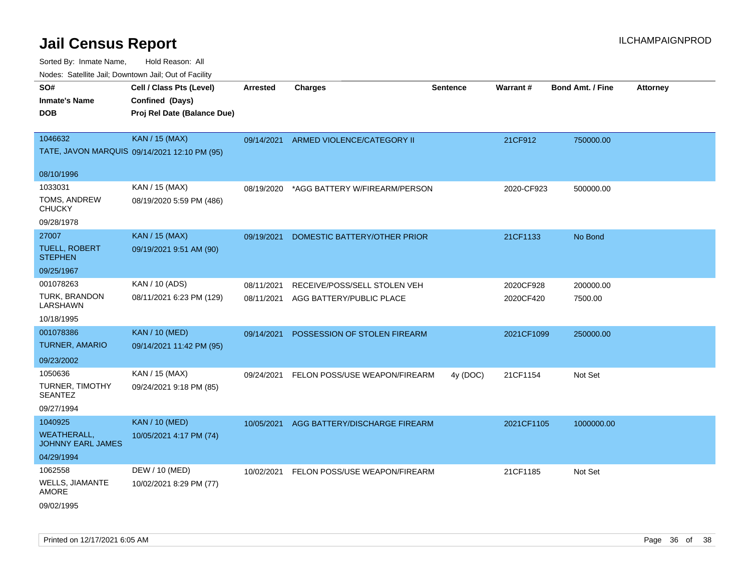# Jail Census Report

ILCHAMPAIGNPROD

Sorted By: Inmate Name, Hold Reason: All

Nodes: Satellite Jail; Downtown Jail; Out of Facility

| SO# / Inmate's Name / DOB | Cell / Class Pts (Level) / Confined (Days) / Proj Rel Date (Balance Due) | Arrested | Charges | Sentence | Warrant # | Bond Amt. / Fine | Attorney |
|---|---|---|---|---|---|---|---|
| 1046632<br>TATE, JAVON MARQUIS<br>08/10/1996 | KAN / 15 (MAX)<br>09/14/2021 12:10 PM (95) | 09/14/2021 | ARMED VIOLENCE/CATEGORY II | | 21CF912 | 750000.00 | |
| 1033031<br>TOMS, ANDREW CHUCKY<br>09/28/1978 | KAN / 15 (MAX)<br>08/19/2020 5:59 PM (486) | 08/19/2020 | *AGG BATTERY W/FIREARM/PERSON | | 2020-CF923 | 500000.00 | |
| 27007<br>TUELL, ROBERT STEPHEN<br>09/25/1967 | KAN / 15 (MAX)<br>09/19/2021 9:51 AM (90) | 09/19/2021 | DOMESTIC BATTERY/OTHER PRIOR | | 21CF1133 | No Bond | |
| 001078263<br>TURK, BRANDON LARSHAWN<br>10/18/1995 | KAN / 10 (ADS)<br>08/11/2021 6:23 PM (129) | 08/11/2021<br>08/11/2021 | RECEIVE/POSS/SELL STOLEN VEH<br>AGG BATTERY/PUBLIC PLACE | | 2020CF928<br>2020CF420 | 200000.00<br>7500.00 | |
| 001078386<br>TURNER, AMARIO<br>09/23/2002 | KAN / 10 (MED)<br>09/14/2021 11:42 PM (95) | 09/14/2021 | POSSESSION OF STOLEN FIREARM | | 2021CF1099 | 250000.00 | |
| 1050636<br>TURNER, TIMOTHY SEANTEZ<br>09/27/1994 | KAN / 15 (MAX)<br>09/24/2021 9:18 PM (85) | 09/24/2021 | FELON POSS/USE WEAPON/FIREARM | 4y (DOC) | 21CF1154 | Not Set | |
| 1040925<br>WEATHERALL, JOHNNY EARL JAMES<br>04/29/1994 | KAN / 10 (MED)<br>10/05/2021 4:17 PM (74) | 10/05/2021 | AGG BATTERY/DISCHARGE FIREARM | | 2021CF1105 | 1000000.00 | |
| 1062558<br>WELLS, JIAMANTE AMORE<br>09/02/1995 | DEW / 10 (MED)<br>10/02/2021 8:29 PM (77) | 10/02/2021 | FELON POSS/USE WEAPON/FIREARM | | 21CF1185 | Not Set | |

Printed on 12/17/2021 6:05 AM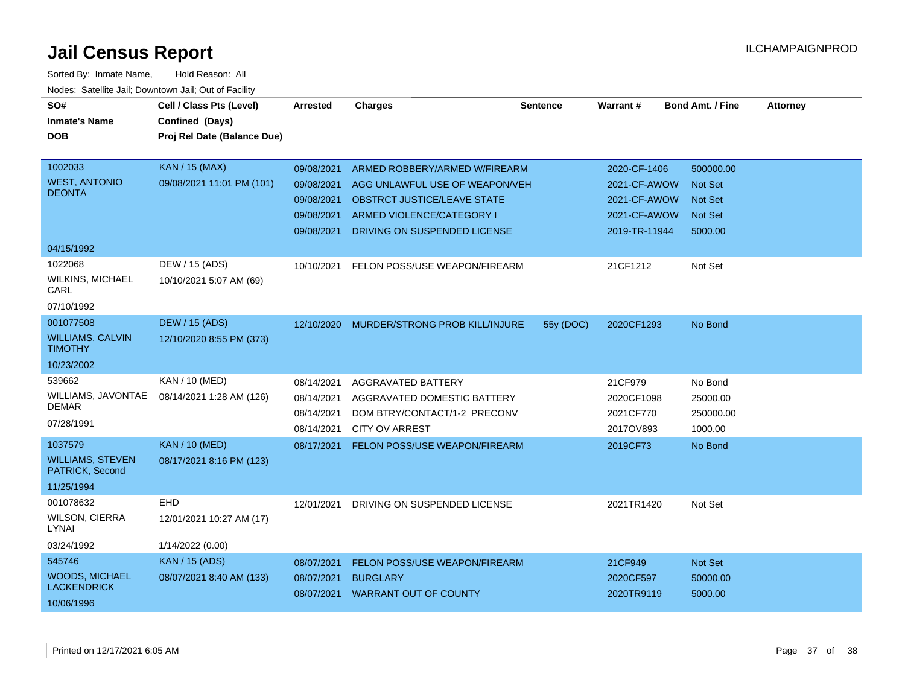# Jail Census Report

ILCHAMPAIGNPROD

Sorted By: Inmate Name, Hold Reason: All

Nodes: Satellite Jail; Downtown Jail; Out of Facility

| SO# / Inmate's Name / DOB | Cell / Class Pts (Level) / Confined (Days) / Proj Rel Date (Balance Due) | Arrested | Charges | Sentence | Warrant # | Bond Amt. / Fine | Attorney |
|---|---|---|---|---|---|---|---|
| 1002033<br>WEST, ANTONIO DEONTA<br>04/15/1992 | KAN / 15 (MAX)<br>09/08/2021 11:01 PM (101) | 09/08/2021 | ARMED ROBBERY/ARMED W/FIREARM | | 2020-CF-1406 | 500000.00 | |
| | | 09/08/2021 | AGG UNLAWFUL USE OF WEAPON/VEH | | 2021-CF-AWOW | Not Set | |
| | | 09/08/2021 | OBSTRCT JUSTICE/LEAVE STATE | | 2021-CF-AWOW | Not Set | |
| | | 09/08/2021 | ARMED VIOLENCE/CATEGORY I | | 2021-CF-AWOW | Not Set | |
| | | 09/08/2021 | DRIVING ON SUSPENDED LICENSE | | 2019-TR-11944 | 5000.00 | |
| 1022068<br>WILKINS, MICHAEL CARL<br>07/10/1992 | DEW / 15 (ADS)<br>10/10/2021 5:07 AM (69) | 10/10/2021 | FELON POSS/USE WEAPON/FIREARM | | 21CF1212 | Not Set | |
| 001077508<br>WILLIAMS, CALVIN TIMOTHY<br>10/23/2002 | DEW / 15 (ADS)<br>12/10/2020 8:55 PM (373) | 12/10/2020 | MURDER/STRONG PROB KILL/INJURE | 55y (DOC) | 2020CF1293 | No Bond | |
| 539662<br>WILLIAMS, JAVONTAE DEMAR<br>07/28/1991 | KAN / 10 (MED)<br>08/14/2021 1:28 AM (126) | 08/14/2021 | AGGRAVATED BATTERY | | 21CF979 | No Bond | |
| | | 08/14/2021 | AGGRAVATED DOMESTIC BATTERY | | 2020CF1098 | 25000.00 | |
| | | 08/14/2021 | DOM BTRY/CONTACT/1-2 PRECONV | | 2021CF770 | 250000.00 | |
| | | 08/14/2021 | CITY OV ARREST | | 2017OV893 | 1000.00 | |
| 1037579<br>WILLIAMS, STEVEN PATRICK, Second<br>11/25/1994 | KAN / 10 (MED)<br>08/17/2021 8:16 PM (123) | 08/17/2021 | FELON POSS/USE WEAPON/FIREARM | | 2019CF73 | No Bond | |
| 001078632<br>WILSON, CIERRA LYNAI<br>03/24/1992 | EHD<br>12/01/2021 10:27 AM (17)<br>1/14/2022 (0.00) | 12/01/2021 | DRIVING ON SUSPENDED LICENSE | | 2021TR1420 | Not Set | |
| 545746<br>WOODS, MICHAEL LACKENDRICK<br>10/06/1996 | KAN / 15 (ADS)<br>08/07/2021 8:40 AM (133) | 08/07/2021 | FELON POSS/USE WEAPON/FIREARM | | 21CF949 | Not Set | |
| | | 08/07/2021 | BURGLARY | | 2020CF597 | 50000.00 | |
| | | 08/07/2021 | WARRANT OUT OF COUNTY | | 2020TR9119 | 5000.00 | |

Printed on 12/17/2021 6:05 AM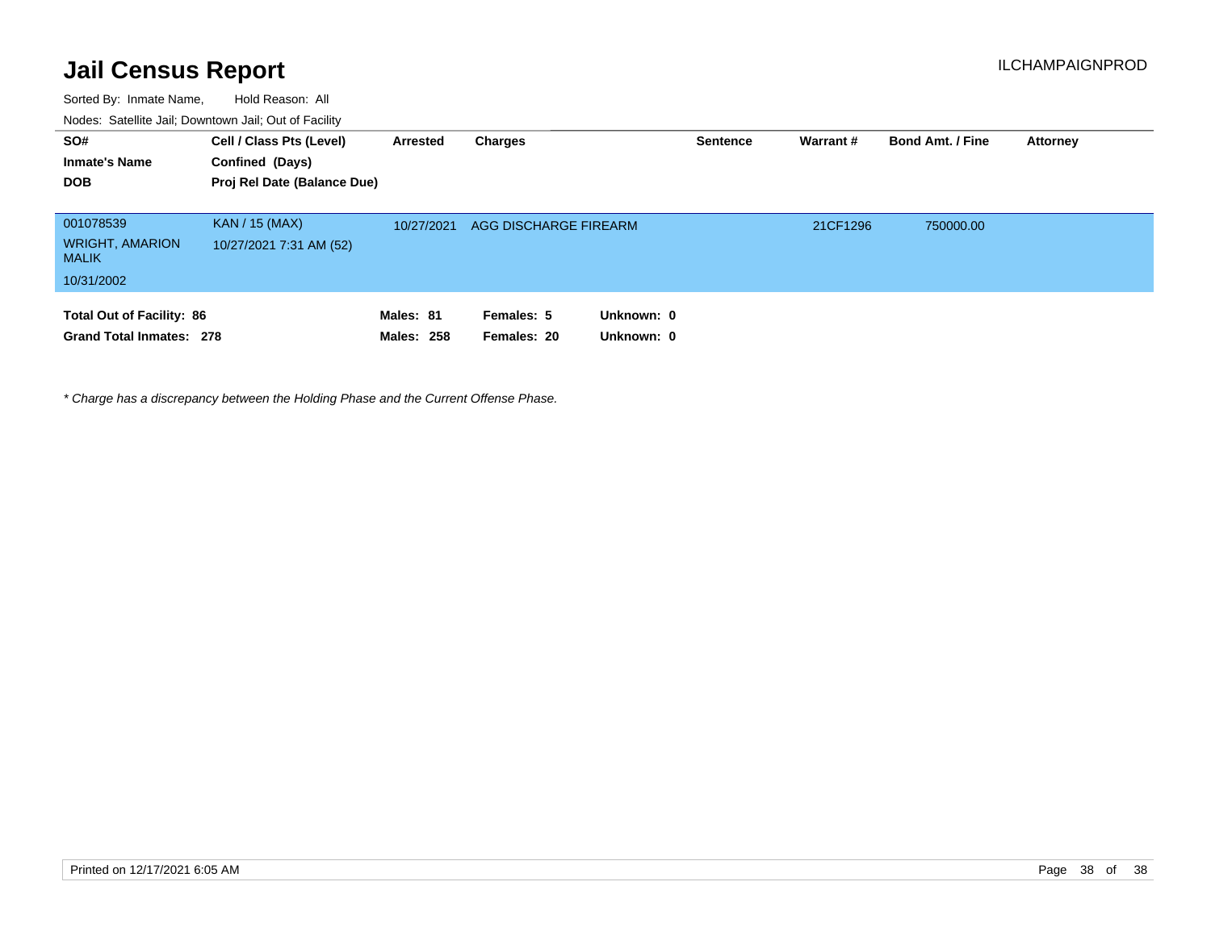# Jail Census Report

ILCHAMPAIGNPROD

Sorted By: Inmate Name, Hold Reason: All

Nodes: Satellite Jail; Downtown Jail; Out of Facility

| SO# / Inmate's Name / DOB | Cell / Class Pts (Level) / Confined (Days) / Proj Rel Date (Balance Due) | Arrested | Charges | Sentence | Warrant # | Bond Amt. / Fine | Attorney |
|---|---|---|---|---|---|---|---|
| 001078539<br>WRIGHT, AMARION MALIK<br>10/31/2002 | KAN / 15 (MAX)<br>10/27/2021 7:31 AM (52) | 10/27/2021 | AGG DISCHARGE FIREARM | | 21CF1296 | 750000.00 | |

| | | | |
|---|---|---|---|
| **Total Out of Facility: 86** | **Males: 81** | **Females: 5** | **Unknown: 0** |
| **Grand Total Inmates: 278** | **Males: 258** | **Females: 20** | **Unknown: 0** |

*\* Charge has a discrepancy between the Holding Phase and the Current Offense Phase.*

Printed on 12/17/2021 6:05 AM